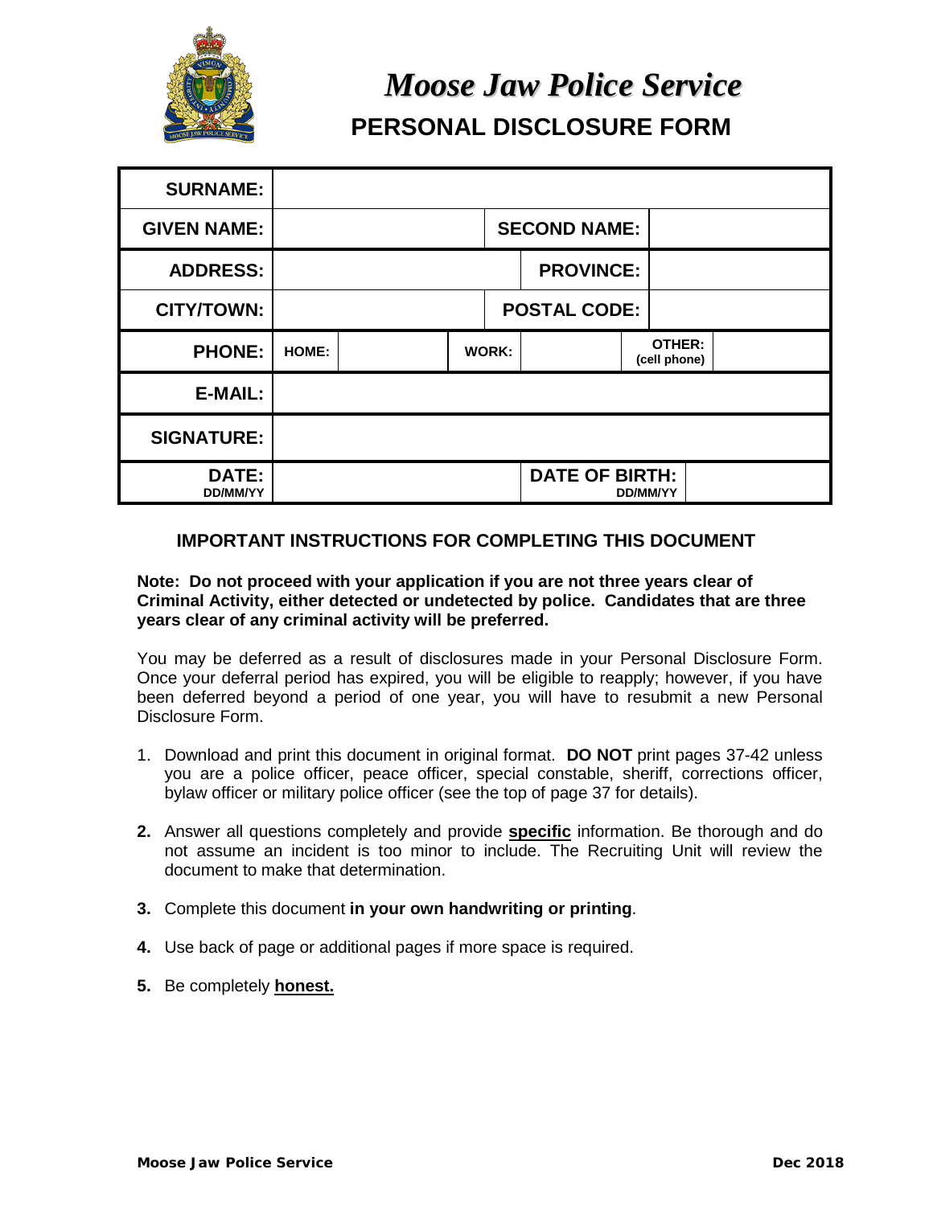# *Moose Jaw Police Service*

## PERSONAL DISCLOSURE FORM

| | | | | | |
|---|---|---|---|---|---|
| **SURNAME:** | | | | | |
| **GIVEN NAME:** | | | **SECOND NAME:** | | |
| **ADDRESS:** | | | **PROVINCE:** | | |
| **CITY/TOWN:** | | | **POSTAL CODE:** | | |
| **PHONE:** | **HOME:** | | **WORK:** | | **OTHER:** (cell phone) |
| **E-MAIL:** | | | | | |
| **SIGNATURE:** | | | | | |
| **DATE:** DD/MM/YY | | | **DATE OF BIRTH:** DD/MM/YY | | |

### IMPORTANT INSTRUCTIONS FOR COMPLETING THIS DOCUMENT

**Note: Do not proceed with your application if you are not three years clear of Criminal Activity, either detected or undetected by police. Candidates that are three years clear of any criminal activity will be preferred.**

You may be deferred as a result of disclosures made in your Personal Disclosure Form. Once your deferral period has expired, you will be eligible to reapply; however, if you have been deferred beyond a period of one year, you will have to resubmit a new Personal Disclosure Form.

1. Download and print this document in original format. **DO NOT** print pages 37-42 unless you are a police officer, peace officer, special constable, sheriff, corrections officer, bylaw officer or military police officer (see the top of page 37 for details).
2. Answer all questions completely and provide **specific** information. Be thorough and do not assume an incident is too minor to include. The Recruiting Unit will review the document to make that determination.
3. Complete this document **in your own handwriting or printing**.
4. Use back of page or additional pages if more space is required.
5. Be completely **honest.**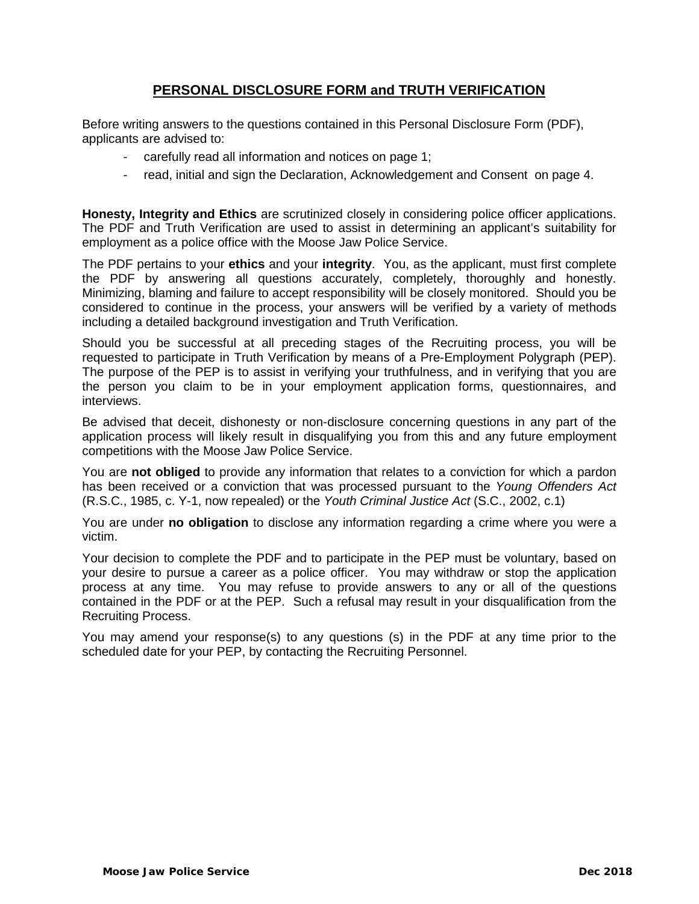## PERSONAL DISCLOSURE FORM and TRUTH VERIFICATION

Before writing answers to the questions contained in this Personal Disclosure Form (PDF), applicants are advised to:

- carefully read all information and notices on page 1;
- read, initial and sign the Declaration, Acknowledgement and Consent on page 4.

**Honesty, Integrity and Ethics** are scrutinized closely in considering police officer applications. The PDF and Truth Verification are used to assist in determining an applicant's suitability for employment as a police office with the Moose Jaw Police Service.

The PDF pertains to your **ethics** and your **integrity**. You, as the applicant, must first complete the PDF by answering all questions accurately, completely, thoroughly and honestly. Minimizing, blaming and failure to accept responsibility will be closely monitored. Should you be considered to continue in the process, your answers will be verified by a variety of methods including a detailed background investigation and Truth Verification.

Should you be successful at all preceding stages of the Recruiting process, you will be requested to participate in Truth Verification by means of a Pre-Employment Polygraph (PEP). The purpose of the PEP is to assist in verifying your truthfulness, and in verifying that you are the person you claim to be in your employment application forms, questionnaires, and interviews.

Be advised that deceit, dishonesty or non-disclosure concerning questions in any part of the application process will likely result in disqualifying you from this and any future employment competitions with the Moose Jaw Police Service.

You are **not obliged** to provide any information that relates to a conviction for which a pardon has been received or a conviction that was processed pursuant to the *Young Offenders Act* (R.S.C., 1985, c. Y-1, now repealed) or the *Youth Criminal Justice Act* (S.C., 2002, c.1)

You are under **no obligation** to disclose any information regarding a crime where you were a victim.

Your decision to complete the PDF and to participate in the PEP must be voluntary, based on your desire to pursue a career as a police officer. You may withdraw or stop the application process at any time. You may refuse to provide answers to any or all of the questions contained in the PDF or at the PEP. Such a refusal may result in your disqualification from the Recruiting Process.

You may amend your response(s) to any questions (s) in the PDF at any time prior to the scheduled date for your PEP, by contacting the Recruiting Personnel.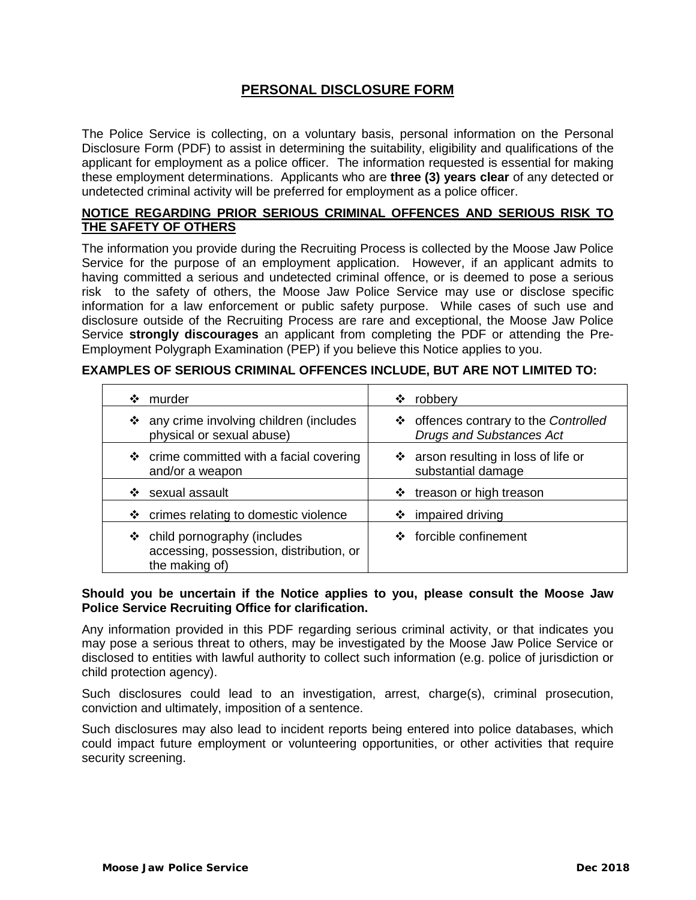# PERSONAL DISCLOSURE FORM

The Police Service is collecting, on a voluntary basis, personal information on the Personal Disclosure Form (PDF) to assist in determining the suitability, eligibility and qualifications of the applicant for employment as a police officer. The information requested is essential for making these employment determinations. Applicants who are **three (3) years clear** of any detected or undetected criminal activity will be preferred for employment as a police officer.

## NOTICE REGARDING PRIOR SERIOUS CRIMINAL OFFENCES AND SERIOUS RISK TO THE SAFETY OF OTHERS

The information you provide during the Recruiting Process is collected by the Moose Jaw Police Service for the purpose of an employment application. However, if an applicant admits to having committed a serious and undetected criminal offence, or is deemed to pose a serious risk to the safety of others, the Moose Jaw Police Service may use or disclose specific information for a law enforcement or public safety purpose. While cases of such use and disclosure outside of the Recruiting Process are rare and exceptional, the Moose Jaw Police Service **strongly discourages** an applicant from completing the PDF or attending the Pre-Employment Polygraph Examination (PEP) if you believe this Notice applies to you.

**EXAMPLES OF SERIOUS CRIMINAL OFFENCES INCLUDE, BUT ARE NOT LIMITED TO:**

| | |
|---|---|
| ❖ murder | ❖ robbery |
| ❖ any crime involving children (includes physical or sexual abuse) | ❖ offences contrary to the *Controlled Drugs and Substances Act* |
| ❖ crime committed with a facial covering and/or a weapon | ❖ arson resulting in loss of life or substantial damage |
| ❖ sexual assault | ❖ treason or high treason |
| ❖ crimes relating to domestic violence | ❖ impaired driving |
| ❖ child pornography (includes accessing, possession, distribution, or the making of) | ❖ forcible confinement |

**Should you be uncertain if the Notice applies to you, please consult the Moose Jaw Police Service Recruiting Office for clarification.**

Any information provided in this PDF regarding serious criminal activity, or that indicates you may pose a serious threat to others, may be investigated by the Moose Jaw Police Service or disclosed to entities with lawful authority to collect such information (e.g. police of jurisdiction or child protection agency).

Such disclosures could lead to an investigation, arrest, charge(s), criminal prosecution, conviction and ultimately, imposition of a sentence.

Such disclosures may also lead to incident reports being entered into police databases, which could impact future employment or volunteering opportunities, or other activities that require security screening.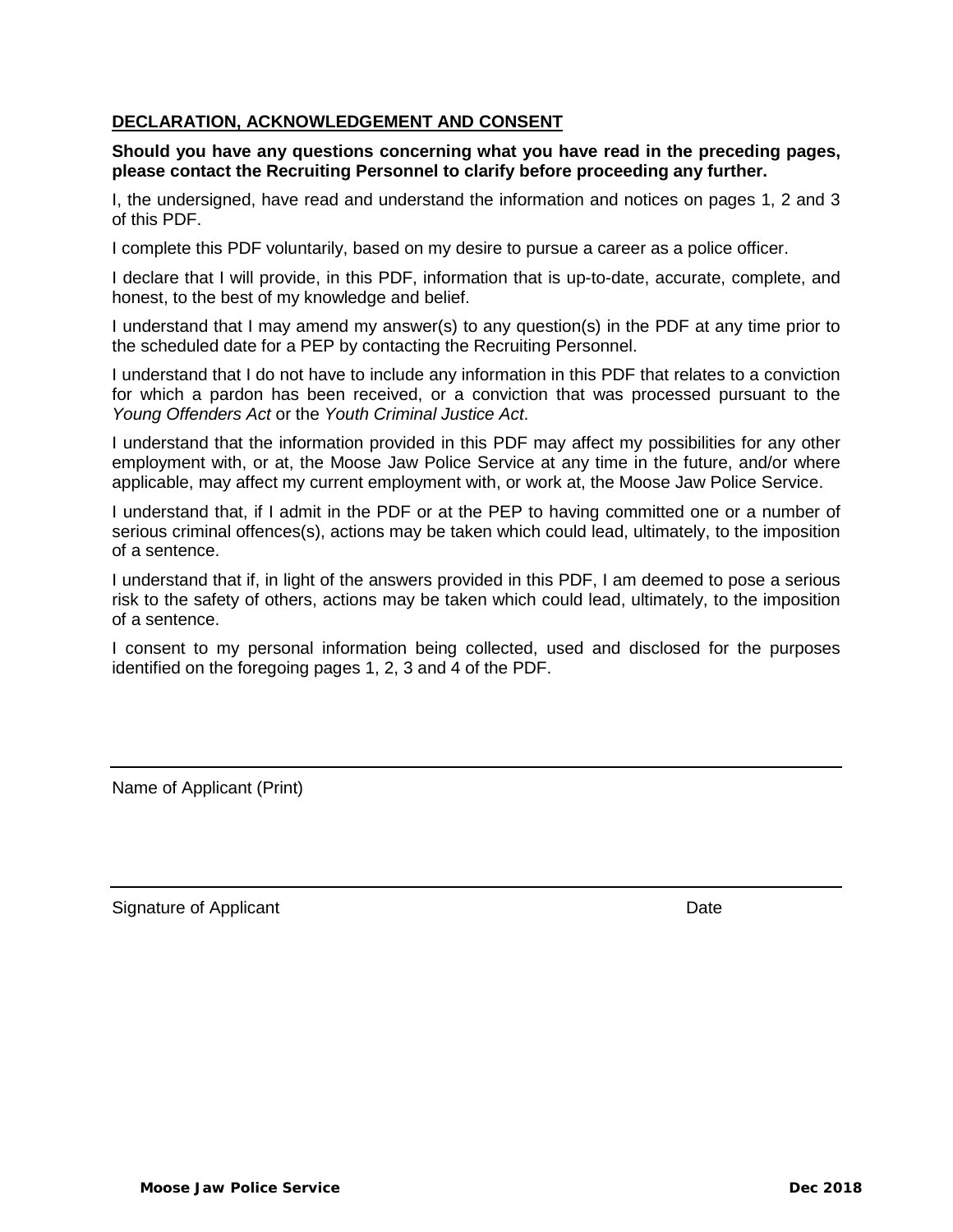## DECLARATION, ACKNOWLEDGEMENT AND CONSENT

**Should you have any questions concerning what you have read in the preceding pages, please contact the Recruiting Personnel to clarify before proceeding any further.**

I, the undersigned, have read and understand the information and notices on pages 1, 2 and 3 of this PDF.

I complete this PDF voluntarily, based on my desire to pursue a career as a police officer.

I declare that I will provide, in this PDF, information that is up-to-date, accurate, complete, and honest, to the best of my knowledge and belief.

I understand that I may amend my answer(s) to any question(s) in the PDF at any time prior to the scheduled date for a PEP by contacting the Recruiting Personnel.

I understand that I do not have to include any information in this PDF that relates to a conviction for which a pardon has been received, or a conviction that was processed pursuant to the *Young Offenders Act* or the *Youth Criminal Justice Act*.

I understand that the information provided in this PDF may affect my possibilities for any other employment with, or at, the Moose Jaw Police Service at any time in the future, and/or where applicable, may affect my current employment with, or work at, the Moose Jaw Police Service.

I understand that, if I admit in the PDF or at the PEP to having committed one or a number of serious criminal offences(s), actions may be taken which could lead, ultimately, to the imposition of a sentence.

I understand that if, in light of the answers provided in this PDF, I am deemed to pose a serious risk to the safety of others, actions may be taken which could lead, ultimately, to the imposition of a sentence.

I consent to my personal information being collected, used and disclosed for the purposes identified on the foregoing pages 1, 2, 3 and 4 of the PDF.

---

Name of Applicant (Print)

---

Signature of Applicant Date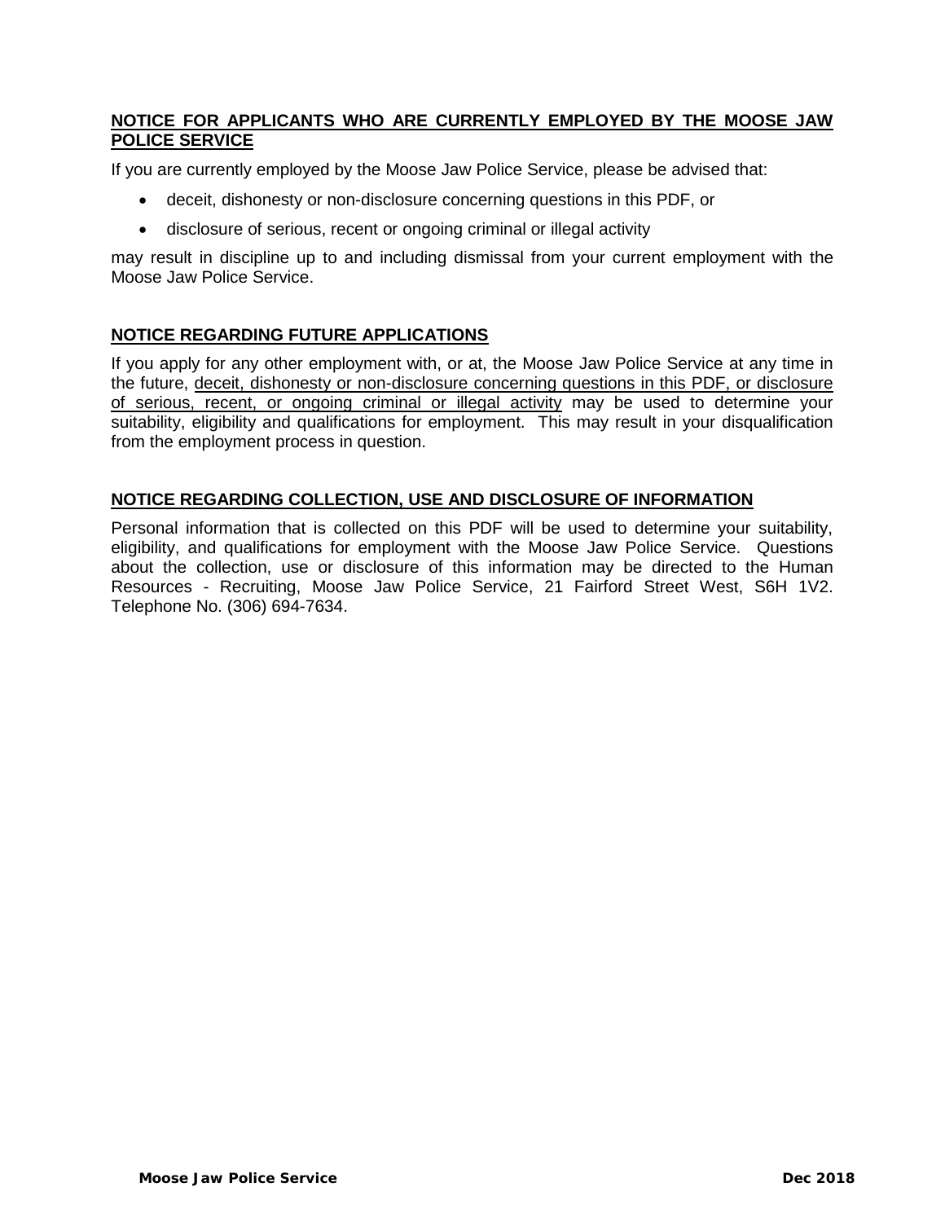## NOTICE FOR APPLICANTS WHO ARE CURRENTLY EMPLOYED BY THE MOOSE JAW POLICE SERVICE

If you are currently employed by the Moose Jaw Police Service, please be advised that:

- deceit, dishonesty or non-disclosure concerning questions in this PDF, or
- disclosure of serious, recent or ongoing criminal or illegal activity

may result in discipline up to and including dismissal from your current employment with the Moose Jaw Police Service.

## NOTICE REGARDING FUTURE APPLICATIONS

If you apply for any other employment with, or at, the Moose Jaw Police Service at any time in the future, <u>deceit, dishonesty or non-disclosure concerning questions in this PDF, or disclosure of serious, recent, or ongoing criminal or illegal activity</u> may be used to determine your suitability, eligibility and qualifications for employment. This may result in your disqualification from the employment process in question.

## NOTICE REGARDING COLLECTION, USE AND DISCLOSURE OF INFORMATION

Personal information that is collected on this PDF will be used to determine your suitability, eligibility, and qualifications for employment with the Moose Jaw Police Service. Questions about the collection, use or disclosure of this information may be directed to the Human Resources - Recruiting, Moose Jaw Police Service, 21 Fairford Street West, S6H 1V2. Telephone No. (306) 694-7634.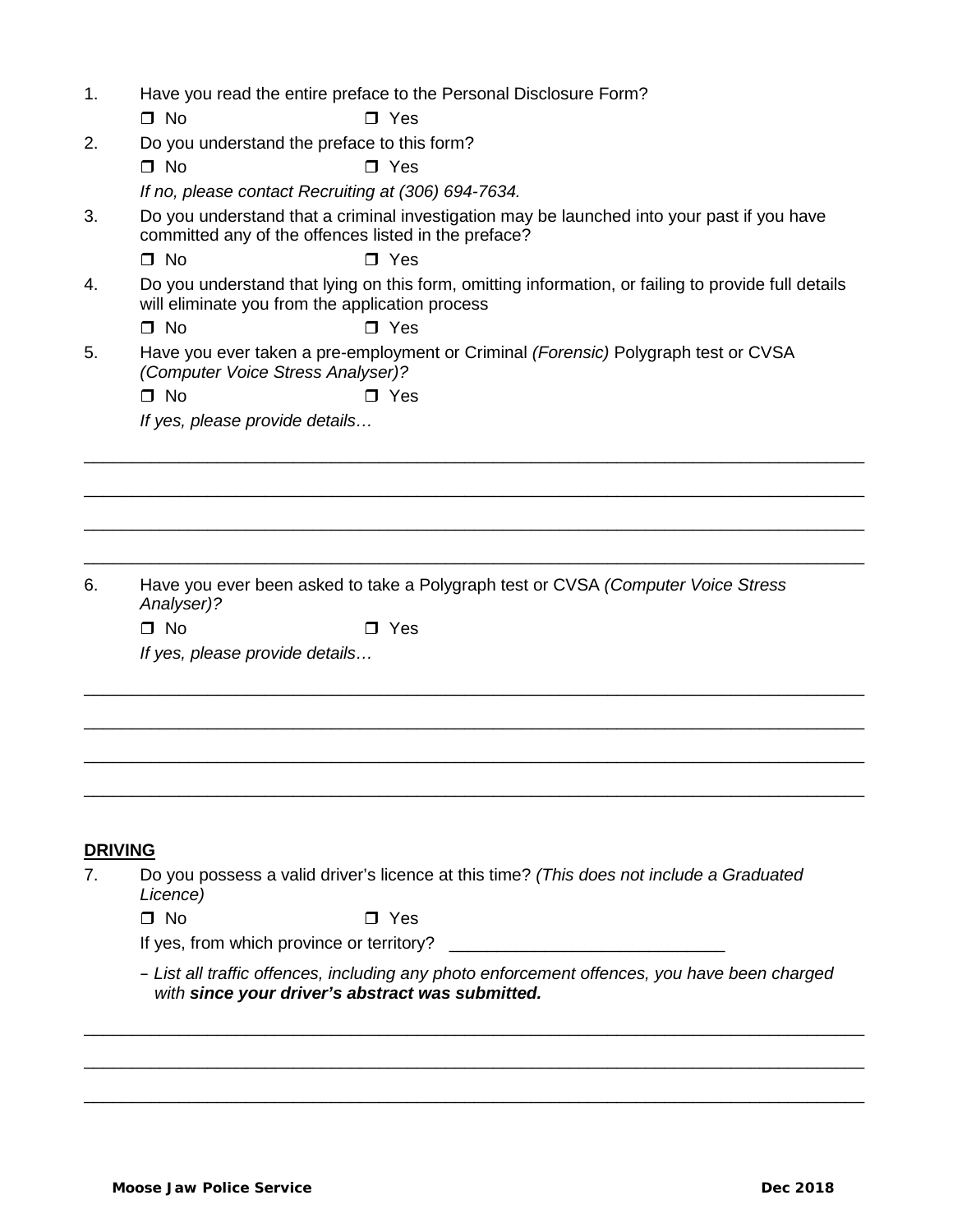1. Have you read the entire preface to the Personal Disclosure Form?

   ❒ No ❒ Yes

2. Do you understand the preface to this form?

   ❒ No ❒ Yes

   *If no, please contact Recruiting at (306) 694-7634.*

3. Do you understand that a criminal investigation may be launched into your past if you have committed any of the offences listed in the preface?

   ❒ No ❒ Yes

4. Do you understand that lying on this form, omitting information, or failing to provide full details will eliminate you from the application process

   ❒ No ❒ Yes

5. Have you ever taken a pre-employment or Criminal *(Forensic)* Polygraph test or CVSA *(Computer Voice Stress Analyser)?*

   ❒ No ❒ Yes

   *If yes, please provide details…*

______________________________________________________________________________

______________________________________________________________________________

______________________________________________________________________________

______________________________________________________________________________

6. Have you ever been asked to take a Polygraph test or CVSA *(Computer Voice Stress Analyser)?*

   ❒ No ❒ Yes

   *If yes, please provide details…*

______________________________________________________________________________

______________________________________________________________________________

______________________________________________________________________________

______________________________________________________________________________

**DRIVING**

7. Do you possess a valid driver's licence at this time? *(This does not include a Graduated Licence)*

   ❒ No ❒ Yes

   If yes, from which province or territory? ____________________________

   – *List all traffic offences, including any photo enforcement offences, you have been charged with* ***since your driver's abstract was submitted.***

______________________________________________________________________________

______________________________________________________________________________

______________________________________________________________________________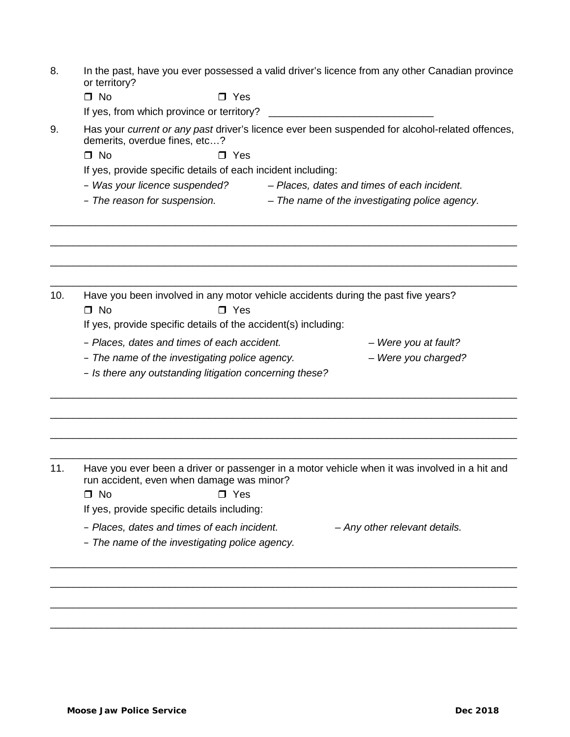8. In the past, have you ever possessed a valid driver's licence from any other Canadian province or territory?

   ❐ No ❐ Yes

   If yes, from which province or territory? \_\_\_\_\_\_\_\_\_\_\_\_\_\_\_\_\_\_\_\_\_\_\_\_\_\_\_\_\_\_

9. Has your *current or any past* driver's licence ever been suspended for alcohol-related offences, demerits, overdue fines, etc…?

   ❐ No ❐ Yes

   If yes, provide specific details of each incident including:

   - *Was your licence suspended?*
   - *Places, dates and times of each incident.*
   - *The reason for suspension.*
   - *The name of the investigating police agency.*

\_\_\_\_\_\_\_\_\_\_\_\_\_\_\_\_\_\_\_\_\_\_\_\_\_\_\_\_\_\_\_\_\_\_\_\_\_\_\_\_\_\_\_\_\_\_\_\_\_\_\_\_\_\_\_\_\_\_\_\_\_\_\_\_\_\_\_\_\_\_\_\_\_\_\_\_\_\_

\_\_\_\_\_\_\_\_\_\_\_\_\_\_\_\_\_\_\_\_\_\_\_\_\_\_\_\_\_\_\_\_\_\_\_\_\_\_\_\_\_\_\_\_\_\_\_\_\_\_\_\_\_\_\_\_\_\_\_\_\_\_\_\_\_\_\_\_\_\_\_\_\_\_\_\_\_\_

\_\_\_\_\_\_\_\_\_\_\_\_\_\_\_\_\_\_\_\_\_\_\_\_\_\_\_\_\_\_\_\_\_\_\_\_\_\_\_\_\_\_\_\_\_\_\_\_\_\_\_\_\_\_\_\_\_\_\_\_\_\_\_\_\_\_\_\_\_\_\_\_\_\_\_\_\_\_

\_\_\_\_\_\_\_\_\_\_\_\_\_\_\_\_\_\_\_\_\_\_\_\_\_\_\_\_\_\_\_\_\_\_\_\_\_\_\_\_\_\_\_\_\_\_\_\_\_\_\_\_\_\_\_\_\_\_\_\_\_\_\_\_\_\_\_\_\_\_\_\_\_\_\_\_\_\_

10. Have you been involved in any motor vehicle accidents during the past five years?

    ❐ No ❐ Yes

    If yes, provide specific details of the accident(s) including:

    - *Places, dates and times of each accident.*
    - *Were you at fault?*
    - *The name of the investigating police agency.*
    - *Were you charged?*
    - *Is there any outstanding litigation concerning these?*

\_\_\_\_\_\_\_\_\_\_\_\_\_\_\_\_\_\_\_\_\_\_\_\_\_\_\_\_\_\_\_\_\_\_\_\_\_\_\_\_\_\_\_\_\_\_\_\_\_\_\_\_\_\_\_\_\_\_\_\_\_\_\_\_\_\_\_\_\_\_\_\_\_\_\_\_\_\_

\_\_\_\_\_\_\_\_\_\_\_\_\_\_\_\_\_\_\_\_\_\_\_\_\_\_\_\_\_\_\_\_\_\_\_\_\_\_\_\_\_\_\_\_\_\_\_\_\_\_\_\_\_\_\_\_\_\_\_\_\_\_\_\_\_\_\_\_\_\_\_\_\_\_\_\_\_\_

\_\_\_\_\_\_\_\_\_\_\_\_\_\_\_\_\_\_\_\_\_\_\_\_\_\_\_\_\_\_\_\_\_\_\_\_\_\_\_\_\_\_\_\_\_\_\_\_\_\_\_\_\_\_\_\_\_\_\_\_\_\_\_\_\_\_\_\_\_\_\_\_\_\_\_\_\_\_

\_\_\_\_\_\_\_\_\_\_\_\_\_\_\_\_\_\_\_\_\_\_\_\_\_\_\_\_\_\_\_\_\_\_\_\_\_\_\_\_\_\_\_\_\_\_\_\_\_\_\_\_\_\_\_\_\_\_\_\_\_\_\_\_\_\_\_\_\_\_\_\_\_\_\_\_\_\_

11. Have you ever been a driver or passenger in a motor vehicle when it was involved in a hit and run accident, even when damage was minor?

    ❐ No ❐ Yes

    If yes, provide specific details including:

    - *Places, dates and times of each incident.*
    - *Any other relevant details.*
    - *The name of the investigating police agency.*

\_\_\_\_\_\_\_\_\_\_\_\_\_\_\_\_\_\_\_\_\_\_\_\_\_\_\_\_\_\_\_\_\_\_\_\_\_\_\_\_\_\_\_\_\_\_\_\_\_\_\_\_\_\_\_\_\_\_\_\_\_\_\_\_\_\_\_\_\_\_\_\_\_\_\_\_\_\_

\_\_\_\_\_\_\_\_\_\_\_\_\_\_\_\_\_\_\_\_\_\_\_\_\_\_\_\_\_\_\_\_\_\_\_\_\_\_\_\_\_\_\_\_\_\_\_\_\_\_\_\_\_\_\_\_\_\_\_\_\_\_\_\_\_\_\_\_\_\_\_\_\_\_\_\_\_\_

\_\_\_\_\_\_\_\_\_\_\_\_\_\_\_\_\_\_\_\_\_\_\_\_\_\_\_\_\_\_\_\_\_\_\_\_\_\_\_\_\_\_\_\_\_\_\_\_\_\_\_\_\_\_\_\_\_\_\_\_\_\_\_\_\_\_\_\_\_\_\_\_\_\_\_\_\_\_

\_\_\_\_\_\_\_\_\_\_\_\_\_\_\_\_\_\_\_\_\_\_\_\_\_\_\_\_\_\_\_\_\_\_\_\_\_\_\_\_\_\_\_\_\_\_\_\_\_\_\_\_\_\_\_\_\_\_\_\_\_\_\_\_\_\_\_\_\_\_\_\_\_\_\_\_\_\_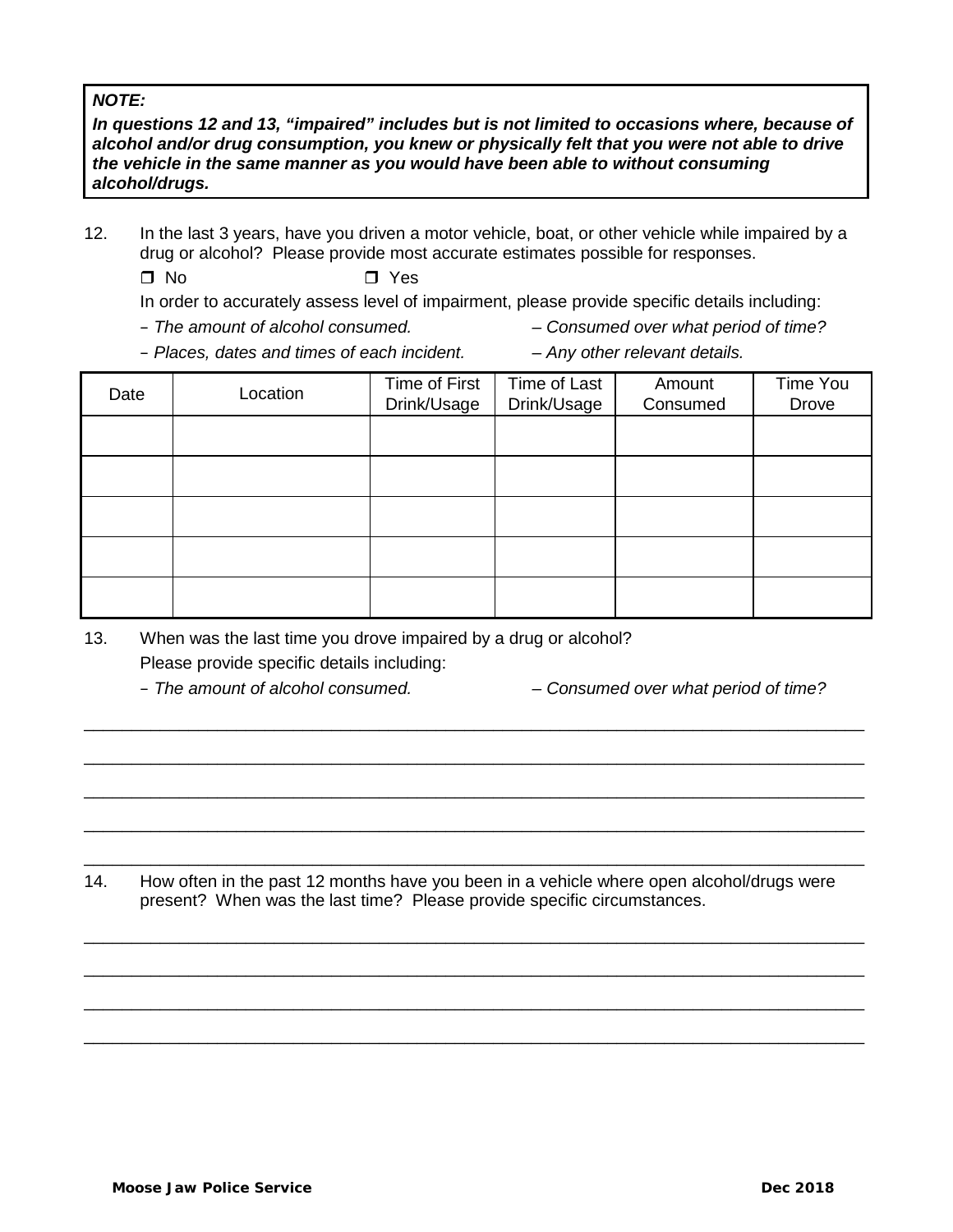***NOTE:***

***In questions 12 and 13, "impaired" includes but is not limited to occasions where, because of alcohol and/or drug consumption, you knew or physically felt that you were not able to drive the vehicle in the same manner as you would have been able to without consuming alcohol/drugs.***

12. In the last 3 years, have you driven a motor vehicle, boat, or other vehicle while impaired by a drug or alcohol? Please provide most accurate estimates possible for responses.

❒ No ❒ Yes

In order to accurately assess level of impairment, please provide specific details including:

- *The amount of alcohol consumed.*
- *Consumed over what period of time?*
- *Places, dates and times of each incident.*
- *Any other relevant details.*

| Date | Location | Time of First Drink/Usage | Time of Last Drink/Usage | Amount Consumed | Time You Drove |
|---|---|---|---|---|---|
| | | | | | |
| | | | | | |
| | | | | | |
| | | | | | |
| | | | | | |

13. When was the last time you drove impaired by a drug or alcohol?

Please provide specific details including:

- *The amount of alcohol consumed.*
- *Consumed over what period of time?*

______________________________________________________________________________

______________________________________________________________________________

______________________________________________________________________________

______________________________________________________________________________

______________________________________________________________________________

14. How often in the past 12 months have you been in a vehicle where open alcohol/drugs were present? When was the last time? Please provide specific circumstances.

______________________________________________________________________________

______________________________________________________________________________

______________________________________________________________________________

______________________________________________________________________________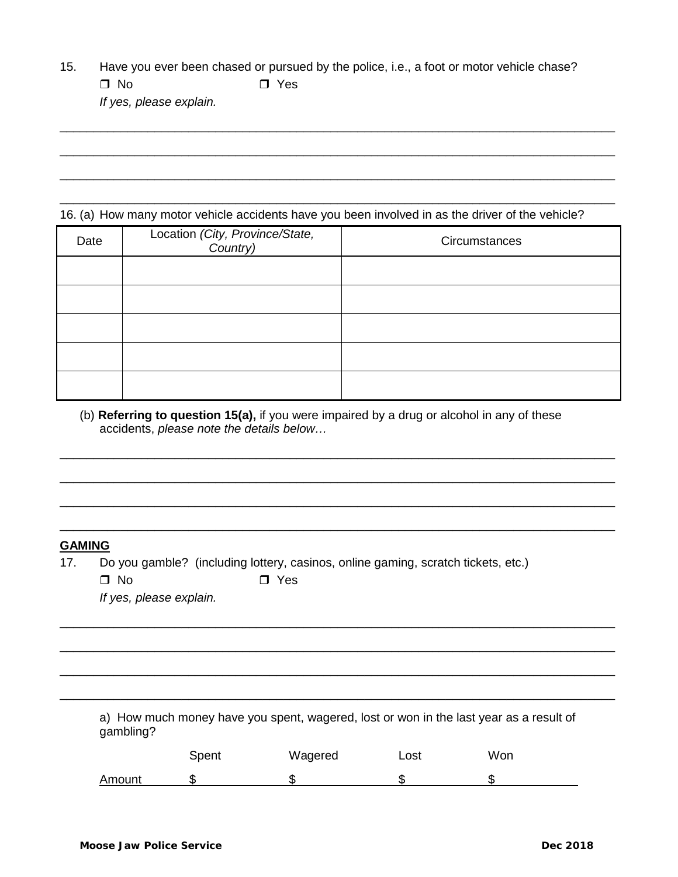15. Have you ever been chased or pursued by the police, i.e., a foot or motor vehicle chase?

❒ No ❒ Yes

*If yes, please explain.*

\_\_\_\_\_\_\_\_\_\_\_\_\_\_\_\_\_\_\_\_\_\_\_\_\_\_\_\_\_\_\_\_\_\_\_\_\_\_\_\_\_\_\_\_\_\_\_\_\_\_\_\_\_\_\_\_\_\_\_\_\_\_\_\_\_\_\_\_\_\_\_\_\_\_\_\_\_\_

\_\_\_\_\_\_\_\_\_\_\_\_\_\_\_\_\_\_\_\_\_\_\_\_\_\_\_\_\_\_\_\_\_\_\_\_\_\_\_\_\_\_\_\_\_\_\_\_\_\_\_\_\_\_\_\_\_\_\_\_\_\_\_\_\_\_\_\_\_\_\_\_\_\_\_\_\_\_

\_\_\_\_\_\_\_\_\_\_\_\_\_\_\_\_\_\_\_\_\_\_\_\_\_\_\_\_\_\_\_\_\_\_\_\_\_\_\_\_\_\_\_\_\_\_\_\_\_\_\_\_\_\_\_\_\_\_\_\_\_\_\_\_\_\_\_\_\_\_\_\_\_\_\_\_\_\_

\_\_\_\_\_\_\_\_\_\_\_\_\_\_\_\_\_\_\_\_\_\_\_\_\_\_\_\_\_\_\_\_\_\_\_\_\_\_\_\_\_\_\_\_\_\_\_\_\_\_\_\_\_\_\_\_\_\_\_\_\_\_\_\_\_\_\_\_\_\_\_\_\_\_\_\_\_\_

16. (a) How many motor vehicle accidents have you been involved in as the driver of the vehicle?

| Date | Location *(City, Province/State, Country)* | Circumstances |
|---|---|---|
| | | |
| | | |
| | | |
| | | |
| | | |

(b) **Referring to question 15(a),** if you were impaired by a drug or alcohol in any of these accidents, *please note the details below…*

\_\_\_\_\_\_\_\_\_\_\_\_\_\_\_\_\_\_\_\_\_\_\_\_\_\_\_\_\_\_\_\_\_\_\_\_\_\_\_\_\_\_\_\_\_\_\_\_\_\_\_\_\_\_\_\_\_\_\_\_\_\_\_\_\_\_\_\_\_\_\_\_\_\_\_\_\_\_

\_\_\_\_\_\_\_\_\_\_\_\_\_\_\_\_\_\_\_\_\_\_\_\_\_\_\_\_\_\_\_\_\_\_\_\_\_\_\_\_\_\_\_\_\_\_\_\_\_\_\_\_\_\_\_\_\_\_\_\_\_\_\_\_\_\_\_\_\_\_\_\_\_\_\_\_\_\_

\_\_\_\_\_\_\_\_\_\_\_\_\_\_\_\_\_\_\_\_\_\_\_\_\_\_\_\_\_\_\_\_\_\_\_\_\_\_\_\_\_\_\_\_\_\_\_\_\_\_\_\_\_\_\_\_\_\_\_\_\_\_\_\_\_\_\_\_\_\_\_\_\_\_\_\_\_\_

\_\_\_\_\_\_\_\_\_\_\_\_\_\_\_\_\_\_\_\_\_\_\_\_\_\_\_\_\_\_\_\_\_\_\_\_\_\_\_\_\_\_\_\_\_\_\_\_\_\_\_\_\_\_\_\_\_\_\_\_\_\_\_\_\_\_\_\_\_\_\_\_\_\_\_\_\_\_

## GAMING

17. Do you gamble? (including lottery, casinos, online gaming, scratch tickets, etc.)

❒ No ❒ Yes

*If yes, please explain.*

\_\_\_\_\_\_\_\_\_\_\_\_\_\_\_\_\_\_\_\_\_\_\_\_\_\_\_\_\_\_\_\_\_\_\_\_\_\_\_\_\_\_\_\_\_\_\_\_\_\_\_\_\_\_\_\_\_\_\_\_\_\_\_\_\_\_\_\_\_\_\_\_\_\_\_\_\_\_

\_\_\_\_\_\_\_\_\_\_\_\_\_\_\_\_\_\_\_\_\_\_\_\_\_\_\_\_\_\_\_\_\_\_\_\_\_\_\_\_\_\_\_\_\_\_\_\_\_\_\_\_\_\_\_\_\_\_\_\_\_\_\_\_\_\_\_\_\_\_\_\_\_\_\_\_\_\_

\_\_\_\_\_\_\_\_\_\_\_\_\_\_\_\_\_\_\_\_\_\_\_\_\_\_\_\_\_\_\_\_\_\_\_\_\_\_\_\_\_\_\_\_\_\_\_\_\_\_\_\_\_\_\_\_\_\_\_\_\_\_\_\_\_\_\_\_\_\_\_\_\_\_\_\_\_\_

\_\_\_\_\_\_\_\_\_\_\_\_\_\_\_\_\_\_\_\_\_\_\_\_\_\_\_\_\_\_\_\_\_\_\_\_\_\_\_\_\_\_\_\_\_\_\_\_\_\_\_\_\_\_\_\_\_\_\_\_\_\_\_\_\_\_\_\_\_\_\_\_\_\_\_\_\_\_

a) How much money have you spent, wagered, lost or won in the last year as a result of gambling?

| | Spent | Wagered | Lost | Won |
|---|---|---|---|---|
| Amount | $ | $ | $ | $ |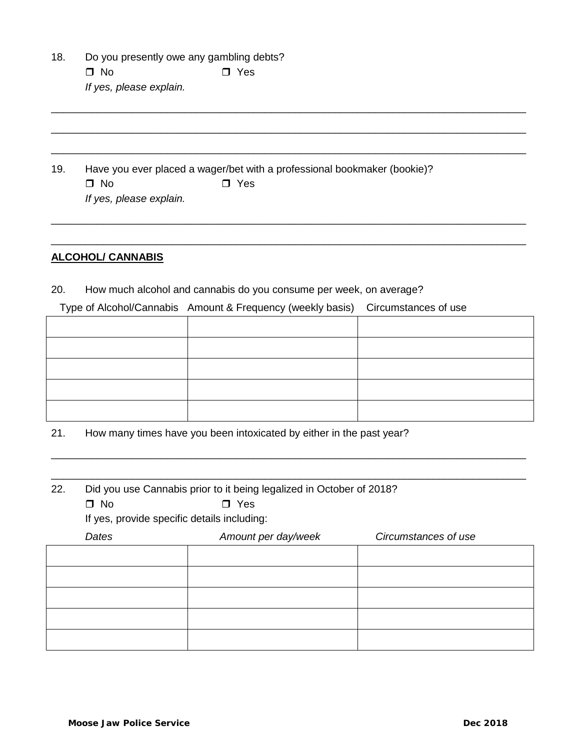18. Do you presently owe any gambling debts?

❒ No ❒ Yes

*If yes, please explain.*

\_\_\_\_\_\_\_\_\_\_\_\_\_\_\_\_\_\_\_\_\_\_\_\_\_\_\_\_\_\_\_\_\_\_\_\_\_\_\_\_\_\_\_\_\_\_\_\_\_\_\_\_\_\_\_\_\_\_\_\_\_\_\_\_\_\_\_\_\_\_\_\_\_\_\_\_

\_\_\_\_\_\_\_\_\_\_\_\_\_\_\_\_\_\_\_\_\_\_\_\_\_\_\_\_\_\_\_\_\_\_\_\_\_\_\_\_\_\_\_\_\_\_\_\_\_\_\_\_\_\_\_\_\_\_\_\_\_\_\_\_\_\_\_\_\_\_\_\_\_\_\_\_

\_\_\_\_\_\_\_\_\_\_\_\_\_\_\_\_\_\_\_\_\_\_\_\_\_\_\_\_\_\_\_\_\_\_\_\_\_\_\_\_\_\_\_\_\_\_\_\_\_\_\_\_\_\_\_\_\_\_\_\_\_\_\_\_\_\_\_\_\_\_\_\_\_\_\_\_

19. Have you ever placed a wager/bet with a professional bookmaker (bookie)?

❒ No ❒ Yes

*If yes, please explain.*

\_\_\_\_\_\_\_\_\_\_\_\_\_\_\_\_\_\_\_\_\_\_\_\_\_\_\_\_\_\_\_\_\_\_\_\_\_\_\_\_\_\_\_\_\_\_\_\_\_\_\_\_\_\_\_\_\_\_\_\_\_\_\_\_\_\_\_\_\_\_\_\_\_\_\_\_

\_\_\_\_\_\_\_\_\_\_\_\_\_\_\_\_\_\_\_\_\_\_\_\_\_\_\_\_\_\_\_\_\_\_\_\_\_\_\_\_\_\_\_\_\_\_\_\_\_\_\_\_\_\_\_\_\_\_\_\_\_\_\_\_\_\_\_\_\_\_\_\_\_\_\_\_

**ALCOHOL/ CANNABIS**

20. How much alcohol and cannabis do you consume per week, on average?

| Type of Alcohol/Cannabis | Amount & Frequency (weekly basis) | Circumstances of use |
|---|---|---|
| | | |
| | | |
| | | |
| | | |
| | | |

21. How many times have you been intoxicated by either in the past year?

\_\_\_\_\_\_\_\_\_\_\_\_\_\_\_\_\_\_\_\_\_\_\_\_\_\_\_\_\_\_\_\_\_\_\_\_\_\_\_\_\_\_\_\_\_\_\_\_\_\_\_\_\_\_\_\_\_\_\_\_\_\_\_\_\_\_\_\_\_\_\_\_\_\_\_\_

\_\_\_\_\_\_\_\_\_\_\_\_\_\_\_\_\_\_\_\_\_\_\_\_\_\_\_\_\_\_\_\_\_\_\_\_\_\_\_\_\_\_\_\_\_\_\_\_\_\_\_\_\_\_\_\_\_\_\_\_\_\_\_\_\_\_\_\_\_\_\_\_\_\_\_\_

22. Did you use Cannabis prior to it being legalized in October of 2018?

❒ No ❒ Yes

If yes, provide specific details including:

| *Dates* | *Amount per day/week* | *Circumstances of use* |
|---|---|---|
| | | |
| | | |
| | | |
| | | |
| | | |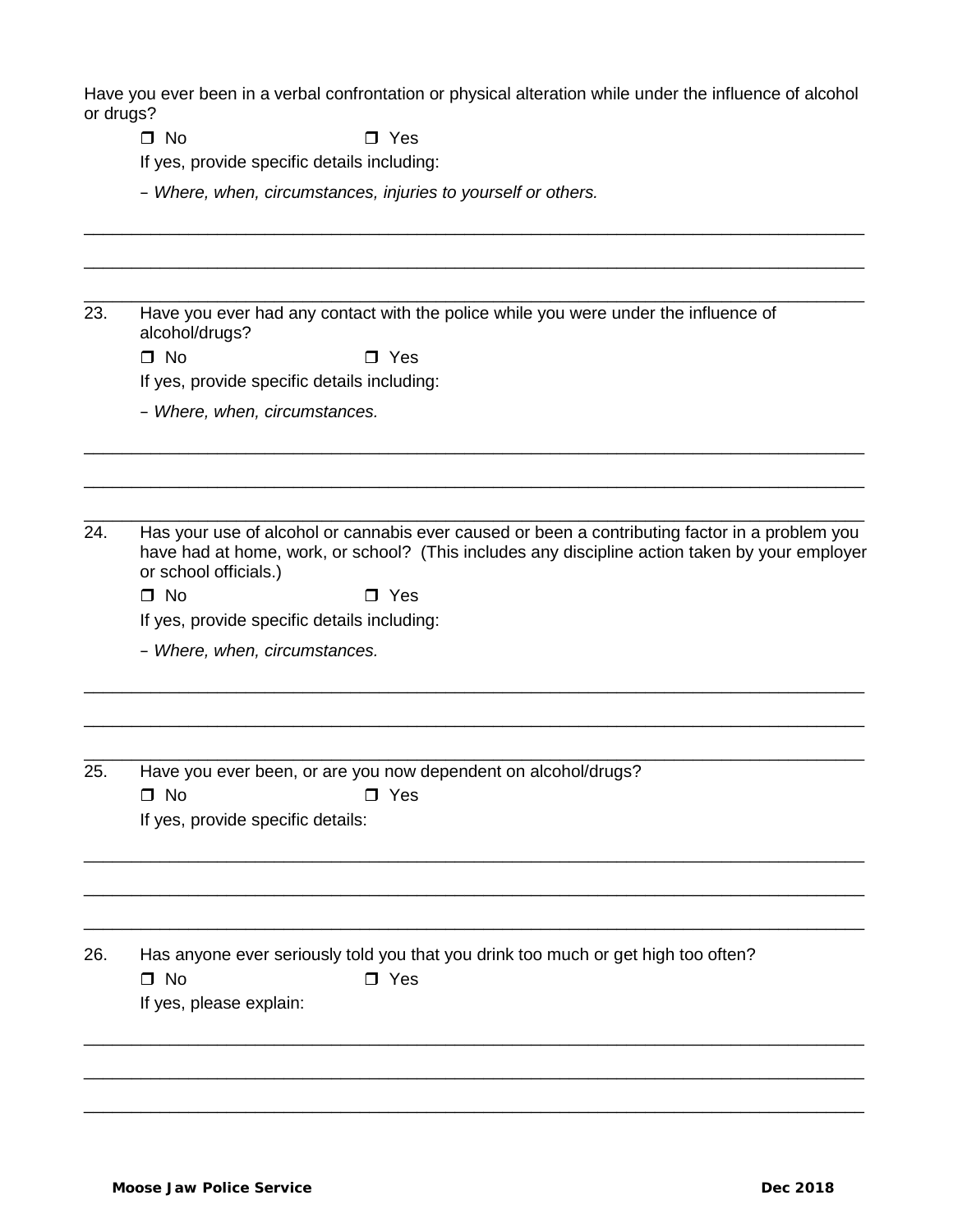Have you ever been in a verbal confrontation or physical alteration while under the influence of alcohol or drugs?

❒ No ❒ Yes

If yes, provide specific details including:

– *Where, when, circumstances, injuries to yourself or others.*

\_\_\_\_\_\_\_\_\_\_\_\_\_\_\_\_\_\_\_\_\_\_\_\_\_\_\_\_\_\_\_\_\_\_\_\_\_\_\_\_\_\_\_\_\_\_\_\_\_\_\_\_\_\_\_\_\_\_\_\_\_\_\_\_\_\_\_\_\_\_\_\_\_\_\_\_\_\_

\_\_\_\_\_\_\_\_\_\_\_\_\_\_\_\_\_\_\_\_\_\_\_\_\_\_\_\_\_\_\_\_\_\_\_\_\_\_\_\_\_\_\_\_\_\_\_\_\_\_\_\_\_\_\_\_\_\_\_\_\_\_\_\_\_\_\_\_\_\_\_\_\_\_\_\_\_\_

\_\_\_\_\_\_\_\_\_\_\_\_\_\_\_\_\_\_\_\_\_\_\_\_\_\_\_\_\_\_\_\_\_\_\_\_\_\_\_\_\_\_\_\_\_\_\_\_\_\_\_\_\_\_\_\_\_\_\_\_\_\_\_\_\_\_\_\_\_\_\_\_\_\_\_\_\_\_

23. Have you ever had any contact with the police while you were under the influence of alcohol/drugs?

❒ No ❒ Yes

If yes, provide specific details including:

– *Where, when, circumstances.*

\_\_\_\_\_\_\_\_\_\_\_\_\_\_\_\_\_\_\_\_\_\_\_\_\_\_\_\_\_\_\_\_\_\_\_\_\_\_\_\_\_\_\_\_\_\_\_\_\_\_\_\_\_\_\_\_\_\_\_\_\_\_\_\_\_\_\_\_\_\_\_\_\_\_\_\_\_\_

\_\_\_\_\_\_\_\_\_\_\_\_\_\_\_\_\_\_\_\_\_\_\_\_\_\_\_\_\_\_\_\_\_\_\_\_\_\_\_\_\_\_\_\_\_\_\_\_\_\_\_\_\_\_\_\_\_\_\_\_\_\_\_\_\_\_\_\_\_\_\_\_\_\_\_\_\_\_

\_\_\_\_\_\_\_\_\_\_\_\_\_\_\_\_\_\_\_\_\_\_\_\_\_\_\_\_\_\_\_\_\_\_\_\_\_\_\_\_\_\_\_\_\_\_\_\_\_\_\_\_\_\_\_\_\_\_\_\_\_\_\_\_\_\_\_\_\_\_\_\_\_\_\_\_\_\_

24. Has your use of alcohol or cannabis ever caused or been a contributing factor in a problem you have had at home, work, or school? (This includes any discipline action taken by your employer or school officials.)

❒ No ❒ Yes

If yes, provide specific details including:

– *Where, when, circumstances.*

\_\_\_\_\_\_\_\_\_\_\_\_\_\_\_\_\_\_\_\_\_\_\_\_\_\_\_\_\_\_\_\_\_\_\_\_\_\_\_\_\_\_\_\_\_\_\_\_\_\_\_\_\_\_\_\_\_\_\_\_\_\_\_\_\_\_\_\_\_\_\_\_\_\_\_\_\_\_

\_\_\_\_\_\_\_\_\_\_\_\_\_\_\_\_\_\_\_\_\_\_\_\_\_\_\_\_\_\_\_\_\_\_\_\_\_\_\_\_\_\_\_\_\_\_\_\_\_\_\_\_\_\_\_\_\_\_\_\_\_\_\_\_\_\_\_\_\_\_\_\_\_\_\_\_\_\_

\_\_\_\_\_\_\_\_\_\_\_\_\_\_\_\_\_\_\_\_\_\_\_\_\_\_\_\_\_\_\_\_\_\_\_\_\_\_\_\_\_\_\_\_\_\_\_\_\_\_\_\_\_\_\_\_\_\_\_\_\_\_\_\_\_\_\_\_\_\_\_\_\_\_\_\_\_\_

25. Have you ever been, or are you now dependent on alcohol/drugs?

❒ No ❒ Yes

If yes, provide specific details:

\_\_\_\_\_\_\_\_\_\_\_\_\_\_\_\_\_\_\_\_\_\_\_\_\_\_\_\_\_\_\_\_\_\_\_\_\_\_\_\_\_\_\_\_\_\_\_\_\_\_\_\_\_\_\_\_\_\_\_\_\_\_\_\_\_\_\_\_\_\_\_\_\_\_\_\_\_\_

\_\_\_\_\_\_\_\_\_\_\_\_\_\_\_\_\_\_\_\_\_\_\_\_\_\_\_\_\_\_\_\_\_\_\_\_\_\_\_\_\_\_\_\_\_\_\_\_\_\_\_\_\_\_\_\_\_\_\_\_\_\_\_\_\_\_\_\_\_\_\_\_\_\_\_\_\_\_

\_\_\_\_\_\_\_\_\_\_\_\_\_\_\_\_\_\_\_\_\_\_\_\_\_\_\_\_\_\_\_\_\_\_\_\_\_\_\_\_\_\_\_\_\_\_\_\_\_\_\_\_\_\_\_\_\_\_\_\_\_\_\_\_\_\_\_\_\_\_\_\_\_\_\_\_\_\_

26. Has anyone ever seriously told you that you drink too much or get high too often?

❒ No ❒ Yes

If yes, please explain:

\_\_\_\_\_\_\_\_\_\_\_\_\_\_\_\_\_\_\_\_\_\_\_\_\_\_\_\_\_\_\_\_\_\_\_\_\_\_\_\_\_\_\_\_\_\_\_\_\_\_\_\_\_\_\_\_\_\_\_\_\_\_\_\_\_\_\_\_\_\_\_\_\_\_\_\_\_\_

\_\_\_\_\_\_\_\_\_\_\_\_\_\_\_\_\_\_\_\_\_\_\_\_\_\_\_\_\_\_\_\_\_\_\_\_\_\_\_\_\_\_\_\_\_\_\_\_\_\_\_\_\_\_\_\_\_\_\_\_\_\_\_\_\_\_\_\_\_\_\_\_\_\_\_\_\_\_

\_\_\_\_\_\_\_\_\_\_\_\_\_\_\_\_\_\_\_\_\_\_\_\_\_\_\_\_\_\_\_\_\_\_\_\_\_\_\_\_\_\_\_\_\_\_\_\_\_\_\_\_\_\_\_\_\_\_\_\_\_\_\_\_\_\_\_\_\_\_\_\_\_\_\_\_\_\_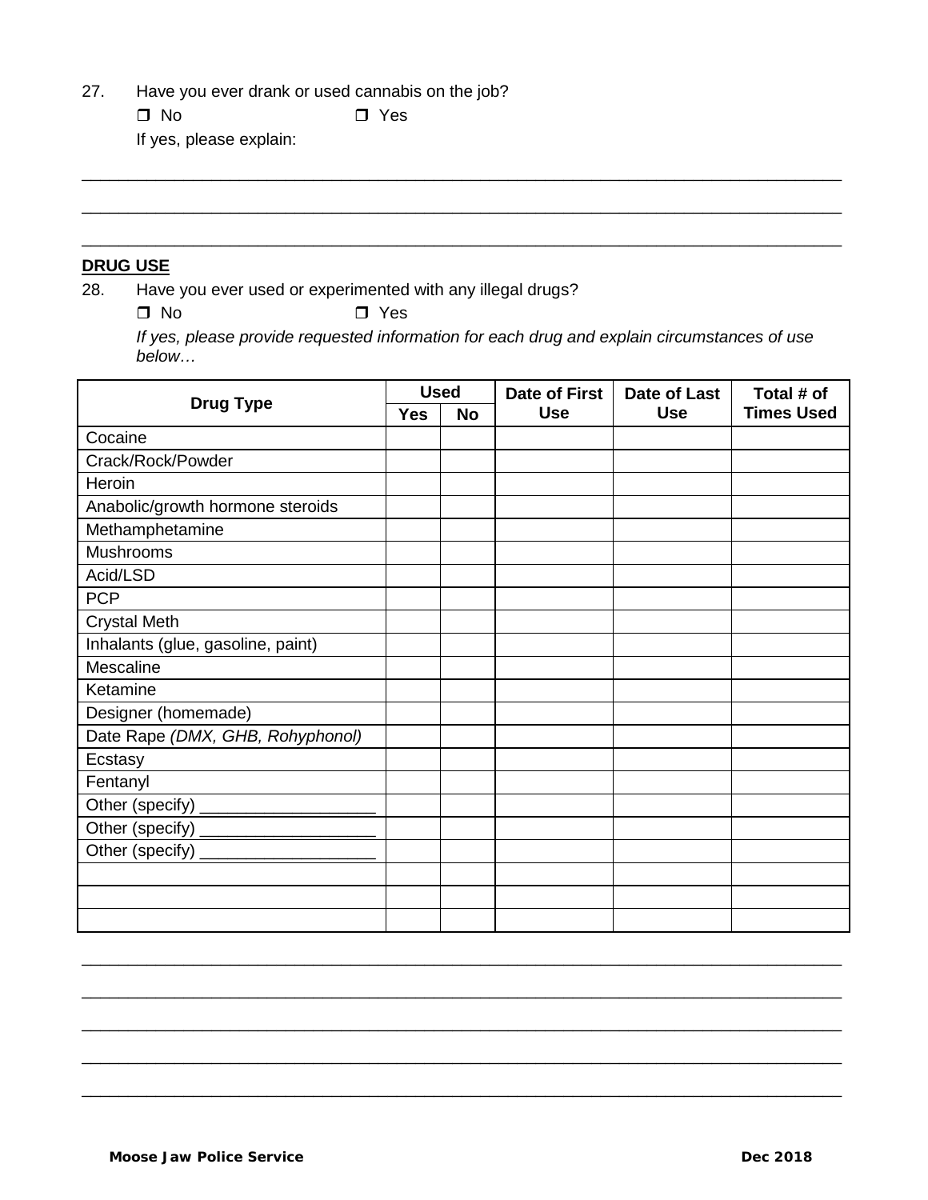27. Have you ever drank or used cannabis on the job?

☐ No ☐ Yes

If yes, please explain:

________________________________________________________________________________

________________________________________________________________________________

________________________________________________________________________________

**DRUG USE**

28. Have you ever used or experimented with any illegal drugs?

☐ No ☐ Yes

*If yes, please provide requested information for each drug and explain circumstances of use below…*

| Drug Type | Used | | Date of First Use | Date of Last Use | Total # of Times Used |
|---|---|---|---|---|---|
| | Yes | No | | | |
| Cocaine | | | | | |
| Crack/Rock/Powder | | | | | |
| Heroin | | | | | |
| Anabolic/growth hormone steroids | | | | | |
| Methamphetamine | | | | | |
| Mushrooms | | | | | |
| Acid/LSD | | | | | |
| PCP | | | | | |
| Crystal Meth | | | | | |
| Inhalants (glue, gasoline, paint) | | | | | |
| Mescaline | | | | | |
| Ketamine | | | | | |
| Designer (homemade) | | | | | |
| Date Rape *(DMX, GHB, Rohyphonol)* | | | | | |
| Ecstasy | | | | | |
| Fentanyl | | | | | |
| Other (specify) ___________________ | | | | | |
| Other (specify) ___________________ | | | | | |
| Other (specify) ___________________ | | | | | |
| | | | | | |
| | | | | | |
| | | | | | |

________________________________________________________________________________

________________________________________________________________________________

________________________________________________________________________________

________________________________________________________________________________

________________________________________________________________________________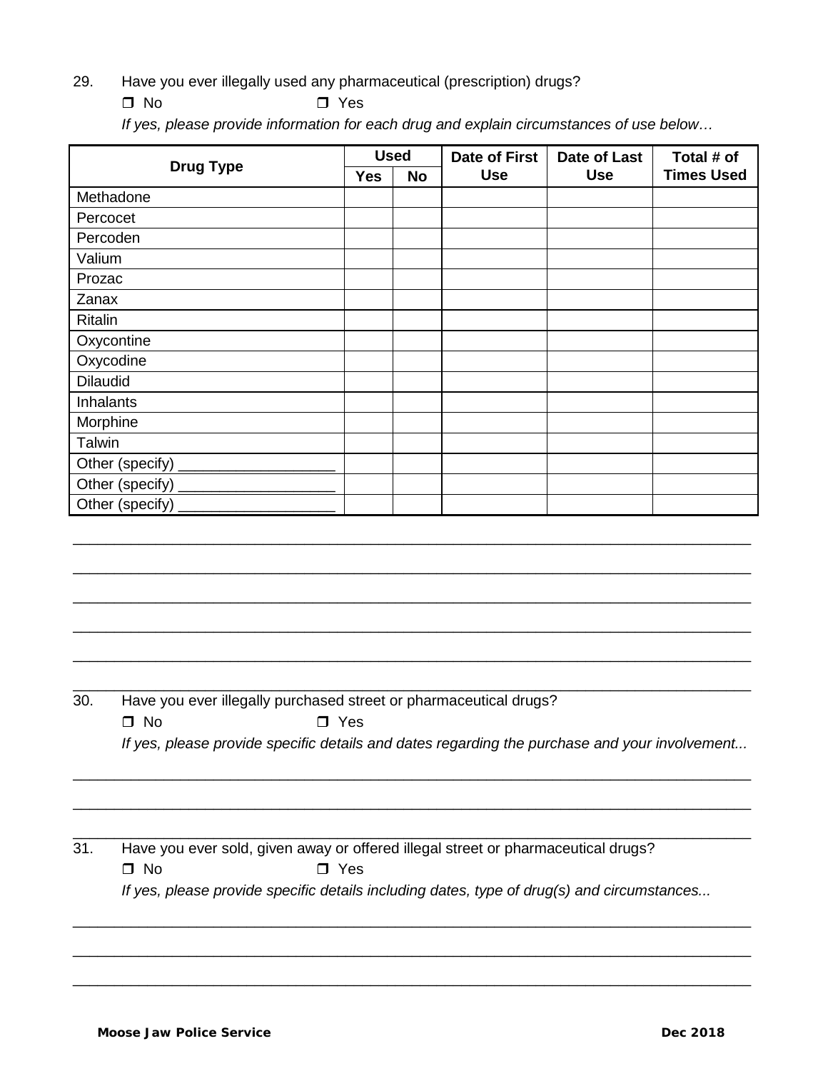29. Have you ever illegally used any pharmaceutical (prescription) drugs?

❒ No ❒ Yes

*If yes, please provide information for each drug and explain circumstances of use below…*

| Drug Type | Used | | Date of First Use | Date of Last Use | Total # of Times Used |
|---|---|---|---|---|---|
| | Yes | No | | | |
| Methadone | | | | | |
| Percocet | | | | | |
| Percoden | | | | | |
| Valium | | | | | |
| Prozac | | | | | |
| Zanax | | | | | |
| Ritalin | | | | | |
| Oxycontine | | | | | |
| Oxycodine | | | | | |
| Dilaudid | | | | | |
| Inhalants | | | | | |
| Morphine | | | | | |
| Talwin | | | | | |
| Other (specify) ___________________ | | | | | |
| Other (specify) ___________________ | | | | | |
| Other (specify) ___________________ | | | | | |

_______________________________________________________________________________

_______________________________________________________________________________

_______________________________________________________________________________

_______________________________________________________________________________

_______________________________________________________________________________

_______________________________________________________________________________

30. Have you ever illegally purchased street or pharmaceutical drugs?

❒ No ❒ Yes

*If yes, please provide specific details and dates regarding the purchase and your involvement...*

_______________________________________________________________________________

_______________________________________________________________________________

_______________________________________________________________________________

31. Have you ever sold, given away or offered illegal street or pharmaceutical drugs?

❒ No ❒ Yes

*If yes, please provide specific details including dates, type of drug(s) and circumstances...*

_______________________________________________________________________________

_______________________________________________________________________________

_______________________________________________________________________________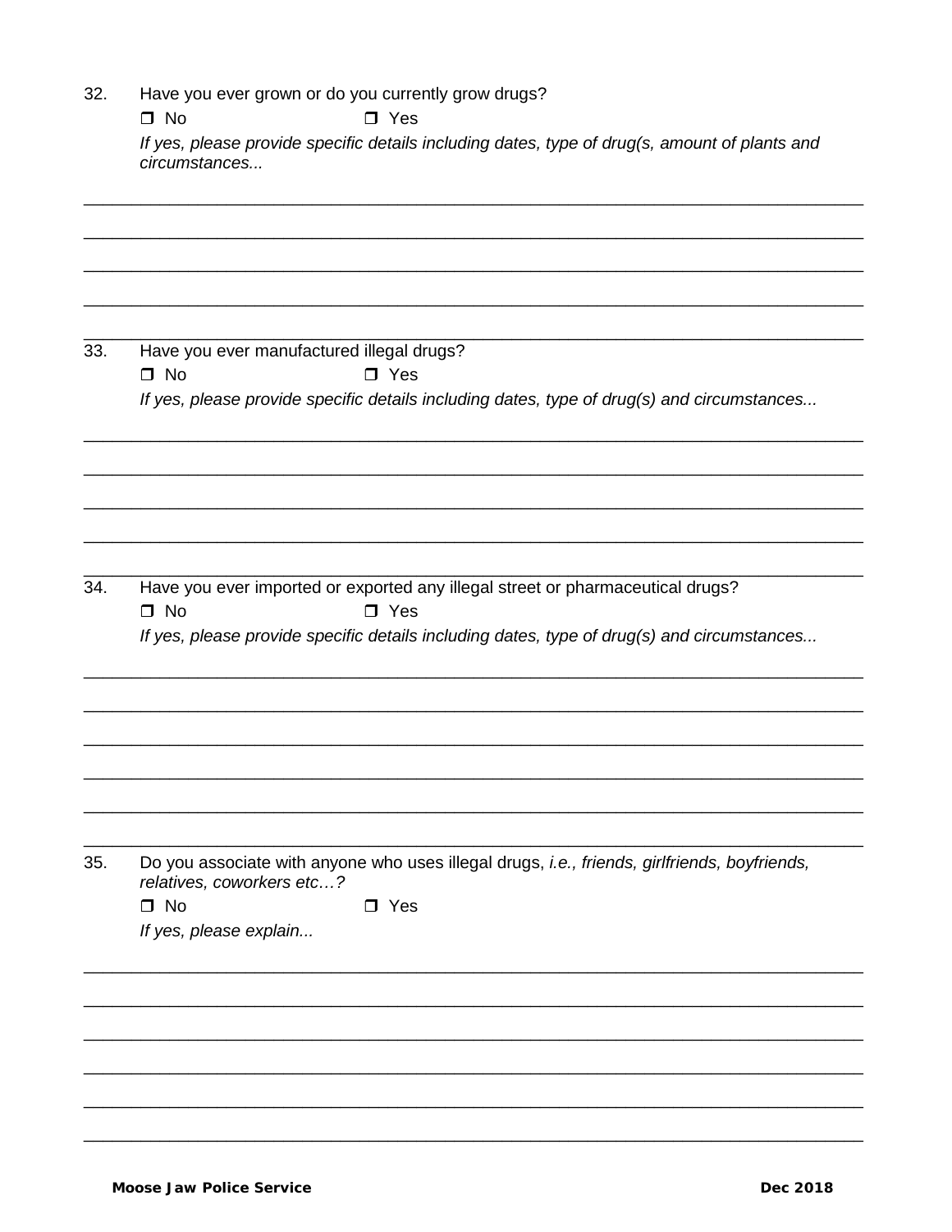32. Have you ever grown or do you currently grow drugs?

❒ No ❒ Yes

*If yes, please provide specific details including dates, type of drug(s, amount of plants and circumstances...*

\_\_\_\_\_\_\_\_\_\_\_\_\_\_\_\_\_\_\_\_\_\_\_\_\_\_\_\_\_\_\_\_\_\_\_\_\_\_\_\_\_\_\_\_\_\_\_\_\_\_\_\_\_\_\_\_\_\_\_\_\_\_\_\_\_\_\_\_\_\_\_\_\_\_\_\_\_\_

\_\_\_\_\_\_\_\_\_\_\_\_\_\_\_\_\_\_\_\_\_\_\_\_\_\_\_\_\_\_\_\_\_\_\_\_\_\_\_\_\_\_\_\_\_\_\_\_\_\_\_\_\_\_\_\_\_\_\_\_\_\_\_\_\_\_\_\_\_\_\_\_\_\_\_\_\_\_

\_\_\_\_\_\_\_\_\_\_\_\_\_\_\_\_\_\_\_\_\_\_\_\_\_\_\_\_\_\_\_\_\_\_\_\_\_\_\_\_\_\_\_\_\_\_\_\_\_\_\_\_\_\_\_\_\_\_\_\_\_\_\_\_\_\_\_\_\_\_\_\_\_\_\_\_\_\_

\_\_\_\_\_\_\_\_\_\_\_\_\_\_\_\_\_\_\_\_\_\_\_\_\_\_\_\_\_\_\_\_\_\_\_\_\_\_\_\_\_\_\_\_\_\_\_\_\_\_\_\_\_\_\_\_\_\_\_\_\_\_\_\_\_\_\_\_\_\_\_\_\_\_\_\_\_\_

\_\_\_\_\_\_\_\_\_\_\_\_\_\_\_\_\_\_\_\_\_\_\_\_\_\_\_\_\_\_\_\_\_\_\_\_\_\_\_\_\_\_\_\_\_\_\_\_\_\_\_\_\_\_\_\_\_\_\_\_\_\_\_\_\_\_\_\_\_\_\_\_\_\_\_\_\_\_

33. Have you ever manufactured illegal drugs?

❒ No ❒ Yes

*If yes, please provide specific details including dates, type of drug(s) and circumstances...*

\_\_\_\_\_\_\_\_\_\_\_\_\_\_\_\_\_\_\_\_\_\_\_\_\_\_\_\_\_\_\_\_\_\_\_\_\_\_\_\_\_\_\_\_\_\_\_\_\_\_\_\_\_\_\_\_\_\_\_\_\_\_\_\_\_\_\_\_\_\_\_\_\_\_\_\_\_\_

\_\_\_\_\_\_\_\_\_\_\_\_\_\_\_\_\_\_\_\_\_\_\_\_\_\_\_\_\_\_\_\_\_\_\_\_\_\_\_\_\_\_\_\_\_\_\_\_\_\_\_\_\_\_\_\_\_\_\_\_\_\_\_\_\_\_\_\_\_\_\_\_\_\_\_\_\_\_

\_\_\_\_\_\_\_\_\_\_\_\_\_\_\_\_\_\_\_\_\_\_\_\_\_\_\_\_\_\_\_\_\_\_\_\_\_\_\_\_\_\_\_\_\_\_\_\_\_\_\_\_\_\_\_\_\_\_\_\_\_\_\_\_\_\_\_\_\_\_\_\_\_\_\_\_\_\_

\_\_\_\_\_\_\_\_\_\_\_\_\_\_\_\_\_\_\_\_\_\_\_\_\_\_\_\_\_\_\_\_\_\_\_\_\_\_\_\_\_\_\_\_\_\_\_\_\_\_\_\_\_\_\_\_\_\_\_\_\_\_\_\_\_\_\_\_\_\_\_\_\_\_\_\_\_\_

\_\_\_\_\_\_\_\_\_\_\_\_\_\_\_\_\_\_\_\_\_\_\_\_\_\_\_\_\_\_\_\_\_\_\_\_\_\_\_\_\_\_\_\_\_\_\_\_\_\_\_\_\_\_\_\_\_\_\_\_\_\_\_\_\_\_\_\_\_\_\_\_\_\_\_\_\_\_

34. Have you ever imported or exported any illegal street or pharmaceutical drugs?

❒ No ❒ Yes

*If yes, please provide specific details including dates, type of drug(s) and circumstances...*

\_\_\_\_\_\_\_\_\_\_\_\_\_\_\_\_\_\_\_\_\_\_\_\_\_\_\_\_\_\_\_\_\_\_\_\_\_\_\_\_\_\_\_\_\_\_\_\_\_\_\_\_\_\_\_\_\_\_\_\_\_\_\_\_\_\_\_\_\_\_\_\_\_\_\_\_\_\_

\_\_\_\_\_\_\_\_\_\_\_\_\_\_\_\_\_\_\_\_\_\_\_\_\_\_\_\_\_\_\_\_\_\_\_\_\_\_\_\_\_\_\_\_\_\_\_\_\_\_\_\_\_\_\_\_\_\_\_\_\_\_\_\_\_\_\_\_\_\_\_\_\_\_\_\_\_\_

\_\_\_\_\_\_\_\_\_\_\_\_\_\_\_\_\_\_\_\_\_\_\_\_\_\_\_\_\_\_\_\_\_\_\_\_\_\_\_\_\_\_\_\_\_\_\_\_\_\_\_\_\_\_\_\_\_\_\_\_\_\_\_\_\_\_\_\_\_\_\_\_\_\_\_\_\_\_

\_\_\_\_\_\_\_\_\_\_\_\_\_\_\_\_\_\_\_\_\_\_\_\_\_\_\_\_\_\_\_\_\_\_\_\_\_\_\_\_\_\_\_\_\_\_\_\_\_\_\_\_\_\_\_\_\_\_\_\_\_\_\_\_\_\_\_\_\_\_\_\_\_\_\_\_\_\_

\_\_\_\_\_\_\_\_\_\_\_\_\_\_\_\_\_\_\_\_\_\_\_\_\_\_\_\_\_\_\_\_\_\_\_\_\_\_\_\_\_\_\_\_\_\_\_\_\_\_\_\_\_\_\_\_\_\_\_\_\_\_\_\_\_\_\_\_\_\_\_\_\_\_\_\_\_\_

\_\_\_\_\_\_\_\_\_\_\_\_\_\_\_\_\_\_\_\_\_\_\_\_\_\_\_\_\_\_\_\_\_\_\_\_\_\_\_\_\_\_\_\_\_\_\_\_\_\_\_\_\_\_\_\_\_\_\_\_\_\_\_\_\_\_\_\_\_\_\_\_\_\_\_\_\_\_

35. Do you associate with anyone who uses illegal drugs, *i.e., friends, girlfriends, boyfriends, relatives, coworkers etc…?*

❒ No ❒ Yes

*If yes, please explain...*

\_\_\_\_\_\_\_\_\_\_\_\_\_\_\_\_\_\_\_\_\_\_\_\_\_\_\_\_\_\_\_\_\_\_\_\_\_\_\_\_\_\_\_\_\_\_\_\_\_\_\_\_\_\_\_\_\_\_\_\_\_\_\_\_\_\_\_\_\_\_\_\_\_\_\_\_\_\_

\_\_\_\_\_\_\_\_\_\_\_\_\_\_\_\_\_\_\_\_\_\_\_\_\_\_\_\_\_\_\_\_\_\_\_\_\_\_\_\_\_\_\_\_\_\_\_\_\_\_\_\_\_\_\_\_\_\_\_\_\_\_\_\_\_\_\_\_\_\_\_\_\_\_\_\_\_\_

\_\_\_\_\_\_\_\_\_\_\_\_\_\_\_\_\_\_\_\_\_\_\_\_\_\_\_\_\_\_\_\_\_\_\_\_\_\_\_\_\_\_\_\_\_\_\_\_\_\_\_\_\_\_\_\_\_\_\_\_\_\_\_\_\_\_\_\_\_\_\_\_\_\_\_\_\_\_

\_\_\_\_\_\_\_\_\_\_\_\_\_\_\_\_\_\_\_\_\_\_\_\_\_\_\_\_\_\_\_\_\_\_\_\_\_\_\_\_\_\_\_\_\_\_\_\_\_\_\_\_\_\_\_\_\_\_\_\_\_\_\_\_\_\_\_\_\_\_\_\_\_\_\_\_\_\_

\_\_\_\_\_\_\_\_\_\_\_\_\_\_\_\_\_\_\_\_\_\_\_\_\_\_\_\_\_\_\_\_\_\_\_\_\_\_\_\_\_\_\_\_\_\_\_\_\_\_\_\_\_\_\_\_\_\_\_\_\_\_\_\_\_\_\_\_\_\_\_\_\_\_\_\_\_\_

\_\_\_\_\_\_\_\_\_\_\_\_\_\_\_\_\_\_\_\_\_\_\_\_\_\_\_\_\_\_\_\_\_\_\_\_\_\_\_\_\_\_\_\_\_\_\_\_\_\_\_\_\_\_\_\_\_\_\_\_\_\_\_\_\_\_\_\_\_\_\_\_\_\_\_\_\_\_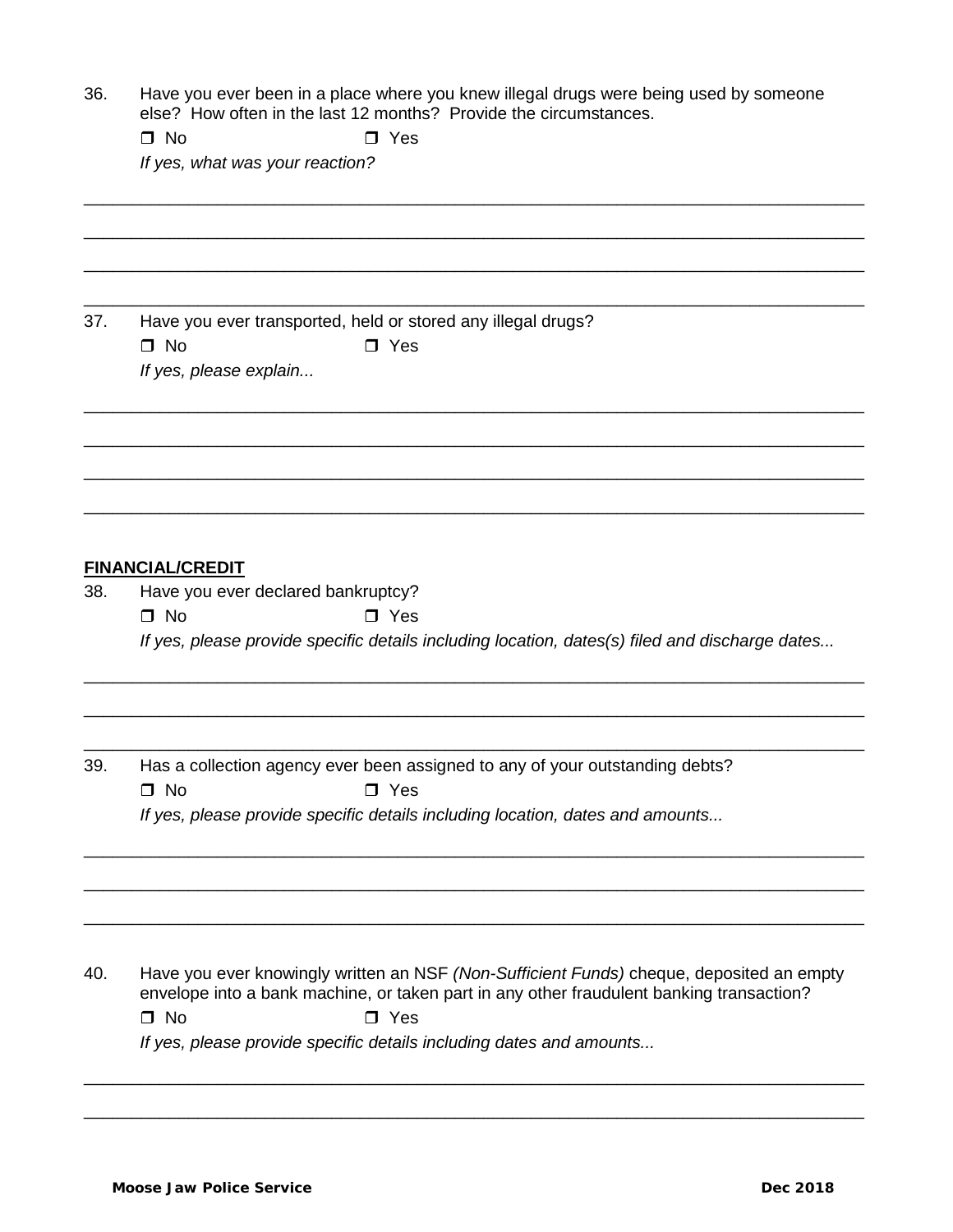36. Have you ever been in a place where you knew illegal drugs were being used by someone else? How often in the last 12 months? Provide the circumstances.

☐ No ☐ Yes

*If yes, what was your reaction?*

\_\_\_\_\_\_\_\_\_\_\_\_\_\_\_\_\_\_\_\_\_\_\_\_\_\_\_\_\_\_\_\_\_\_\_\_\_\_\_\_\_\_\_\_\_\_\_\_\_\_\_\_\_\_\_\_\_\_\_\_\_\_\_\_\_\_\_\_\_\_\_\_\_\_\_\_\_\_

\_\_\_\_\_\_\_\_\_\_\_\_\_\_\_\_\_\_\_\_\_\_\_\_\_\_\_\_\_\_\_\_\_\_\_\_\_\_\_\_\_\_\_\_\_\_\_\_\_\_\_\_\_\_\_\_\_\_\_\_\_\_\_\_\_\_\_\_\_\_\_\_\_\_\_\_\_\_

\_\_\_\_\_\_\_\_\_\_\_\_\_\_\_\_\_\_\_\_\_\_\_\_\_\_\_\_\_\_\_\_\_\_\_\_\_\_\_\_\_\_\_\_\_\_\_\_\_\_\_\_\_\_\_\_\_\_\_\_\_\_\_\_\_\_\_\_\_\_\_\_\_\_\_\_\_\_

\_\_\_\_\_\_\_\_\_\_\_\_\_\_\_\_\_\_\_\_\_\_\_\_\_\_\_\_\_\_\_\_\_\_\_\_\_\_\_\_\_\_\_\_\_\_\_\_\_\_\_\_\_\_\_\_\_\_\_\_\_\_\_\_\_\_\_\_\_\_\_\_\_\_\_\_\_\_

37. Have you ever transported, held or stored any illegal drugs?

☐ No ☐ Yes

*If yes, please explain...*

\_\_\_\_\_\_\_\_\_\_\_\_\_\_\_\_\_\_\_\_\_\_\_\_\_\_\_\_\_\_\_\_\_\_\_\_\_\_\_\_\_\_\_\_\_\_\_\_\_\_\_\_\_\_\_\_\_\_\_\_\_\_\_\_\_\_\_\_\_\_\_\_\_\_\_\_\_\_

\_\_\_\_\_\_\_\_\_\_\_\_\_\_\_\_\_\_\_\_\_\_\_\_\_\_\_\_\_\_\_\_\_\_\_\_\_\_\_\_\_\_\_\_\_\_\_\_\_\_\_\_\_\_\_\_\_\_\_\_\_\_\_\_\_\_\_\_\_\_\_\_\_\_\_\_\_\_

\_\_\_\_\_\_\_\_\_\_\_\_\_\_\_\_\_\_\_\_\_\_\_\_\_\_\_\_\_\_\_\_\_\_\_\_\_\_\_\_\_\_\_\_\_\_\_\_\_\_\_\_\_\_\_\_\_\_\_\_\_\_\_\_\_\_\_\_\_\_\_\_\_\_\_\_\_\_

\_\_\_\_\_\_\_\_\_\_\_\_\_\_\_\_\_\_\_\_\_\_\_\_\_\_\_\_\_\_\_\_\_\_\_\_\_\_\_\_\_\_\_\_\_\_\_\_\_\_\_\_\_\_\_\_\_\_\_\_\_\_\_\_\_\_\_\_\_\_\_\_\_\_\_\_\_\_

## FINANCIAL/CREDIT

38. Have you ever declared bankruptcy?

☐ No ☐ Yes

*If yes, please provide specific details including location, dates(s) filed and discharge dates...*

\_\_\_\_\_\_\_\_\_\_\_\_\_\_\_\_\_\_\_\_\_\_\_\_\_\_\_\_\_\_\_\_\_\_\_\_\_\_\_\_\_\_\_\_\_\_\_\_\_\_\_\_\_\_\_\_\_\_\_\_\_\_\_\_\_\_\_\_\_\_\_\_\_\_\_\_\_\_

\_\_\_\_\_\_\_\_\_\_\_\_\_\_\_\_\_\_\_\_\_\_\_\_\_\_\_\_\_\_\_\_\_\_\_\_\_\_\_\_\_\_\_\_\_\_\_\_\_\_\_\_\_\_\_\_\_\_\_\_\_\_\_\_\_\_\_\_\_\_\_\_\_\_\_\_\_\_

\_\_\_\_\_\_\_\_\_\_\_\_\_\_\_\_\_\_\_\_\_\_\_\_\_\_\_\_\_\_\_\_\_\_\_\_\_\_\_\_\_\_\_\_\_\_\_\_\_\_\_\_\_\_\_\_\_\_\_\_\_\_\_\_\_\_\_\_\_\_\_\_\_\_\_\_\_\_

39. Has a collection agency ever been assigned to any of your outstanding debts?

☐ No ☐ Yes

*If yes, please provide specific details including location, dates and amounts...*

\_\_\_\_\_\_\_\_\_\_\_\_\_\_\_\_\_\_\_\_\_\_\_\_\_\_\_\_\_\_\_\_\_\_\_\_\_\_\_\_\_\_\_\_\_\_\_\_\_\_\_\_\_\_\_\_\_\_\_\_\_\_\_\_\_\_\_\_\_\_\_\_\_\_\_\_\_\_

\_\_\_\_\_\_\_\_\_\_\_\_\_\_\_\_\_\_\_\_\_\_\_\_\_\_\_\_\_\_\_\_\_\_\_\_\_\_\_\_\_\_\_\_\_\_\_\_\_\_\_\_\_\_\_\_\_\_\_\_\_\_\_\_\_\_\_\_\_\_\_\_\_\_\_\_\_\_

\_\_\_\_\_\_\_\_\_\_\_\_\_\_\_\_\_\_\_\_\_\_\_\_\_\_\_\_\_\_\_\_\_\_\_\_\_\_\_\_\_\_\_\_\_\_\_\_\_\_\_\_\_\_\_\_\_\_\_\_\_\_\_\_\_\_\_\_\_\_\_\_\_\_\_\_\_\_

40. Have you ever knowingly written an NSF *(Non-Sufficient Funds)* cheque, deposited an empty envelope into a bank machine, or taken part in any other fraudulent banking transaction?

☐ No ☐ Yes

*If yes, please provide specific details including dates and amounts...*

\_\_\_\_\_\_\_\_\_\_\_\_\_\_\_\_\_\_\_\_\_\_\_\_\_\_\_\_\_\_\_\_\_\_\_\_\_\_\_\_\_\_\_\_\_\_\_\_\_\_\_\_\_\_\_\_\_\_\_\_\_\_\_\_\_\_\_\_\_\_\_\_\_\_\_\_\_\_

\_\_\_\_\_\_\_\_\_\_\_\_\_\_\_\_\_\_\_\_\_\_\_\_\_\_\_\_\_\_\_\_\_\_\_\_\_\_\_\_\_\_\_\_\_\_\_\_\_\_\_\_\_\_\_\_\_\_\_\_\_\_\_\_\_\_\_\_\_\_\_\_\_\_\_\_\_\_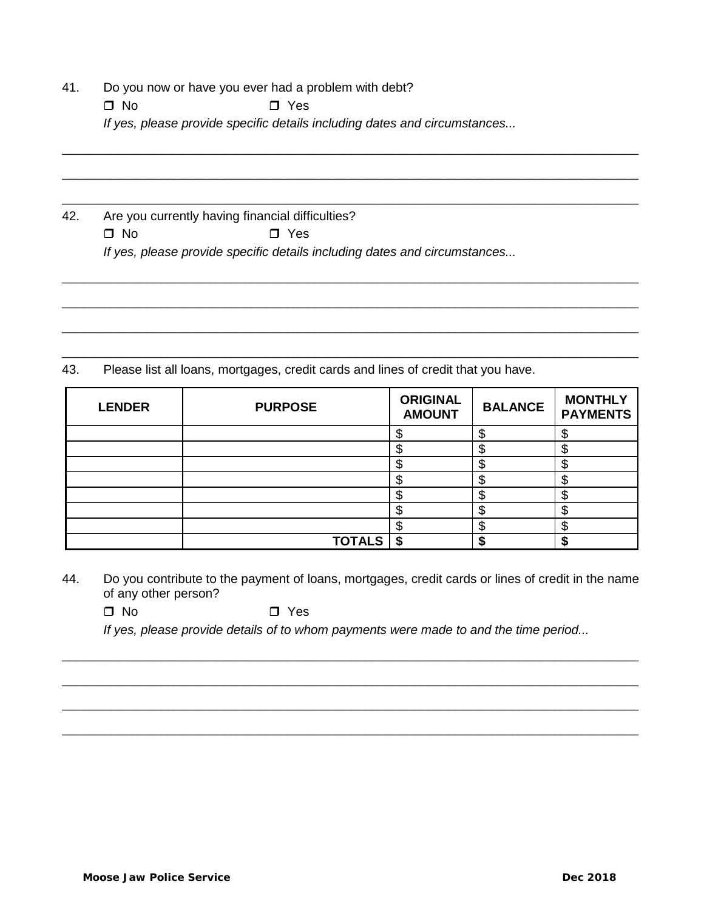41. Do you now or have you ever had a problem with debt?

❒ No ❒ Yes

*If yes, please provide specific details including dates and circumstances...*

\_\_\_\_\_\_\_\_\_\_\_\_\_\_\_\_\_\_\_\_\_\_\_\_\_\_\_\_\_\_\_\_\_\_\_\_\_\_\_\_\_\_\_\_\_\_\_\_\_\_\_\_\_\_\_\_\_\_\_\_\_\_\_\_\_\_\_\_\_\_\_\_\_\_\_\_

\_\_\_\_\_\_\_\_\_\_\_\_\_\_\_\_\_\_\_\_\_\_\_\_\_\_\_\_\_\_\_\_\_\_\_\_\_\_\_\_\_\_\_\_\_\_\_\_\_\_\_\_\_\_\_\_\_\_\_\_\_\_\_\_\_\_\_\_\_\_\_\_\_\_\_\_

\_\_\_\_\_\_\_\_\_\_\_\_\_\_\_\_\_\_\_\_\_\_\_\_\_\_\_\_\_\_\_\_\_\_\_\_\_\_\_\_\_\_\_\_\_\_\_\_\_\_\_\_\_\_\_\_\_\_\_\_\_\_\_\_\_\_\_\_\_\_\_\_\_\_\_\_

42. Are you currently having financial difficulties?

❒ No ❒ Yes

*If yes, please provide specific details including dates and circumstances...*

\_\_\_\_\_\_\_\_\_\_\_\_\_\_\_\_\_\_\_\_\_\_\_\_\_\_\_\_\_\_\_\_\_\_\_\_\_\_\_\_\_\_\_\_\_\_\_\_\_\_\_\_\_\_\_\_\_\_\_\_\_\_\_\_\_\_\_\_\_\_\_\_\_\_\_\_

\_\_\_\_\_\_\_\_\_\_\_\_\_\_\_\_\_\_\_\_\_\_\_\_\_\_\_\_\_\_\_\_\_\_\_\_\_\_\_\_\_\_\_\_\_\_\_\_\_\_\_\_\_\_\_\_\_\_\_\_\_\_\_\_\_\_\_\_\_\_\_\_\_\_\_\_

\_\_\_\_\_\_\_\_\_\_\_\_\_\_\_\_\_\_\_\_\_\_\_\_\_\_\_\_\_\_\_\_\_\_\_\_\_\_\_\_\_\_\_\_\_\_\_\_\_\_\_\_\_\_\_\_\_\_\_\_\_\_\_\_\_\_\_\_\_\_\_\_\_\_\_\_

\_\_\_\_\_\_\_\_\_\_\_\_\_\_\_\_\_\_\_\_\_\_\_\_\_\_\_\_\_\_\_\_\_\_\_\_\_\_\_\_\_\_\_\_\_\_\_\_\_\_\_\_\_\_\_\_\_\_\_\_\_\_\_\_\_\_\_\_\_\_\_\_\_\_\_\_

43. Please list all loans, mortgages, credit cards and lines of credit that you have.

| LENDER | PURPOSE | ORIGINAL AMOUNT | BALANCE | MONTHLY PAYMENTS |
|---|---|---|---|---|
| | | $ | $ | $ |
| | | $ | $ | $ |
| | | $ | $ | $ |
| | | $ | $ | $ |
| | | $ | $ | $ |
| | | $ | $ | $ |
| | | $ | $ | $ |
| | **TOTALS** | **$** | **$** | **$** |

44. Do you contribute to the payment of loans, mortgages, credit cards or lines of credit in the name of any other person?

❒ No ❒ Yes

*If yes, please provide details of to whom payments were made to and the time period...*

\_\_\_\_\_\_\_\_\_\_\_\_\_\_\_\_\_\_\_\_\_\_\_\_\_\_\_\_\_\_\_\_\_\_\_\_\_\_\_\_\_\_\_\_\_\_\_\_\_\_\_\_\_\_\_\_\_\_\_\_\_\_\_\_\_\_\_\_\_\_\_\_\_\_\_\_

\_\_\_\_\_\_\_\_\_\_\_\_\_\_\_\_\_\_\_\_\_\_\_\_\_\_\_\_\_\_\_\_\_\_\_\_\_\_\_\_\_\_\_\_\_\_\_\_\_\_\_\_\_\_\_\_\_\_\_\_\_\_\_\_\_\_\_\_\_\_\_\_\_\_\_\_

\_\_\_\_\_\_\_\_\_\_\_\_\_\_\_\_\_\_\_\_\_\_\_\_\_\_\_\_\_\_\_\_\_\_\_\_\_\_\_\_\_\_\_\_\_\_\_\_\_\_\_\_\_\_\_\_\_\_\_\_\_\_\_\_\_\_\_\_\_\_\_\_\_\_\_\_

\_\_\_\_\_\_\_\_\_\_\_\_\_\_\_\_\_\_\_\_\_\_\_\_\_\_\_\_\_\_\_\_\_\_\_\_\_\_\_\_\_\_\_\_\_\_\_\_\_\_\_\_\_\_\_\_\_\_\_\_\_\_\_\_\_\_\_\_\_\_\_\_\_\_\_\_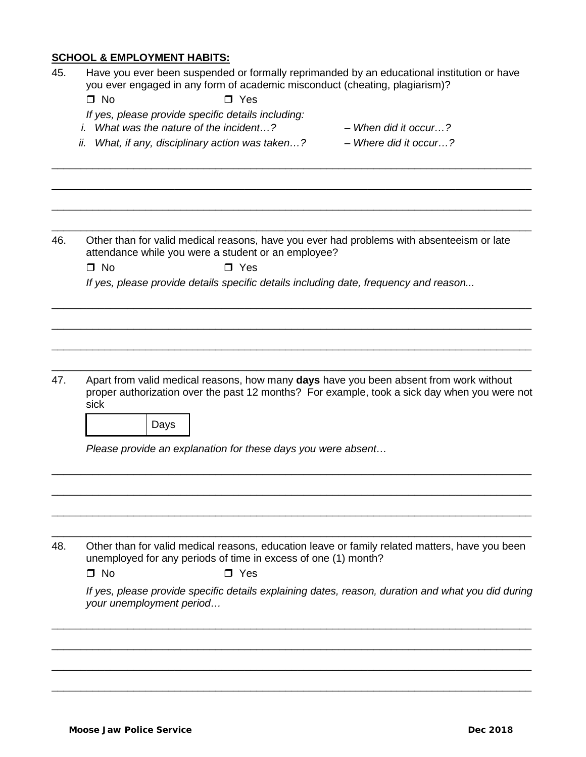**SCHOOL & EMPLOYMENT HABITS:**

45. Have you ever been suspended or formally reprimanded by an educational institution or have you ever engaged in any form of academic misconduct (cheating, plagiarism)?

    ❒ No ❒ Yes

    *If yes, please provide specific details including:*

    *i. What was the nature of the incident…?* *– When did it occur…?*

    *ii. What, if any, disciplinary action was taken…?* *– Where did it occur…?*

____________________________________________________________________________

____________________________________________________________________________

____________________________________________________________________________

____________________________________________________________________________

46. Other than for valid medical reasons, have you ever had problems with absenteeism or late attendance while you were a student or an employee?

    ❒ No ❒ Yes

    *If yes, please provide details specific details including date, frequency and reason...*

____________________________________________________________________________

____________________________________________________________________________

____________________________________________________________________________

____________________________________________________________________________

47. Apart from valid medical reasons, how many **days** have you been absent from work without proper authorization over the past 12 months? For example, took a sick day when you were not sick

| | Days |
|---|---|

*Please provide an explanation for these days you were absent…*

____________________________________________________________________________

____________________________________________________________________________

____________________________________________________________________________

____________________________________________________________________________

48. Other than for valid medical reasons, education leave or family related matters, have you been unemployed for any periods of time in excess of one (1) month?

    ❒ No ❒ Yes

    *If yes, please provide specific details explaining dates, reason, duration and what you did during your unemployment period…*

____________________________________________________________________________

____________________________________________________________________________

____________________________________________________________________________

____________________________________________________________________________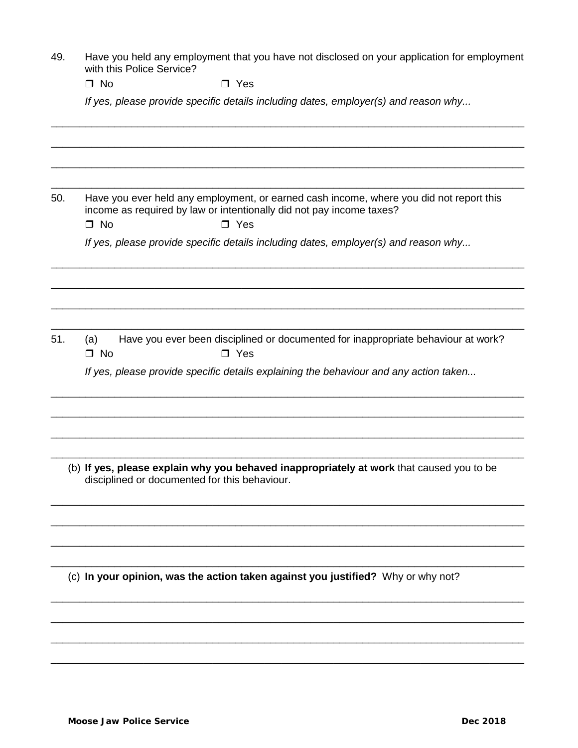49. Have you held any employment that you have not disclosed on your application for employment with this Police Service?

❒ No ❒ Yes

*If yes, please provide specific details including dates, employer(s) and reason why...*

\_\_\_\_\_\_\_\_\_\_\_\_\_\_\_\_\_\_\_\_\_\_\_\_\_\_\_\_\_\_\_\_\_\_\_\_\_\_\_\_\_\_\_\_\_\_\_\_\_\_\_\_\_\_\_\_\_\_\_\_\_\_\_\_\_\_\_\_\_\_\_\_\_\_\_\_

\_\_\_\_\_\_\_\_\_\_\_\_\_\_\_\_\_\_\_\_\_\_\_\_\_\_\_\_\_\_\_\_\_\_\_\_\_\_\_\_\_\_\_\_\_\_\_\_\_\_\_\_\_\_\_\_\_\_\_\_\_\_\_\_\_\_\_\_\_\_\_\_\_\_\_\_

\_\_\_\_\_\_\_\_\_\_\_\_\_\_\_\_\_\_\_\_\_\_\_\_\_\_\_\_\_\_\_\_\_\_\_\_\_\_\_\_\_\_\_\_\_\_\_\_\_\_\_\_\_\_\_\_\_\_\_\_\_\_\_\_\_\_\_\_\_\_\_\_\_\_\_\_

\_\_\_\_\_\_\_\_\_\_\_\_\_\_\_\_\_\_\_\_\_\_\_\_\_\_\_\_\_\_\_\_\_\_\_\_\_\_\_\_\_\_\_\_\_\_\_\_\_\_\_\_\_\_\_\_\_\_\_\_\_\_\_\_\_\_\_\_\_\_\_\_\_\_\_\_

50. Have you ever held any employment, or earned cash income, where you did not report this income as required by law or intentionally did not pay income taxes?

❒ No ❒ Yes

*If yes, please provide specific details including dates, employer(s) and reason why...*

\_\_\_\_\_\_\_\_\_\_\_\_\_\_\_\_\_\_\_\_\_\_\_\_\_\_\_\_\_\_\_\_\_\_\_\_\_\_\_\_\_\_\_\_\_\_\_\_\_\_\_\_\_\_\_\_\_\_\_\_\_\_\_\_\_\_\_\_\_\_\_\_\_\_\_\_

\_\_\_\_\_\_\_\_\_\_\_\_\_\_\_\_\_\_\_\_\_\_\_\_\_\_\_\_\_\_\_\_\_\_\_\_\_\_\_\_\_\_\_\_\_\_\_\_\_\_\_\_\_\_\_\_\_\_\_\_\_\_\_\_\_\_\_\_\_\_\_\_\_\_\_\_

\_\_\_\_\_\_\_\_\_\_\_\_\_\_\_\_\_\_\_\_\_\_\_\_\_\_\_\_\_\_\_\_\_\_\_\_\_\_\_\_\_\_\_\_\_\_\_\_\_\_\_\_\_\_\_\_\_\_\_\_\_\_\_\_\_\_\_\_\_\_\_\_\_\_\_\_

\_\_\_\_\_\_\_\_\_\_\_\_\_\_\_\_\_\_\_\_\_\_\_\_\_\_\_\_\_\_\_\_\_\_\_\_\_\_\_\_\_\_\_\_\_\_\_\_\_\_\_\_\_\_\_\_\_\_\_\_\_\_\_\_\_\_\_\_\_\_\_\_\_\_\_\_

51. (a) Have you ever been disciplined or documented for inappropriate behaviour at work?

❒ No ❒ Yes

*If yes, please provide specific details explaining the behaviour and any action taken...*

\_\_\_\_\_\_\_\_\_\_\_\_\_\_\_\_\_\_\_\_\_\_\_\_\_\_\_\_\_\_\_\_\_\_\_\_\_\_\_\_\_\_\_\_\_\_\_\_\_\_\_\_\_\_\_\_\_\_\_\_\_\_\_\_\_\_\_\_\_\_\_\_\_\_\_\_

\_\_\_\_\_\_\_\_\_\_\_\_\_\_\_\_\_\_\_\_\_\_\_\_\_\_\_\_\_\_\_\_\_\_\_\_\_\_\_\_\_\_\_\_\_\_\_\_\_\_\_\_\_\_\_\_\_\_\_\_\_\_\_\_\_\_\_\_\_\_\_\_\_\_\_\_

\_\_\_\_\_\_\_\_\_\_\_\_\_\_\_\_\_\_\_\_\_\_\_\_\_\_\_\_\_\_\_\_\_\_\_\_\_\_\_\_\_\_\_\_\_\_\_\_\_\_\_\_\_\_\_\_\_\_\_\_\_\_\_\_\_\_\_\_\_\_\_\_\_\_\_\_

\_\_\_\_\_\_\_\_\_\_\_\_\_\_\_\_\_\_\_\_\_\_\_\_\_\_\_\_\_\_\_\_\_\_\_\_\_\_\_\_\_\_\_\_\_\_\_\_\_\_\_\_\_\_\_\_\_\_\_\_\_\_\_\_\_\_\_\_\_\_\_\_\_\_\_\_

(b) **If yes, please explain why you behaved inappropriately at work** that caused you to be disciplined or documented for this behaviour.

\_\_\_\_\_\_\_\_\_\_\_\_\_\_\_\_\_\_\_\_\_\_\_\_\_\_\_\_\_\_\_\_\_\_\_\_\_\_\_\_\_\_\_\_\_\_\_\_\_\_\_\_\_\_\_\_\_\_\_\_\_\_\_\_\_\_\_\_\_\_\_\_\_\_\_\_

\_\_\_\_\_\_\_\_\_\_\_\_\_\_\_\_\_\_\_\_\_\_\_\_\_\_\_\_\_\_\_\_\_\_\_\_\_\_\_\_\_\_\_\_\_\_\_\_\_\_\_\_\_\_\_\_\_\_\_\_\_\_\_\_\_\_\_\_\_\_\_\_\_\_\_\_

\_\_\_\_\_\_\_\_\_\_\_\_\_\_\_\_\_\_\_\_\_\_\_\_\_\_\_\_\_\_\_\_\_\_\_\_\_\_\_\_\_\_\_\_\_\_\_\_\_\_\_\_\_\_\_\_\_\_\_\_\_\_\_\_\_\_\_\_\_\_\_\_\_\_\_\_

\_\_\_\_\_\_\_\_\_\_\_\_\_\_\_\_\_\_\_\_\_\_\_\_\_\_\_\_\_\_\_\_\_\_\_\_\_\_\_\_\_\_\_\_\_\_\_\_\_\_\_\_\_\_\_\_\_\_\_\_\_\_\_\_\_\_\_\_\_\_\_\_\_\_\_\_

(c) **In your opinion, was the action taken against you justified?** Why or why not?

\_\_\_\_\_\_\_\_\_\_\_\_\_\_\_\_\_\_\_\_\_\_\_\_\_\_\_\_\_\_\_\_\_\_\_\_\_\_\_\_\_\_\_\_\_\_\_\_\_\_\_\_\_\_\_\_\_\_\_\_\_\_\_\_\_\_\_\_\_\_\_\_\_\_\_\_

\_\_\_\_\_\_\_\_\_\_\_\_\_\_\_\_\_\_\_\_\_\_\_\_\_\_\_\_\_\_\_\_\_\_\_\_\_\_\_\_\_\_\_\_\_\_\_\_\_\_\_\_\_\_\_\_\_\_\_\_\_\_\_\_\_\_\_\_\_\_\_\_\_\_\_\_

\_\_\_\_\_\_\_\_\_\_\_\_\_\_\_\_\_\_\_\_\_\_\_\_\_\_\_\_\_\_\_\_\_\_\_\_\_\_\_\_\_\_\_\_\_\_\_\_\_\_\_\_\_\_\_\_\_\_\_\_\_\_\_\_\_\_\_\_\_\_\_\_\_\_\_\_

\_\_\_\_\_\_\_\_\_\_\_\_\_\_\_\_\_\_\_\_\_\_\_\_\_\_\_\_\_\_\_\_\_\_\_\_\_\_\_\_\_\_\_\_\_\_\_\_\_\_\_\_\_\_\_\_\_\_\_\_\_\_\_\_\_\_\_\_\_\_\_\_\_\_\_\_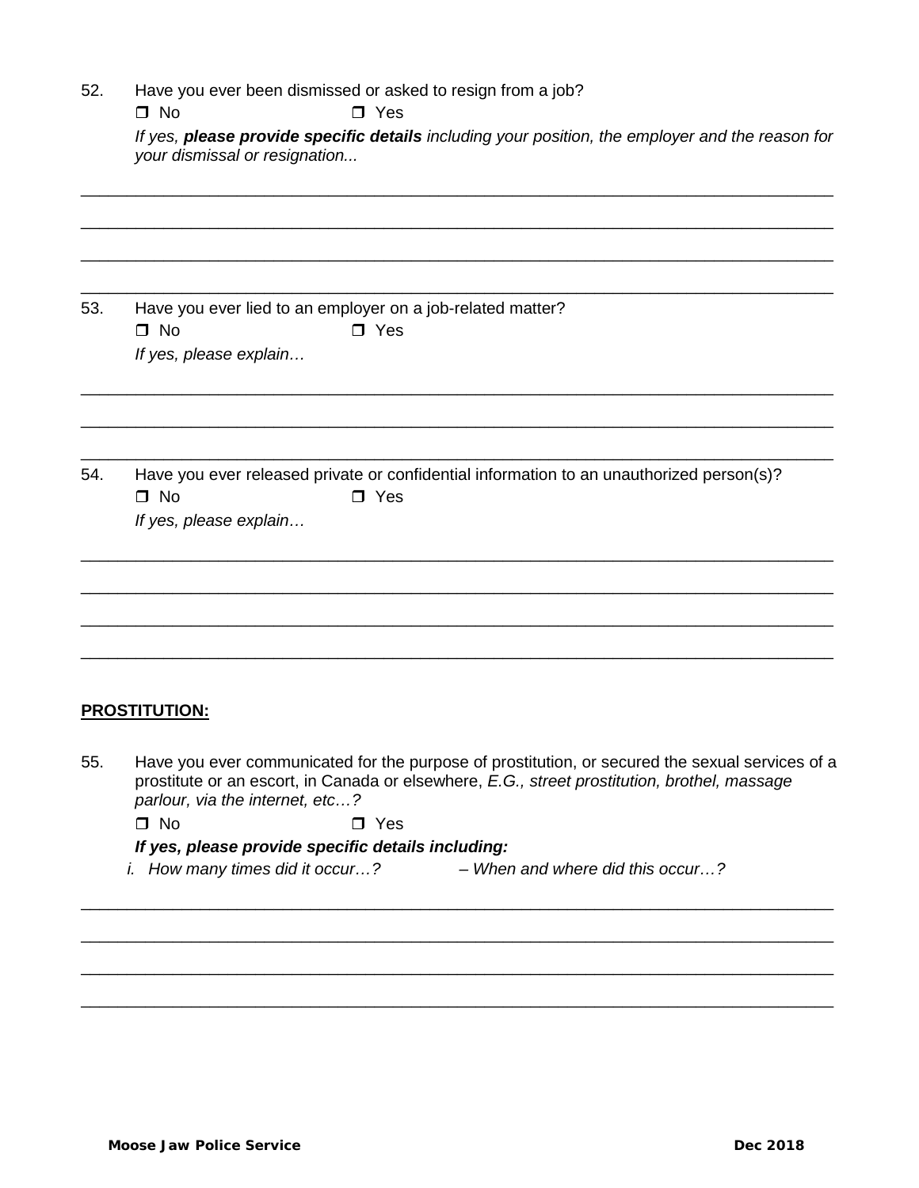52. Have you ever been dismissed or asked to resign from a job?

❒ No ❒ Yes

*If yes, **please provide specific details** including your position, the employer and the reason for your dismissal or resignation...*

\_\_\_\_\_\_\_\_\_\_\_\_\_\_\_\_\_\_\_\_\_\_\_\_\_\_\_\_\_\_\_\_\_\_\_\_\_\_\_\_\_\_\_\_\_\_\_\_\_\_\_\_\_\_\_\_\_\_\_\_\_\_\_\_\_\_\_\_\_\_\_\_\_\_\_\_

\_\_\_\_\_\_\_\_\_\_\_\_\_\_\_\_\_\_\_\_\_\_\_\_\_\_\_\_\_\_\_\_\_\_\_\_\_\_\_\_\_\_\_\_\_\_\_\_\_\_\_\_\_\_\_\_\_\_\_\_\_\_\_\_\_\_\_\_\_\_\_\_\_\_\_\_

\_\_\_\_\_\_\_\_\_\_\_\_\_\_\_\_\_\_\_\_\_\_\_\_\_\_\_\_\_\_\_\_\_\_\_\_\_\_\_\_\_\_\_\_\_\_\_\_\_\_\_\_\_\_\_\_\_\_\_\_\_\_\_\_\_\_\_\_\_\_\_\_\_\_\_\_

\_\_\_\_\_\_\_\_\_\_\_\_\_\_\_\_\_\_\_\_\_\_\_\_\_\_\_\_\_\_\_\_\_\_\_\_\_\_\_\_\_\_\_\_\_\_\_\_\_\_\_\_\_\_\_\_\_\_\_\_\_\_\_\_\_\_\_\_\_\_\_\_\_\_\_\_

53. Have you ever lied to an employer on a job-related matter?

❒ No ❒ Yes

*If yes, please explain…*

\_\_\_\_\_\_\_\_\_\_\_\_\_\_\_\_\_\_\_\_\_\_\_\_\_\_\_\_\_\_\_\_\_\_\_\_\_\_\_\_\_\_\_\_\_\_\_\_\_\_\_\_\_\_\_\_\_\_\_\_\_\_\_\_\_\_\_\_\_\_\_\_\_\_\_\_

\_\_\_\_\_\_\_\_\_\_\_\_\_\_\_\_\_\_\_\_\_\_\_\_\_\_\_\_\_\_\_\_\_\_\_\_\_\_\_\_\_\_\_\_\_\_\_\_\_\_\_\_\_\_\_\_\_\_\_\_\_\_\_\_\_\_\_\_\_\_\_\_\_\_\_\_

\_\_\_\_\_\_\_\_\_\_\_\_\_\_\_\_\_\_\_\_\_\_\_\_\_\_\_\_\_\_\_\_\_\_\_\_\_\_\_\_\_\_\_\_\_\_\_\_\_\_\_\_\_\_\_\_\_\_\_\_\_\_\_\_\_\_\_\_\_\_\_\_\_\_\_\_

54. Have you ever released private or confidential information to an unauthorized person(s)?

❒ No ❒ Yes

*If yes, please explain…*

\_\_\_\_\_\_\_\_\_\_\_\_\_\_\_\_\_\_\_\_\_\_\_\_\_\_\_\_\_\_\_\_\_\_\_\_\_\_\_\_\_\_\_\_\_\_\_\_\_\_\_\_\_\_\_\_\_\_\_\_\_\_\_\_\_\_\_\_\_\_\_\_\_\_\_\_

\_\_\_\_\_\_\_\_\_\_\_\_\_\_\_\_\_\_\_\_\_\_\_\_\_\_\_\_\_\_\_\_\_\_\_\_\_\_\_\_\_\_\_\_\_\_\_\_\_\_\_\_\_\_\_\_\_\_\_\_\_\_\_\_\_\_\_\_\_\_\_\_\_\_\_\_

\_\_\_\_\_\_\_\_\_\_\_\_\_\_\_\_\_\_\_\_\_\_\_\_\_\_\_\_\_\_\_\_\_\_\_\_\_\_\_\_\_\_\_\_\_\_\_\_\_\_\_\_\_\_\_\_\_\_\_\_\_\_\_\_\_\_\_\_\_\_\_\_\_\_\_\_

\_\_\_\_\_\_\_\_\_\_\_\_\_\_\_\_\_\_\_\_\_\_\_\_\_\_\_\_\_\_\_\_\_\_\_\_\_\_\_\_\_\_\_\_\_\_\_\_\_\_\_\_\_\_\_\_\_\_\_\_\_\_\_\_\_\_\_\_\_\_\_\_\_\_\_\_

**PROSTITUTION:**

55. Have you ever communicated for the purpose of prostitution, or secured the sexual services of a prostitute or an escort, in Canada or elsewhere, *E.G., street prostitution, brothel, massage parlour, via the internet, etc…?*

❒ No ❒ Yes

***If yes, please provide specific details including:***

*i. How many times did it occur…? – When and where did this occur…?*

\_\_\_\_\_\_\_\_\_\_\_\_\_\_\_\_\_\_\_\_\_\_\_\_\_\_\_\_\_\_\_\_\_\_\_\_\_\_\_\_\_\_\_\_\_\_\_\_\_\_\_\_\_\_\_\_\_\_\_\_\_\_\_\_\_\_\_\_\_\_\_\_\_\_\_\_

\_\_\_\_\_\_\_\_\_\_\_\_\_\_\_\_\_\_\_\_\_\_\_\_\_\_\_\_\_\_\_\_\_\_\_\_\_\_\_\_\_\_\_\_\_\_\_\_\_\_\_\_\_\_\_\_\_\_\_\_\_\_\_\_\_\_\_\_\_\_\_\_\_\_\_\_

\_\_\_\_\_\_\_\_\_\_\_\_\_\_\_\_\_\_\_\_\_\_\_\_\_\_\_\_\_\_\_\_\_\_\_\_\_\_\_\_\_\_\_\_\_\_\_\_\_\_\_\_\_\_\_\_\_\_\_\_\_\_\_\_\_\_\_\_\_\_\_\_\_\_\_\_

\_\_\_\_\_\_\_\_\_\_\_\_\_\_\_\_\_\_\_\_\_\_\_\_\_\_\_\_\_\_\_\_\_\_\_\_\_\_\_\_\_\_\_\_\_\_\_\_\_\_\_\_\_\_\_\_\_\_\_\_\_\_\_\_\_\_\_\_\_\_\_\_\_\_\_\_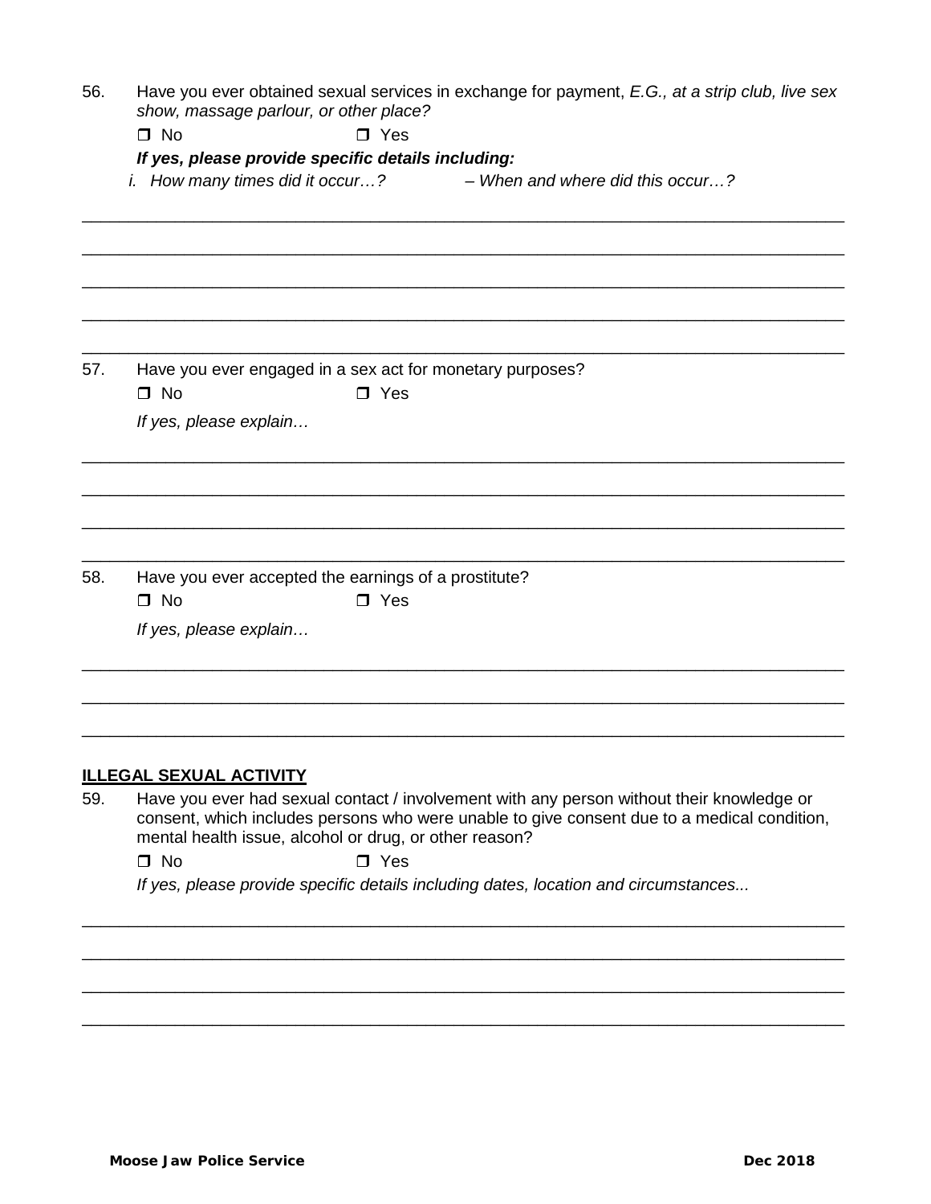56. Have you ever obtained sexual services in exchange for payment, *E.G., at a strip club, live sex show, massage parlour, or other place?*

☐ No ☐ Yes

***If yes, please provide specific details including:***

*i. How many times did it occur…? – When and where did this occur…?*

\_\_\_\_\_\_\_\_\_\_\_\_\_\_\_\_\_\_\_\_\_\_\_\_\_\_\_\_\_\_\_\_\_\_\_\_\_\_\_\_\_\_\_\_\_\_\_\_\_\_\_\_\_\_\_\_\_\_\_\_\_\_\_\_\_\_\_\_\_\_\_\_\_\_\_\_\_\_

\_\_\_\_\_\_\_\_\_\_\_\_\_\_\_\_\_\_\_\_\_\_\_\_\_\_\_\_\_\_\_\_\_\_\_\_\_\_\_\_\_\_\_\_\_\_\_\_\_\_\_\_\_\_\_\_\_\_\_\_\_\_\_\_\_\_\_\_\_\_\_\_\_\_\_\_\_\_

\_\_\_\_\_\_\_\_\_\_\_\_\_\_\_\_\_\_\_\_\_\_\_\_\_\_\_\_\_\_\_\_\_\_\_\_\_\_\_\_\_\_\_\_\_\_\_\_\_\_\_\_\_\_\_\_\_\_\_\_\_\_\_\_\_\_\_\_\_\_\_\_\_\_\_\_\_\_

\_\_\_\_\_\_\_\_\_\_\_\_\_\_\_\_\_\_\_\_\_\_\_\_\_\_\_\_\_\_\_\_\_\_\_\_\_\_\_\_\_\_\_\_\_\_\_\_\_\_\_\_\_\_\_\_\_\_\_\_\_\_\_\_\_\_\_\_\_\_\_\_\_\_\_\_\_\_

\_\_\_\_\_\_\_\_\_\_\_\_\_\_\_\_\_\_\_\_\_\_\_\_\_\_\_\_\_\_\_\_\_\_\_\_\_\_\_\_\_\_\_\_\_\_\_\_\_\_\_\_\_\_\_\_\_\_\_\_\_\_\_\_\_\_\_\_\_\_\_\_\_\_\_\_\_\_

57. Have you ever engaged in a sex act for monetary purposes?

☐ No ☐ Yes

*If yes, please explain…*

\_\_\_\_\_\_\_\_\_\_\_\_\_\_\_\_\_\_\_\_\_\_\_\_\_\_\_\_\_\_\_\_\_\_\_\_\_\_\_\_\_\_\_\_\_\_\_\_\_\_\_\_\_\_\_\_\_\_\_\_\_\_\_\_\_\_\_\_\_\_\_\_\_\_\_\_\_\_

\_\_\_\_\_\_\_\_\_\_\_\_\_\_\_\_\_\_\_\_\_\_\_\_\_\_\_\_\_\_\_\_\_\_\_\_\_\_\_\_\_\_\_\_\_\_\_\_\_\_\_\_\_\_\_\_\_\_\_\_\_\_\_\_\_\_\_\_\_\_\_\_\_\_\_\_\_\_

\_\_\_\_\_\_\_\_\_\_\_\_\_\_\_\_\_\_\_\_\_\_\_\_\_\_\_\_\_\_\_\_\_\_\_\_\_\_\_\_\_\_\_\_\_\_\_\_\_\_\_\_\_\_\_\_\_\_\_\_\_\_\_\_\_\_\_\_\_\_\_\_\_\_\_\_\_\_

\_\_\_\_\_\_\_\_\_\_\_\_\_\_\_\_\_\_\_\_\_\_\_\_\_\_\_\_\_\_\_\_\_\_\_\_\_\_\_\_\_\_\_\_\_\_\_\_\_\_\_\_\_\_\_\_\_\_\_\_\_\_\_\_\_\_\_\_\_\_\_\_\_\_\_\_\_\_

58. Have you ever accepted the earnings of a prostitute?

☐ No ☐ Yes

*If yes, please explain…*

\_\_\_\_\_\_\_\_\_\_\_\_\_\_\_\_\_\_\_\_\_\_\_\_\_\_\_\_\_\_\_\_\_\_\_\_\_\_\_\_\_\_\_\_\_\_\_\_\_\_\_\_\_\_\_\_\_\_\_\_\_\_\_\_\_\_\_\_\_\_\_\_\_\_\_\_\_\_

\_\_\_\_\_\_\_\_\_\_\_\_\_\_\_\_\_\_\_\_\_\_\_\_\_\_\_\_\_\_\_\_\_\_\_\_\_\_\_\_\_\_\_\_\_\_\_\_\_\_\_\_\_\_\_\_\_\_\_\_\_\_\_\_\_\_\_\_\_\_\_\_\_\_\_\_\_\_

\_\_\_\_\_\_\_\_\_\_\_\_\_\_\_\_\_\_\_\_\_\_\_\_\_\_\_\_\_\_\_\_\_\_\_\_\_\_\_\_\_\_\_\_\_\_\_\_\_\_\_\_\_\_\_\_\_\_\_\_\_\_\_\_\_\_\_\_\_\_\_\_\_\_\_\_\_\_

## ILLEGAL SEXUAL ACTIVITY

59. Have you ever had sexual contact / involvement with any person without their knowledge or consent, which includes persons who were unable to give consent due to a medical condition, mental health issue, alcohol or drug, or other reason?

☐ No ☐ Yes

*If yes, please provide specific details including dates, location and circumstances...*

\_\_\_\_\_\_\_\_\_\_\_\_\_\_\_\_\_\_\_\_\_\_\_\_\_\_\_\_\_\_\_\_\_\_\_\_\_\_\_\_\_\_\_\_\_\_\_\_\_\_\_\_\_\_\_\_\_\_\_\_\_\_\_\_\_\_\_\_\_\_\_\_\_\_\_\_\_\_

\_\_\_\_\_\_\_\_\_\_\_\_\_\_\_\_\_\_\_\_\_\_\_\_\_\_\_\_\_\_\_\_\_\_\_\_\_\_\_\_\_\_\_\_\_\_\_\_\_\_\_\_\_\_\_\_\_\_\_\_\_\_\_\_\_\_\_\_\_\_\_\_\_\_\_\_\_\_

\_\_\_\_\_\_\_\_\_\_\_\_\_\_\_\_\_\_\_\_\_\_\_\_\_\_\_\_\_\_\_\_\_\_\_\_\_\_\_\_\_\_\_\_\_\_\_\_\_\_\_\_\_\_\_\_\_\_\_\_\_\_\_\_\_\_\_\_\_\_\_\_\_\_\_\_\_\_

\_\_\_\_\_\_\_\_\_\_\_\_\_\_\_\_\_\_\_\_\_\_\_\_\_\_\_\_\_\_\_\_\_\_\_\_\_\_\_\_\_\_\_\_\_\_\_\_\_\_\_\_\_\_\_\_\_\_\_\_\_\_\_\_\_\_\_\_\_\_\_\_\_\_\_\_\_\_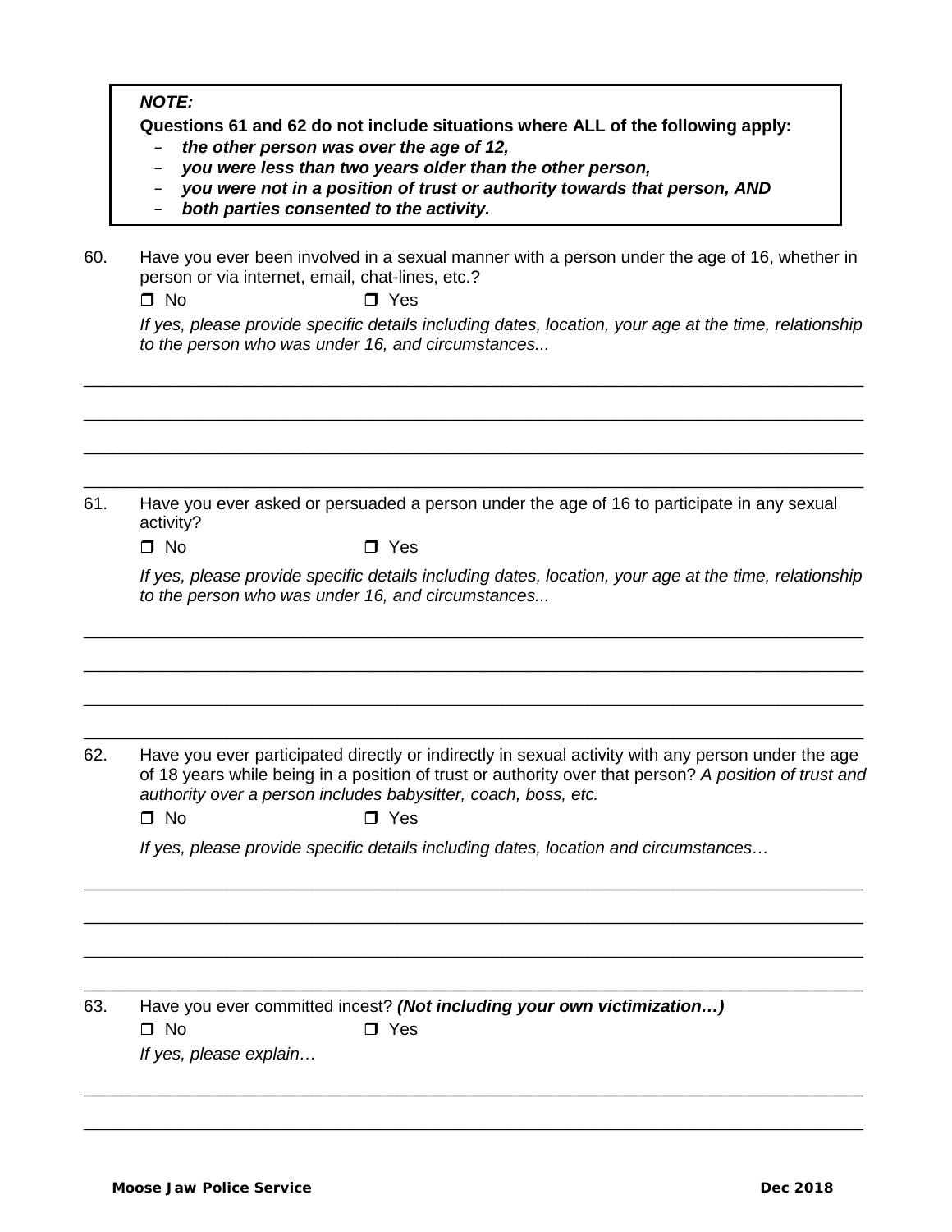> ***NOTE:***
>
> **Questions 61 and 62 do not include situations where ALL of the following apply:**
>
> - ***the other person was over the age of 12,***
> - ***you were less than two years older than the other person,***
> - ***you were not in a position of trust or authority towards that person, AND***
> - ***both parties consented to the activity.***

60. Have you ever been involved in a sexual manner with a person under the age of 16, whether in person or via internet, email, chat-lines, etc.?

    ❒ No ❒ Yes

    *If yes, please provide specific details including dates, location, your age at the time, relationship to the person who was under 16, and circumstances...*

________________________________________________________________________________

________________________________________________________________________________

________________________________________________________________________________

________________________________________________________________________________

61. Have you ever asked or persuaded a person under the age of 16 to participate in any sexual activity?

    ❒ No ❒ Yes

    *If yes, please provide specific details including dates, location, your age at the time, relationship to the person who was under 16, and circumstances...*

________________________________________________________________________________

________________________________________________________________________________

________________________________________________________________________________

________________________________________________________________________________

62. Have you ever participated directly or indirectly in sexual activity with any person under the age of 18 years while being in a position of trust or authority over that person? *A position of trust and authority over a person includes babysitter, coach, boss, etc.*

    ❒ No ❒ Yes

    *If yes, please provide specific details including dates, location and circumstances…*

________________________________________________________________________________

________________________________________________________________________________

________________________________________________________________________________

________________________________________________________________________________

63. Have you ever committed incest? ***(Not including your own victimization…)***

    ❒ No ❒ Yes

    *If yes, please explain…*

________________________________________________________________________________

________________________________________________________________________________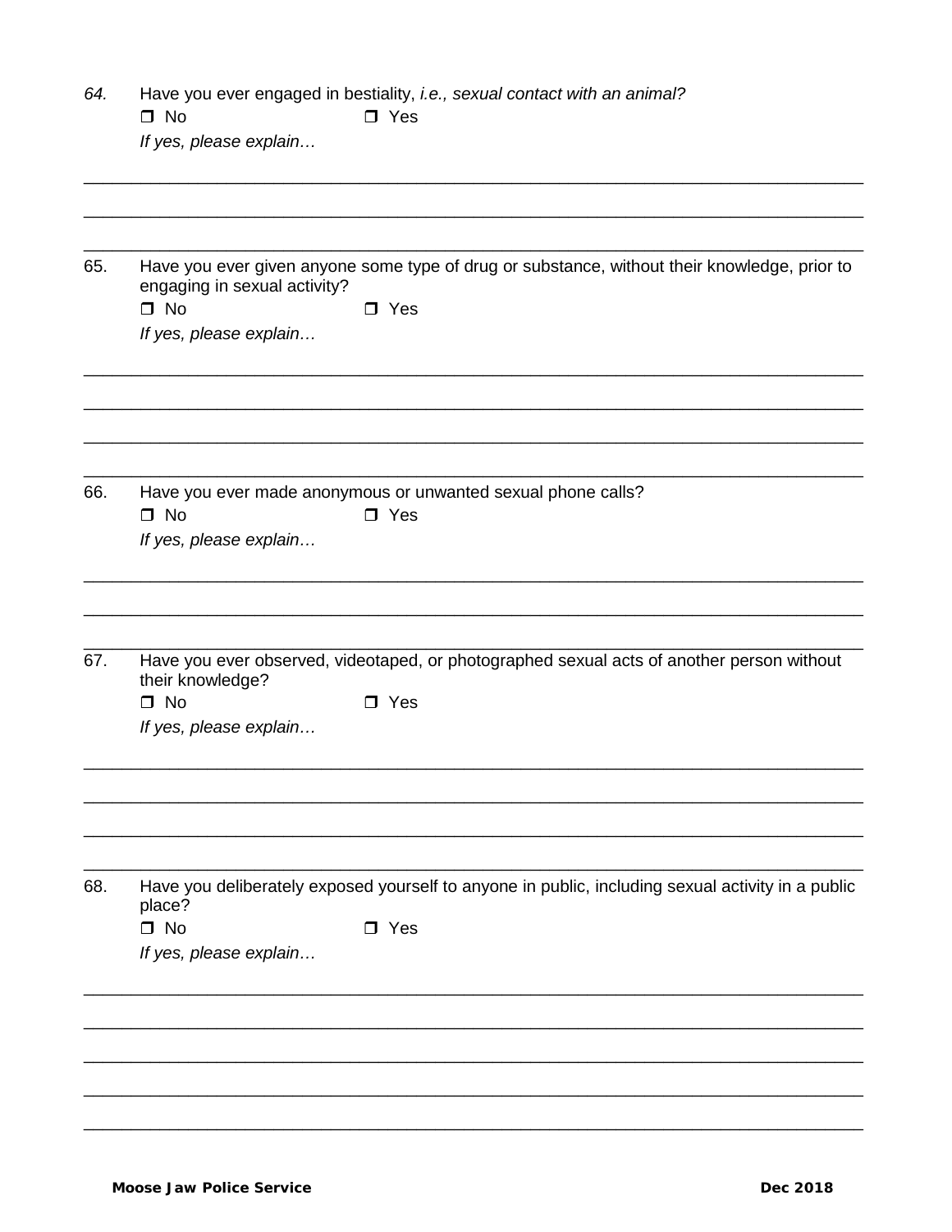*64.* Have you ever engaged in bestiality, *i.e., sexual contact with an animal?*

❒ No ❒ Yes

*If yes, please explain…*

___

___

___

65. Have you ever given anyone some type of drug or substance, without their knowledge, prior to engaging in sexual activity?

❒ No ❒ Yes

*If yes, please explain…*

___

___

___

___

66. Have you ever made anonymous or unwanted sexual phone calls?

❒ No ❒ Yes

*If yes, please explain…*

___

___

___

67. Have you ever observed, videotaped, or photographed sexual acts of another person without their knowledge?

❒ No ❒ Yes

*If yes, please explain…*

___

___

___

___

68. Have you deliberately exposed yourself to anyone in public, including sexual activity in a public place?

❒ No ❒ Yes

*If yes, please explain…*

___

___

___

___

___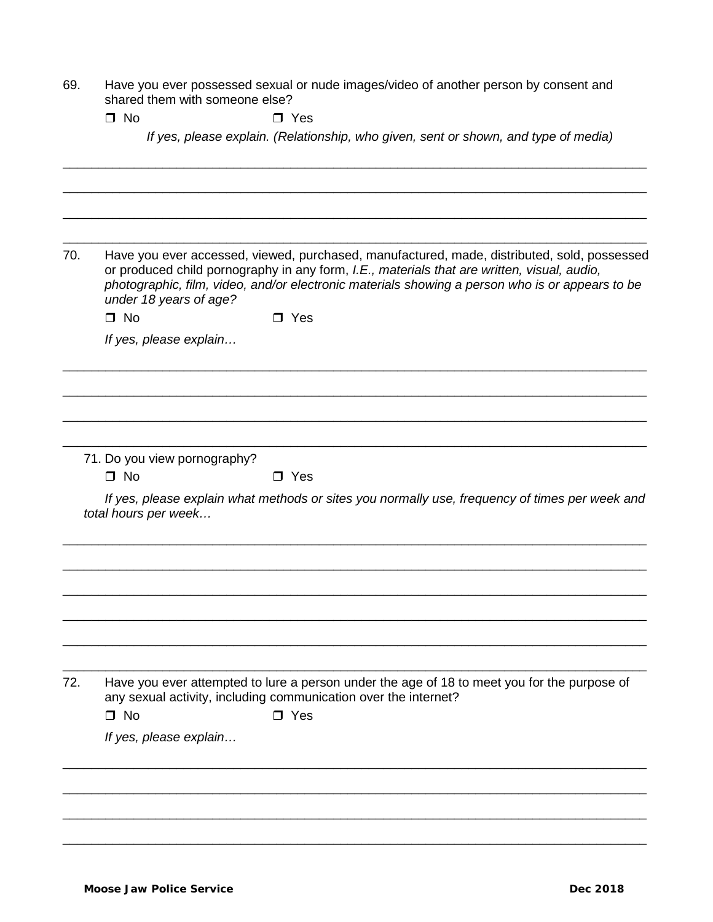69. Have you ever possessed sexual or nude images/video of another person by consent and shared them with someone else?

☐ No ☐ Yes

*If yes, please explain. (Relationship, who given, sent or shown, and type of media)*

\_\_\_\_\_\_\_\_\_\_\_\_\_\_\_\_\_\_\_\_\_\_\_\_\_\_\_\_\_\_\_\_\_\_\_\_\_\_\_\_\_\_\_\_\_\_\_\_\_\_\_\_\_\_\_\_\_\_\_\_\_\_\_\_\_\_\_\_\_\_\_\_\_\_\_\_

\_\_\_\_\_\_\_\_\_\_\_\_\_\_\_\_\_\_\_\_\_\_\_\_\_\_\_\_\_\_\_\_\_\_\_\_\_\_\_\_\_\_\_\_\_\_\_\_\_\_\_\_\_\_\_\_\_\_\_\_\_\_\_\_\_\_\_\_\_\_\_\_\_\_\_\_

\_\_\_\_\_\_\_\_\_\_\_\_\_\_\_\_\_\_\_\_\_\_\_\_\_\_\_\_\_\_\_\_\_\_\_\_\_\_\_\_\_\_\_\_\_\_\_\_\_\_\_\_\_\_\_\_\_\_\_\_\_\_\_\_\_\_\_\_\_\_\_\_\_\_\_\_

\_\_\_\_\_\_\_\_\_\_\_\_\_\_\_\_\_\_\_\_\_\_\_\_\_\_\_\_\_\_\_\_\_\_\_\_\_\_\_\_\_\_\_\_\_\_\_\_\_\_\_\_\_\_\_\_\_\_\_\_\_\_\_\_\_\_\_\_\_\_\_\_\_\_\_\_

70. Have you ever accessed, viewed, purchased, manufactured, made, distributed, sold, possessed or produced child pornography in any form, *I.E., materials that are written, visual, audio, photographic, film, video, and/or electronic materials showing a person who is or appears to be under 18 years of age?*

☐ No ☐ Yes

*If yes, please explain…*

\_\_\_\_\_\_\_\_\_\_\_\_\_\_\_\_\_\_\_\_\_\_\_\_\_\_\_\_\_\_\_\_\_\_\_\_\_\_\_\_\_\_\_\_\_\_\_\_\_\_\_\_\_\_\_\_\_\_\_\_\_\_\_\_\_\_\_\_\_\_\_\_\_\_\_\_

\_\_\_\_\_\_\_\_\_\_\_\_\_\_\_\_\_\_\_\_\_\_\_\_\_\_\_\_\_\_\_\_\_\_\_\_\_\_\_\_\_\_\_\_\_\_\_\_\_\_\_\_\_\_\_\_\_\_\_\_\_\_\_\_\_\_\_\_\_\_\_\_\_\_\_\_

\_\_\_\_\_\_\_\_\_\_\_\_\_\_\_\_\_\_\_\_\_\_\_\_\_\_\_\_\_\_\_\_\_\_\_\_\_\_\_\_\_\_\_\_\_\_\_\_\_\_\_\_\_\_\_\_\_\_\_\_\_\_\_\_\_\_\_\_\_\_\_\_\_\_\_\_

\_\_\_\_\_\_\_\_\_\_\_\_\_\_\_\_\_\_\_\_\_\_\_\_\_\_\_\_\_\_\_\_\_\_\_\_\_\_\_\_\_\_\_\_\_\_\_\_\_\_\_\_\_\_\_\_\_\_\_\_\_\_\_\_\_\_\_\_\_\_\_\_\_\_\_\_

71. Do you view pornography?

☐ No ☐ Yes

*If yes, please explain what methods or sites you normally use, frequency of times per week and total hours per week…*

\_\_\_\_\_\_\_\_\_\_\_\_\_\_\_\_\_\_\_\_\_\_\_\_\_\_\_\_\_\_\_\_\_\_\_\_\_\_\_\_\_\_\_\_\_\_\_\_\_\_\_\_\_\_\_\_\_\_\_\_\_\_\_\_\_\_\_\_\_\_\_\_\_\_\_\_

\_\_\_\_\_\_\_\_\_\_\_\_\_\_\_\_\_\_\_\_\_\_\_\_\_\_\_\_\_\_\_\_\_\_\_\_\_\_\_\_\_\_\_\_\_\_\_\_\_\_\_\_\_\_\_\_\_\_\_\_\_\_\_\_\_\_\_\_\_\_\_\_\_\_\_\_

\_\_\_\_\_\_\_\_\_\_\_\_\_\_\_\_\_\_\_\_\_\_\_\_\_\_\_\_\_\_\_\_\_\_\_\_\_\_\_\_\_\_\_\_\_\_\_\_\_\_\_\_\_\_\_\_\_\_\_\_\_\_\_\_\_\_\_\_\_\_\_\_\_\_\_\_

\_\_\_\_\_\_\_\_\_\_\_\_\_\_\_\_\_\_\_\_\_\_\_\_\_\_\_\_\_\_\_\_\_\_\_\_\_\_\_\_\_\_\_\_\_\_\_\_\_\_\_\_\_\_\_\_\_\_\_\_\_\_\_\_\_\_\_\_\_\_\_\_\_\_\_\_

\_\_\_\_\_\_\_\_\_\_\_\_\_\_\_\_\_\_\_\_\_\_\_\_\_\_\_\_\_\_\_\_\_\_\_\_\_\_\_\_\_\_\_\_\_\_\_\_\_\_\_\_\_\_\_\_\_\_\_\_\_\_\_\_\_\_\_\_\_\_\_\_\_\_\_\_

\_\_\_\_\_\_\_\_\_\_\_\_\_\_\_\_\_\_\_\_\_\_\_\_\_\_\_\_\_\_\_\_\_\_\_\_\_\_\_\_\_\_\_\_\_\_\_\_\_\_\_\_\_\_\_\_\_\_\_\_\_\_\_\_\_\_\_\_\_\_\_\_\_\_\_\_

72. Have you ever attempted to lure a person under the age of 18 to meet you for the purpose of any sexual activity, including communication over the internet?

☐ No ☐ Yes

*If yes, please explain…*

\_\_\_\_\_\_\_\_\_\_\_\_\_\_\_\_\_\_\_\_\_\_\_\_\_\_\_\_\_\_\_\_\_\_\_\_\_\_\_\_\_\_\_\_\_\_\_\_\_\_\_\_\_\_\_\_\_\_\_\_\_\_\_\_\_\_\_\_\_\_\_\_\_\_\_\_

\_\_\_\_\_\_\_\_\_\_\_\_\_\_\_\_\_\_\_\_\_\_\_\_\_\_\_\_\_\_\_\_\_\_\_\_\_\_\_\_\_\_\_\_\_\_\_\_\_\_\_\_\_\_\_\_\_\_\_\_\_\_\_\_\_\_\_\_\_\_\_\_\_\_\_\_

\_\_\_\_\_\_\_\_\_\_\_\_\_\_\_\_\_\_\_\_\_\_\_\_\_\_\_\_\_\_\_\_\_\_\_\_\_\_\_\_\_\_\_\_\_\_\_\_\_\_\_\_\_\_\_\_\_\_\_\_\_\_\_\_\_\_\_\_\_\_\_\_\_\_\_\_

\_\_\_\_\_\_\_\_\_\_\_\_\_\_\_\_\_\_\_\_\_\_\_\_\_\_\_\_\_\_\_\_\_\_\_\_\_\_\_\_\_\_\_\_\_\_\_\_\_\_\_\_\_\_\_\_\_\_\_\_\_\_\_\_\_\_\_\_\_\_\_\_\_\_\_\_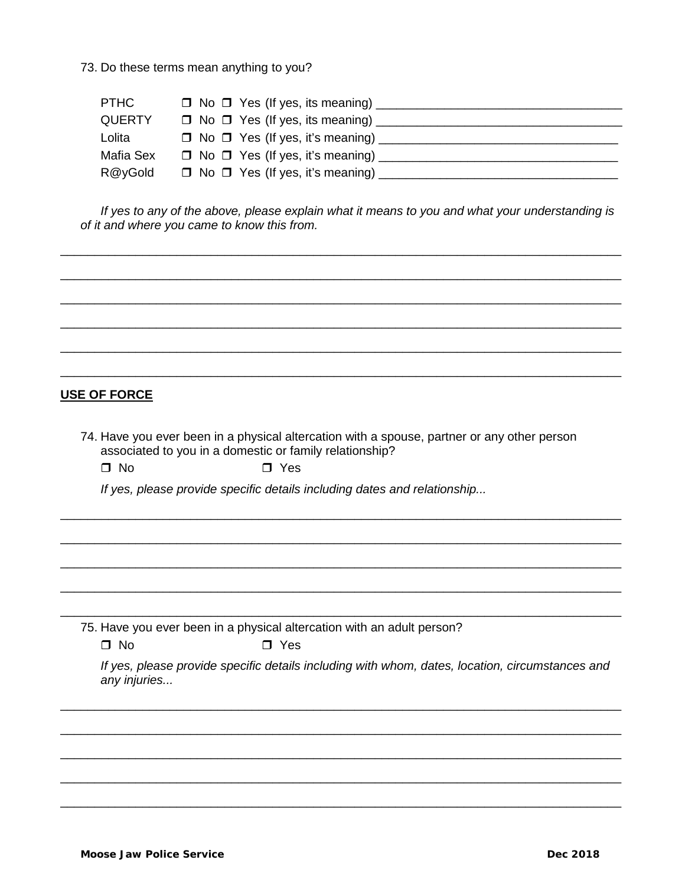73. Do these terms mean anything to you?

| | |
|---|---|
| PTHC | ❒ No ❒ Yes (If yes, its meaning) ____________________________________ |
| QUERTY | ❒ No ❒ Yes (If yes, its meaning) ____________________________________ |
| Lolita | ❒ No ❒ Yes (If yes, it's meaning) ___________________________________ |
| Mafia Sex | ❒ No ❒ Yes (If yes, it's meaning) ___________________________________ |
| R@yGold | ❒ No ❒ Yes (If yes, it's meaning) ___________________________________ |

*If yes to any of the above, please explain what it means to you and what your understanding is of it and where you came to know this from.*

______________________________________________________________________________

______________________________________________________________________________

______________________________________________________________________________

______________________________________________________________________________

______________________________________________________________________________

______________________________________________________________________________

**USE OF FORCE**

74. Have you ever been in a physical altercation with a spouse, partner or any other person associated to you in a domestic or family relationship?

❒ No ❒ Yes

*If yes, please provide specific details including dates and relationship...*

______________________________________________________________________________

______________________________________________________________________________

______________________________________________________________________________

______________________________________________________________________________

______________________________________________________________________________

75. Have you ever been in a physical altercation with an adult person?

❒ No ❒ Yes

*If yes, please provide specific details including with whom, dates, location, circumstances and any injuries...*

______________________________________________________________________________

______________________________________________________________________________

______________________________________________________________________________

______________________________________________________________________________

______________________________________________________________________________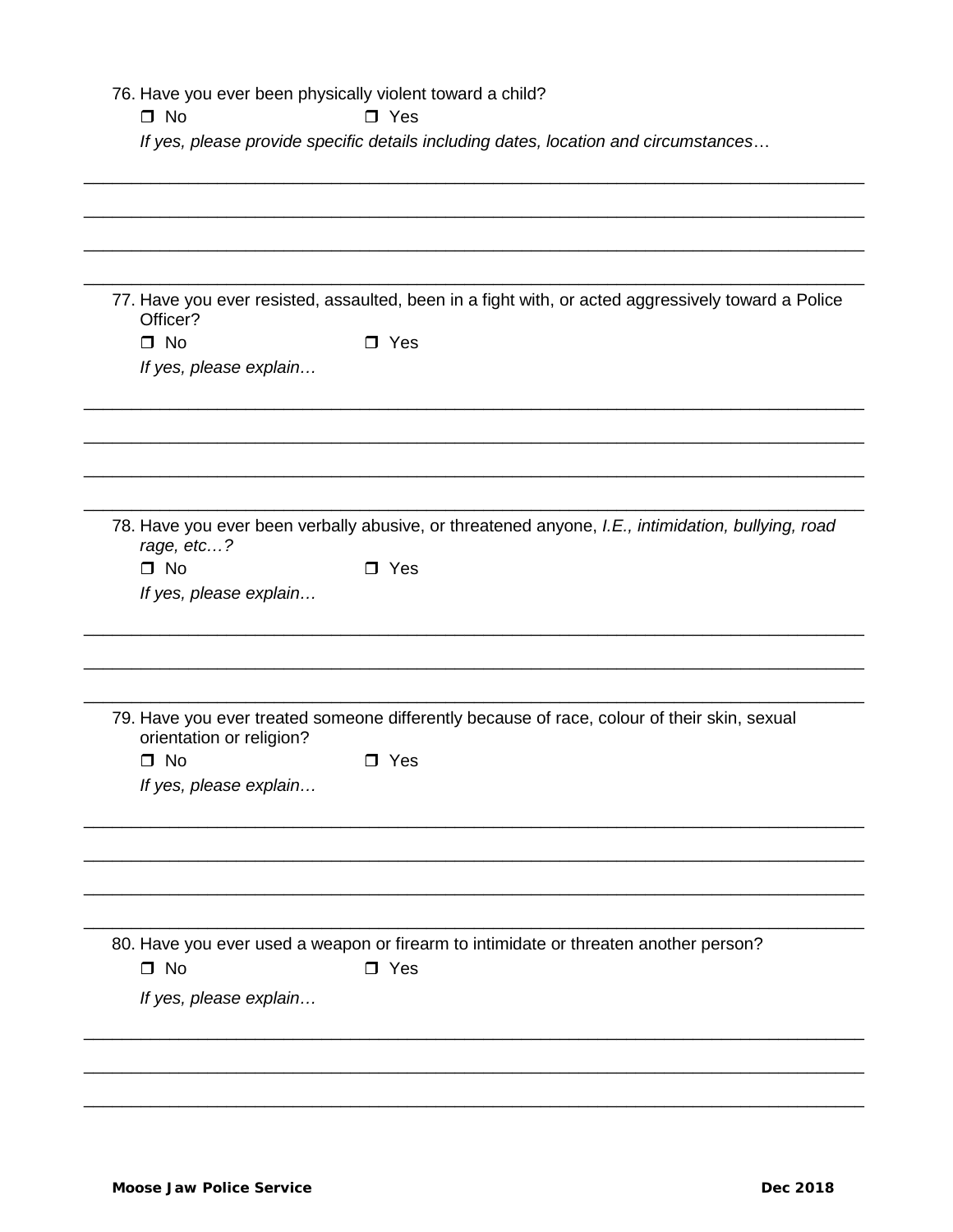76. Have you ever been physically violent toward a child?

   ❒ No ❒ Yes

   *If yes, please provide specific details including dates, location and circumstances…*

___________________________________________________________________________

___________________________________________________________________________

___________________________________________________________________________

___________________________________________________________________________

77. Have you ever resisted, assaulted, been in a fight with, or acted aggressively toward a Police Officer?

   ❒ No ❒ Yes

   *If yes, please explain…*

___________________________________________________________________________

___________________________________________________________________________

___________________________________________________________________________

___________________________________________________________________________

78. Have you ever been verbally abusive, or threatened anyone, *I.E., intimidation, bullying, road rage, etc…?*

   ❒ No ❒ Yes

   *If yes, please explain…*

___________________________________________________________________________

___________________________________________________________________________

___________________________________________________________________________

79. Have you ever treated someone differently because of race, colour of their skin, sexual orientation or religion?

   ❒ No ❒ Yes

   *If yes, please explain…*

___________________________________________________________________________

___________________________________________________________________________

___________________________________________________________________________

___________________________________________________________________________

80. Have you ever used a weapon or firearm to intimidate or threaten another person?

   ❒ No ❒ Yes

   *If yes, please explain…*

___________________________________________________________________________

___________________________________________________________________________

___________________________________________________________________________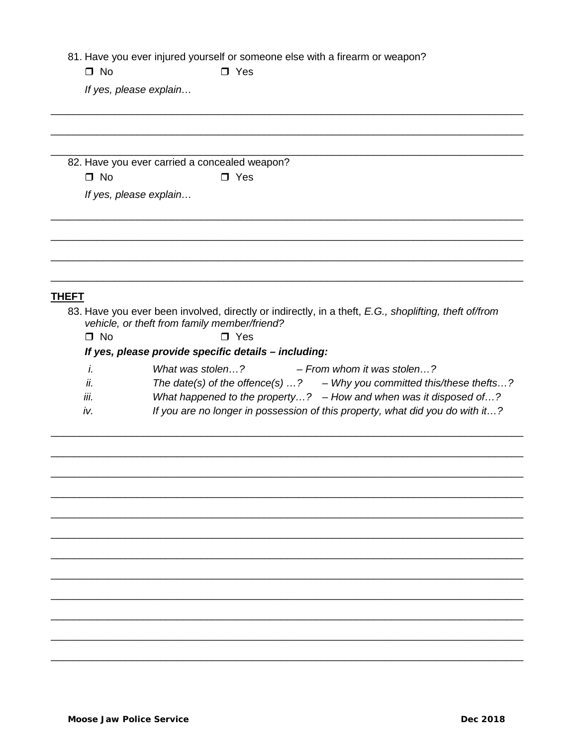81. Have you ever injured yourself or someone else with a firearm or weapon?

❒ No ❒ Yes

*If yes, please explain…*

_______________________________________________________________________________

_______________________________________________________________________________

_______________________________________________________________________________

82. Have you ever carried a concealed weapon?

❒ No ❒ Yes

*If yes, please explain…*

_______________________________________________________________________________

_______________________________________________________________________________

_______________________________________________________________________________

_______________________________________________________________________________

**THEFT**

83. Have you ever been involved, directly or indirectly, in a theft, *E.G., shoplifting, theft of/from vehicle, or theft from family member/friend?*

❒ No ❒ Yes

***If yes, please provide specific details – including:***

*i. What was stolen…? – From whom it was stolen…?*

*ii. The date(s) of the offence(s) …? – Why you committed this/these thefts…?*

*iii. What happened to the property…? – How and when was it disposed of…?*

*iv. If you are no longer in possession of this property, what did you do with it…?*

_______________________________________________________________________________

_______________________________________________________________________________

_______________________________________________________________________________

_______________________________________________________________________________

_______________________________________________________________________________

_______________________________________________________________________________

_______________________________________________________________________________

_______________________________________________________________________________

_______________________________________________________________________________

_______________________________________________________________________________

_______________________________________________________________________________

_______________________________________________________________________________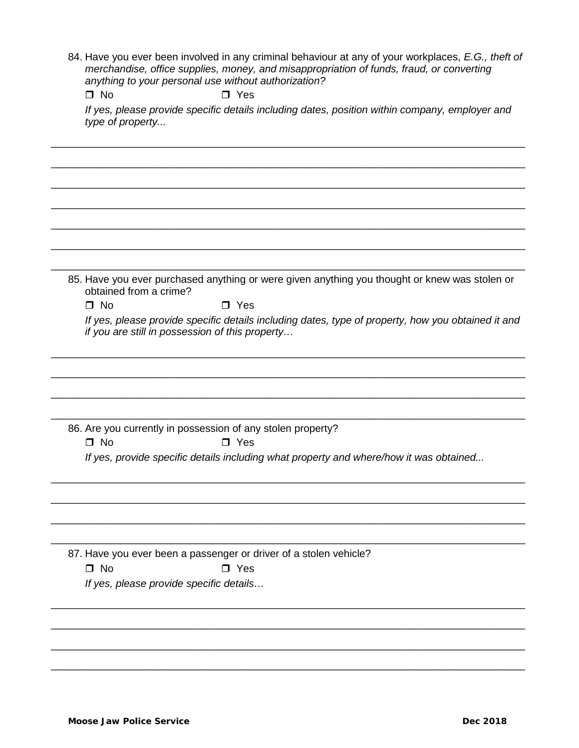84. Have you ever been involved in any criminal behaviour at any of your workplaces, *E.G., theft of merchandise, office supplies, money, and misappropriation of funds, fraud, or converting anything to your personal use without authorization?*

   ☐ No ☐ Yes

   *If yes, please provide specific details including dates, position within company, employer and type of property...*

___

___

___

___

___

___

___

85. Have you ever purchased anything or were given anything you thought or knew was stolen or obtained from a crime?

   ☐ No ☐ Yes

   *If yes, please provide specific details including dates, type of property, how you obtained it and if you are still in possession of this property…*

___

___

___

___

86. Are you currently in possession of any stolen property?

   ☐ No ☐ Yes

   *If yes, provide specific details including what property and where/how it was obtained...*

___

___

___

___

87. Have you ever been a passenger or driver of a stolen vehicle?

   ☐ No ☐ Yes

   *If yes, please provide specific details…*

___

___

___

___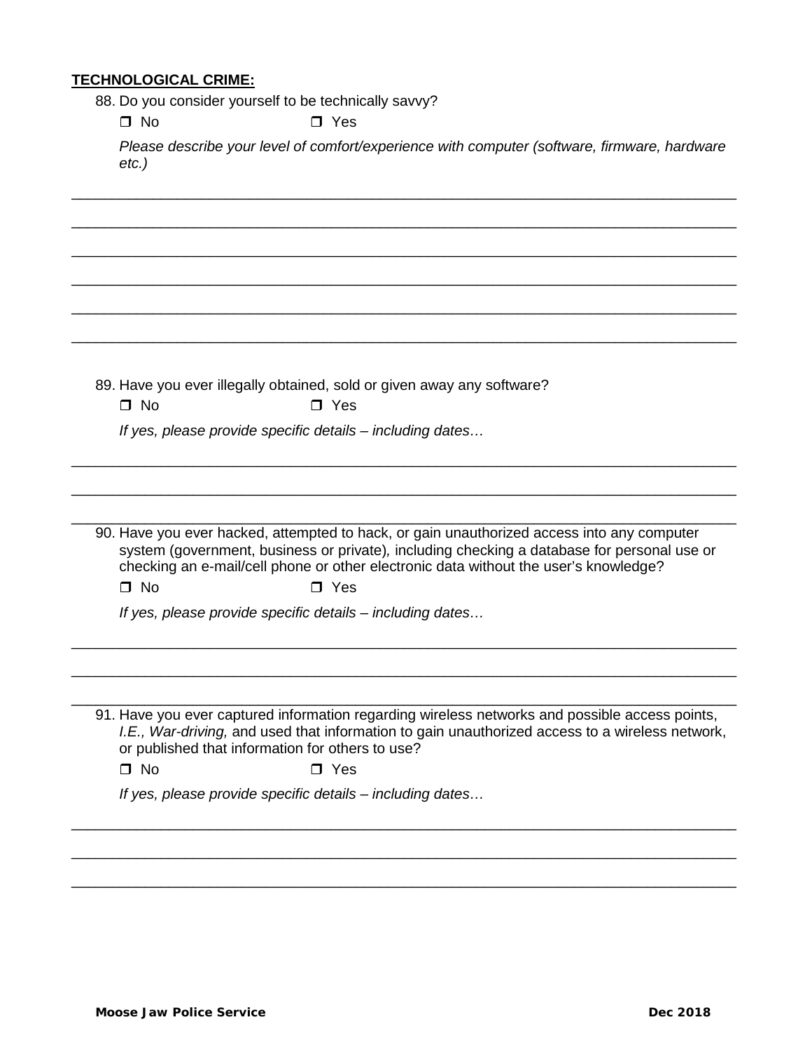**TECHNOLOGICAL CRIME:**

88. Do you consider yourself to be technically savvy?

    ❒ No ❒ Yes

    *Please describe your level of comfort/experience with computer (software, firmware, hardware etc.)*

______________________________________________________________________________

______________________________________________________________________________

______________________________________________________________________________

______________________________________________________________________________

______________________________________________________________________________

______________________________________________________________________________

89. Have you ever illegally obtained, sold or given away any software?

    ❒ No ❒ Yes

    *If yes, please provide specific details – including dates…*

______________________________________________________________________________

______________________________________________________________________________

______________________________________________________________________________

90. Have you ever hacked, attempted to hack, or gain unauthorized access into any computer system (government, business or private)*,* including checking a database for personal use or checking an e-mail/cell phone or other electronic data without the user's knowledge?

    ❒ No ❒ Yes

    *If yes, please provide specific details – including dates…*

______________________________________________________________________________

______________________________________________________________________________

______________________________________________________________________________

91. Have you ever captured information regarding wireless networks and possible access points, *I.E., War-driving,* and used that information to gain unauthorized access to a wireless network, or published that information for others to use?

    ❒ No ❒ Yes

    *If yes, please provide specific details – including dates…*

______________________________________________________________________________

______________________________________________________________________________

______________________________________________________________________________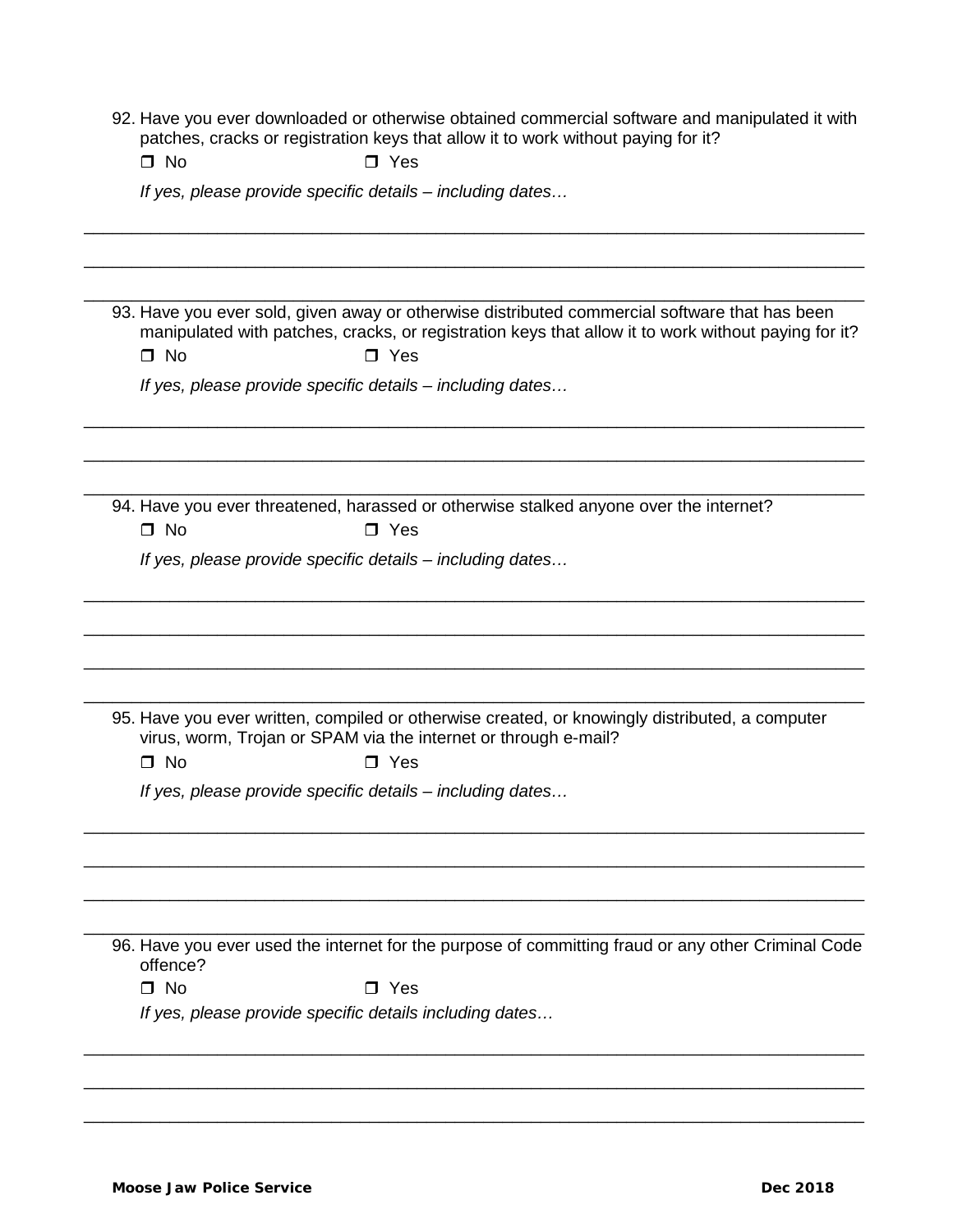92. Have you ever downloaded or otherwise obtained commercial software and manipulated it with patches, cracks or registration keys that allow it to work without paying for it?

    ❒ No ❒ Yes

    *If yes, please provide specific details – including dates…*

______________________________________________________________________________

______________________________________________________________________________

______________________________________________________________________________

93. Have you ever sold, given away or otherwise distributed commercial software that has been manipulated with patches, cracks, or registration keys that allow it to work without paying for it?

    ❒ No ❒ Yes

    *If yes, please provide specific details – including dates…*

______________________________________________________________________________

______________________________________________________________________________

______________________________________________________________________________

94. Have you ever threatened, harassed or otherwise stalked anyone over the internet?

    ❒ No ❒ Yes

    *If yes, please provide specific details – including dates…*

______________________________________________________________________________

______________________________________________________________________________

______________________________________________________________________________

______________________________________________________________________________

95. Have you ever written, compiled or otherwise created, or knowingly distributed, a computer virus, worm, Trojan or SPAM via the internet or through e-mail?

    ❒ No ❒ Yes

    *If yes, please provide specific details – including dates…*

______________________________________________________________________________

______________________________________________________________________________

______________________________________________________________________________

______________________________________________________________________________

96. Have you ever used the internet for the purpose of committing fraud or any other Criminal Code offence?

    ❒ No ❒ Yes

    *If yes, please provide specific details including dates…*

______________________________________________________________________________

______________________________________________________________________________

______________________________________________________________________________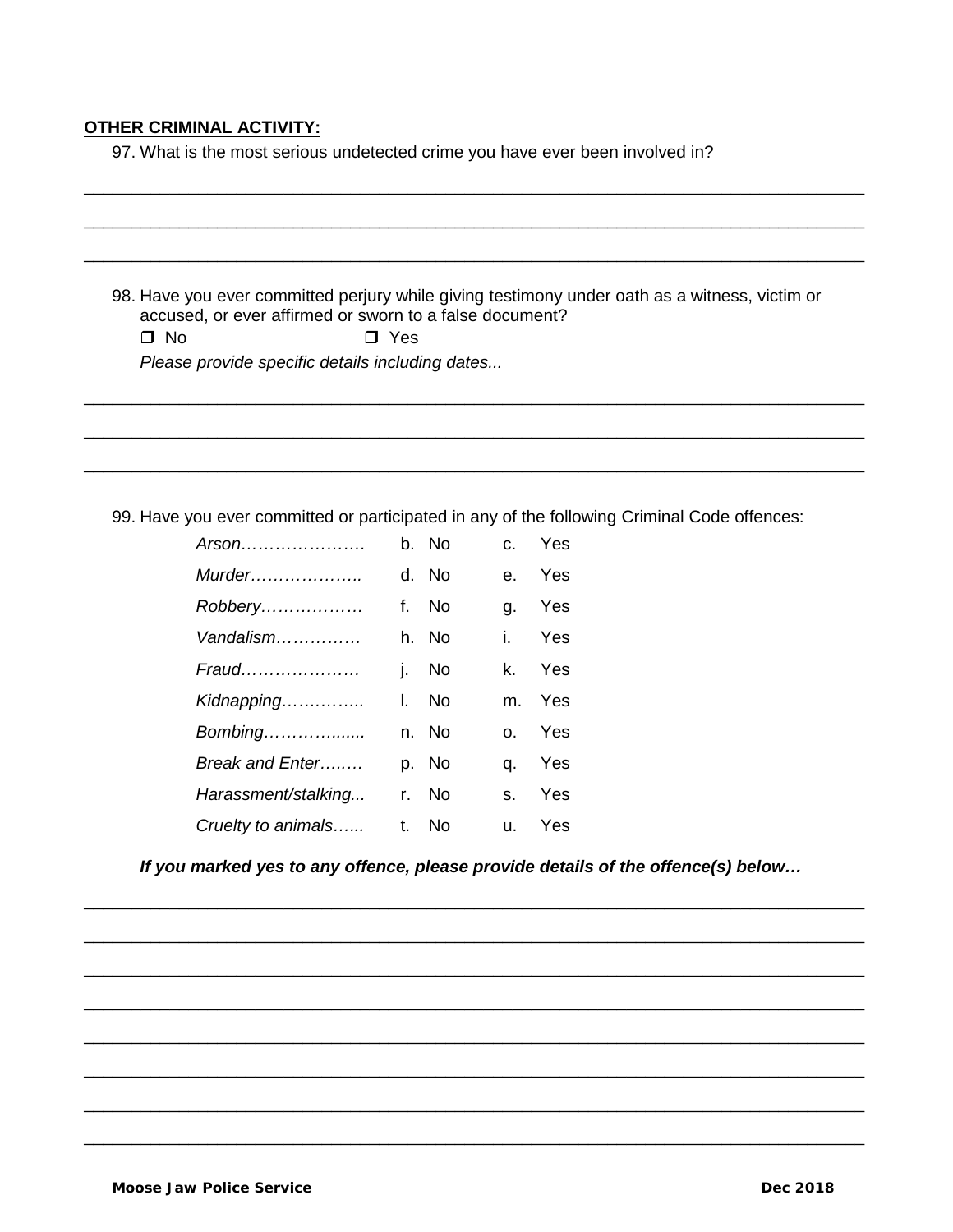**OTHER CRIMINAL ACTIVITY:**

97. What is the most serious undetected crime you have ever been involved in?

_______________________________________________________________________________

_______________________________________________________________________________

_______________________________________________________________________________

98. Have you ever committed perjury while giving testimony under oath as a witness, victim or accused, or ever affirmed or sworn to a false document?

❐ No ❐ Yes

*Please provide specific details including dates...*

_______________________________________________________________________________

_______________________________________________________________________________

_______________________________________________________________________________

99. Have you ever committed or participated in any of the following Criminal Code offences:

| | | |
|---|---|---|
| *Arson………………….* | b. No | c. Yes |
| *Murder………………..* | d. No | e. Yes |
| *Robbery………………* | f. No | g. Yes |
| *Vandalism……………* | h. No | i. Yes |
| *Fraud…………………* | j. No | k. Yes |
| *Kidnapping…………..* | l. No | m. Yes |
| *Bombing……………......* | n. No | o. Yes |
| *Break and Enter….….* | p. No | q. Yes |
| *Harassment/stalking...* | r. No | s. Yes |
| *Cruelty to animals…...* | t. No | u. Yes |

***If you marked yes to any offence, please provide details of the offence(s) below…***

_______________________________________________________________________________

_______________________________________________________________________________

_______________________________________________________________________________

_______________________________________________________________________________

_______________________________________________________________________________

_______________________________________________________________________________

_______________________________________________________________________________

_______________________________________________________________________________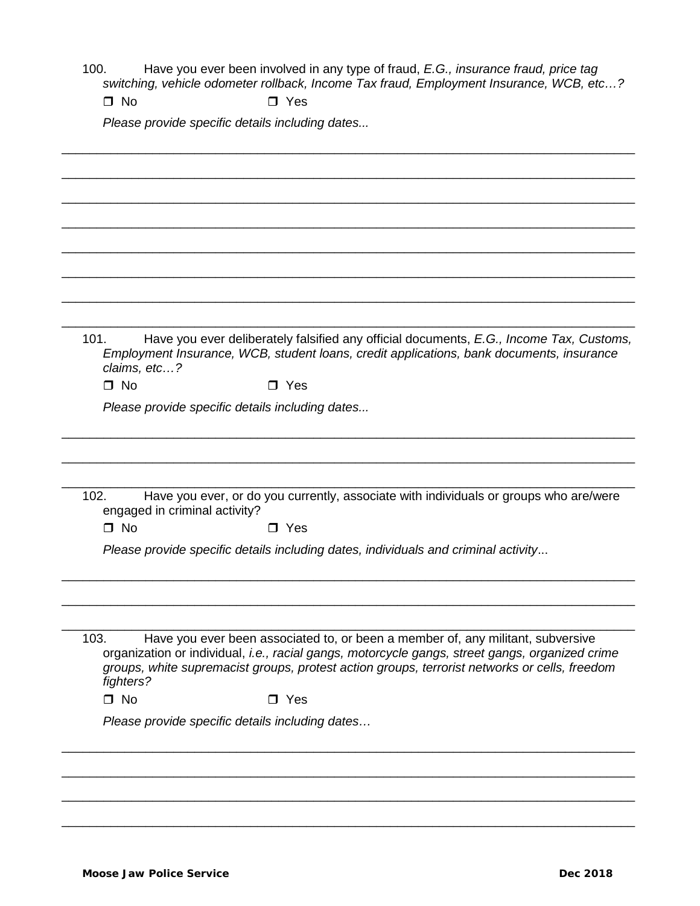100. Have you ever been involved in any type of fraud, *E.G., insurance fraud, price tag switching, vehicle odometer rollback, Income Tax fraud, Employment Insurance, WCB, etc…?*

☐ No ☐ Yes

*Please provide specific details including dates...*

\_\_\_\_\_\_\_\_\_\_\_\_\_\_\_\_\_\_\_\_\_\_\_\_\_\_\_\_\_\_\_\_\_\_\_\_\_\_\_\_\_\_\_\_\_\_\_\_\_\_\_\_\_\_\_\_\_\_\_\_\_\_\_\_\_\_\_\_\_\_

\_\_\_\_\_\_\_\_\_\_\_\_\_\_\_\_\_\_\_\_\_\_\_\_\_\_\_\_\_\_\_\_\_\_\_\_\_\_\_\_\_\_\_\_\_\_\_\_\_\_\_\_\_\_\_\_\_\_\_\_\_\_\_\_\_\_\_\_\_\_

\_\_\_\_\_\_\_\_\_\_\_\_\_\_\_\_\_\_\_\_\_\_\_\_\_\_\_\_\_\_\_\_\_\_\_\_\_\_\_\_\_\_\_\_\_\_\_\_\_\_\_\_\_\_\_\_\_\_\_\_\_\_\_\_\_\_\_\_\_\_

\_\_\_\_\_\_\_\_\_\_\_\_\_\_\_\_\_\_\_\_\_\_\_\_\_\_\_\_\_\_\_\_\_\_\_\_\_\_\_\_\_\_\_\_\_\_\_\_\_\_\_\_\_\_\_\_\_\_\_\_\_\_\_\_\_\_\_\_\_\_

\_\_\_\_\_\_\_\_\_\_\_\_\_\_\_\_\_\_\_\_\_\_\_\_\_\_\_\_\_\_\_\_\_\_\_\_\_\_\_\_\_\_\_\_\_\_\_\_\_\_\_\_\_\_\_\_\_\_\_\_\_\_\_\_\_\_\_\_\_\_

\_\_\_\_\_\_\_\_\_\_\_\_\_\_\_\_\_\_\_\_\_\_\_\_\_\_\_\_\_\_\_\_\_\_\_\_\_\_\_\_\_\_\_\_\_\_\_\_\_\_\_\_\_\_\_\_\_\_\_\_\_\_\_\_\_\_\_\_\_\_

\_\_\_\_\_\_\_\_\_\_\_\_\_\_\_\_\_\_\_\_\_\_\_\_\_\_\_\_\_\_\_\_\_\_\_\_\_\_\_\_\_\_\_\_\_\_\_\_\_\_\_\_\_\_\_\_\_\_\_\_\_\_\_\_\_\_\_\_\_\_

\_\_\_\_\_\_\_\_\_\_\_\_\_\_\_\_\_\_\_\_\_\_\_\_\_\_\_\_\_\_\_\_\_\_\_\_\_\_\_\_\_\_\_\_\_\_\_\_\_\_\_\_\_\_\_\_\_\_\_\_\_\_\_\_\_\_\_\_\_\_

101. Have you ever deliberately falsified any official documents, *E.G., Income Tax, Customs, Employment Insurance, WCB, student loans, credit applications, bank documents, insurance claims, etc…?*

☐ No ☐ Yes

*Please provide specific details including dates...*

\_\_\_\_\_\_\_\_\_\_\_\_\_\_\_\_\_\_\_\_\_\_\_\_\_\_\_\_\_\_\_\_\_\_\_\_\_\_\_\_\_\_\_\_\_\_\_\_\_\_\_\_\_\_\_\_\_\_\_\_\_\_\_\_\_\_\_\_\_\_

\_\_\_\_\_\_\_\_\_\_\_\_\_\_\_\_\_\_\_\_\_\_\_\_\_\_\_\_\_\_\_\_\_\_\_\_\_\_\_\_\_\_\_\_\_\_\_\_\_\_\_\_\_\_\_\_\_\_\_\_\_\_\_\_\_\_\_\_\_\_

\_\_\_\_\_\_\_\_\_\_\_\_\_\_\_\_\_\_\_\_\_\_\_\_\_\_\_\_\_\_\_\_\_\_\_\_\_\_\_\_\_\_\_\_\_\_\_\_\_\_\_\_\_\_\_\_\_\_\_\_\_\_\_\_\_\_\_\_\_\_

102. Have you ever, or do you currently, associate with individuals or groups who are/were engaged in criminal activity?

☐ No ☐ Yes

*Please provide specific details including dates, individuals and criminal activity...*

\_\_\_\_\_\_\_\_\_\_\_\_\_\_\_\_\_\_\_\_\_\_\_\_\_\_\_\_\_\_\_\_\_\_\_\_\_\_\_\_\_\_\_\_\_\_\_\_\_\_\_\_\_\_\_\_\_\_\_\_\_\_\_\_\_\_\_\_\_\_

\_\_\_\_\_\_\_\_\_\_\_\_\_\_\_\_\_\_\_\_\_\_\_\_\_\_\_\_\_\_\_\_\_\_\_\_\_\_\_\_\_\_\_\_\_\_\_\_\_\_\_\_\_\_\_\_\_\_\_\_\_\_\_\_\_\_\_\_\_\_

\_\_\_\_\_\_\_\_\_\_\_\_\_\_\_\_\_\_\_\_\_\_\_\_\_\_\_\_\_\_\_\_\_\_\_\_\_\_\_\_\_\_\_\_\_\_\_\_\_\_\_\_\_\_\_\_\_\_\_\_\_\_\_\_\_\_\_\_\_\_

103. Have you ever been associated to, or been a member of, any militant, subversive organization or individual, *i.e., racial gangs, motorcycle gangs, street gangs, organized crime groups, white supremacist groups, protest action groups, terrorist networks or cells, freedom fighters?*

☐ No ☐ Yes

*Please provide specific details including dates…*

\_\_\_\_\_\_\_\_\_\_\_\_\_\_\_\_\_\_\_\_\_\_\_\_\_\_\_\_\_\_\_\_\_\_\_\_\_\_\_\_\_\_\_\_\_\_\_\_\_\_\_\_\_\_\_\_\_\_\_\_\_\_\_\_\_\_\_\_\_\_

\_\_\_\_\_\_\_\_\_\_\_\_\_\_\_\_\_\_\_\_\_\_\_\_\_\_\_\_\_\_\_\_\_\_\_\_\_\_\_\_\_\_\_\_\_\_\_\_\_\_\_\_\_\_\_\_\_\_\_\_\_\_\_\_\_\_\_\_\_\_

\_\_\_\_\_\_\_\_\_\_\_\_\_\_\_\_\_\_\_\_\_\_\_\_\_\_\_\_\_\_\_\_\_\_\_\_\_\_\_\_\_\_\_\_\_\_\_\_\_\_\_\_\_\_\_\_\_\_\_\_\_\_\_\_\_\_\_\_\_\_

\_\_\_\_\_\_\_\_\_\_\_\_\_\_\_\_\_\_\_\_\_\_\_\_\_\_\_\_\_\_\_\_\_\_\_\_\_\_\_\_\_\_\_\_\_\_\_\_\_\_\_\_\_\_\_\_\_\_\_\_\_\_\_\_\_\_\_\_\_\_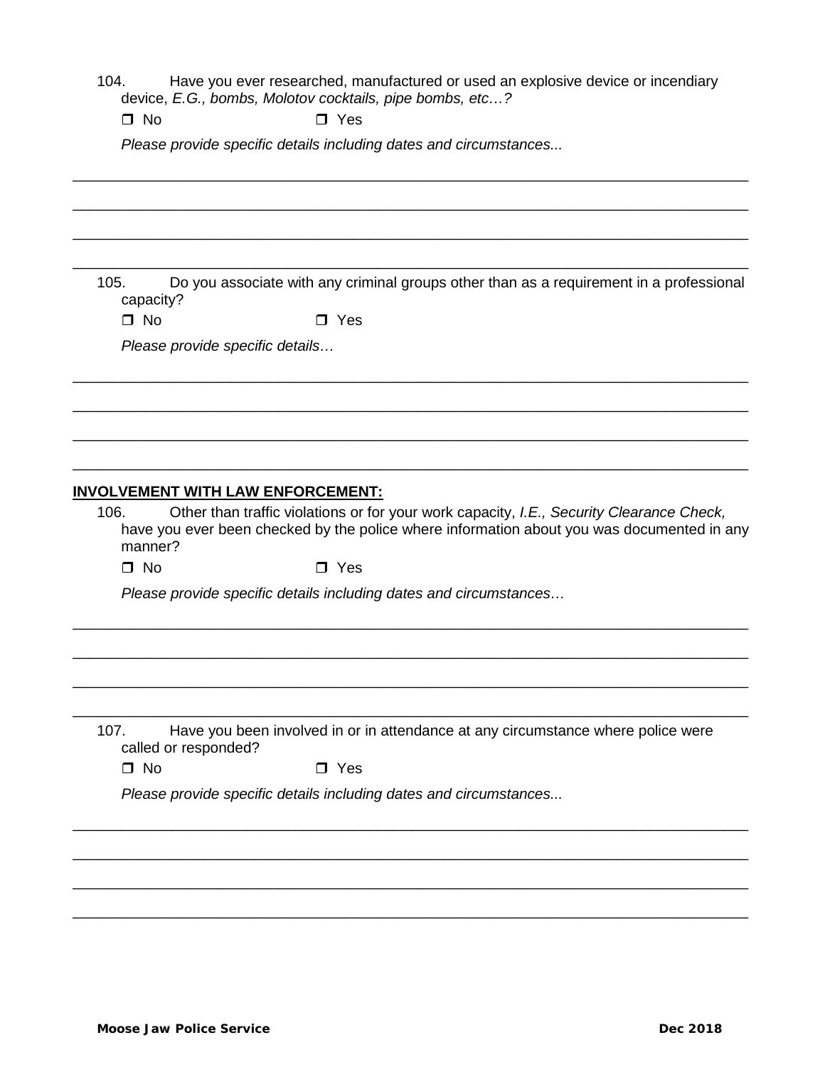104. Have you ever researched, manufactured or used an explosive device or incendiary device, *E.G., bombs, Molotov cocktails, pipe bombs, etc…?*

☐ No ☐ Yes

*Please provide specific details including dates and circumstances...*

_______________________________________________________________________________

_______________________________________________________________________________

_______________________________________________________________________________

_______________________________________________________________________________

105. Do you associate with any criminal groups other than as a requirement in a professional capacity?

☐ No ☐ Yes

*Please provide specific details…*

_______________________________________________________________________________

_______________________________________________________________________________

_______________________________________________________________________________

_______________________________________________________________________________

**INVOLVEMENT WITH LAW ENFORCEMENT:**

106. Other than traffic violations or for your work capacity, *I.E., Security Clearance Check,* have you ever been checked by the police where information about you was documented in any manner?

☐ No ☐ Yes

*Please provide specific details including dates and circumstances…*

_______________________________________________________________________________

_______________________________________________________________________________

_______________________________________________________________________________

_______________________________________________________________________________

107. Have you been involved in or in attendance at any circumstance where police were called or responded?

☐ No ☐ Yes

*Please provide specific details including dates and circumstances...*

_______________________________________________________________________________

_______________________________________________________________________________

_______________________________________________________________________________

_______________________________________________________________________________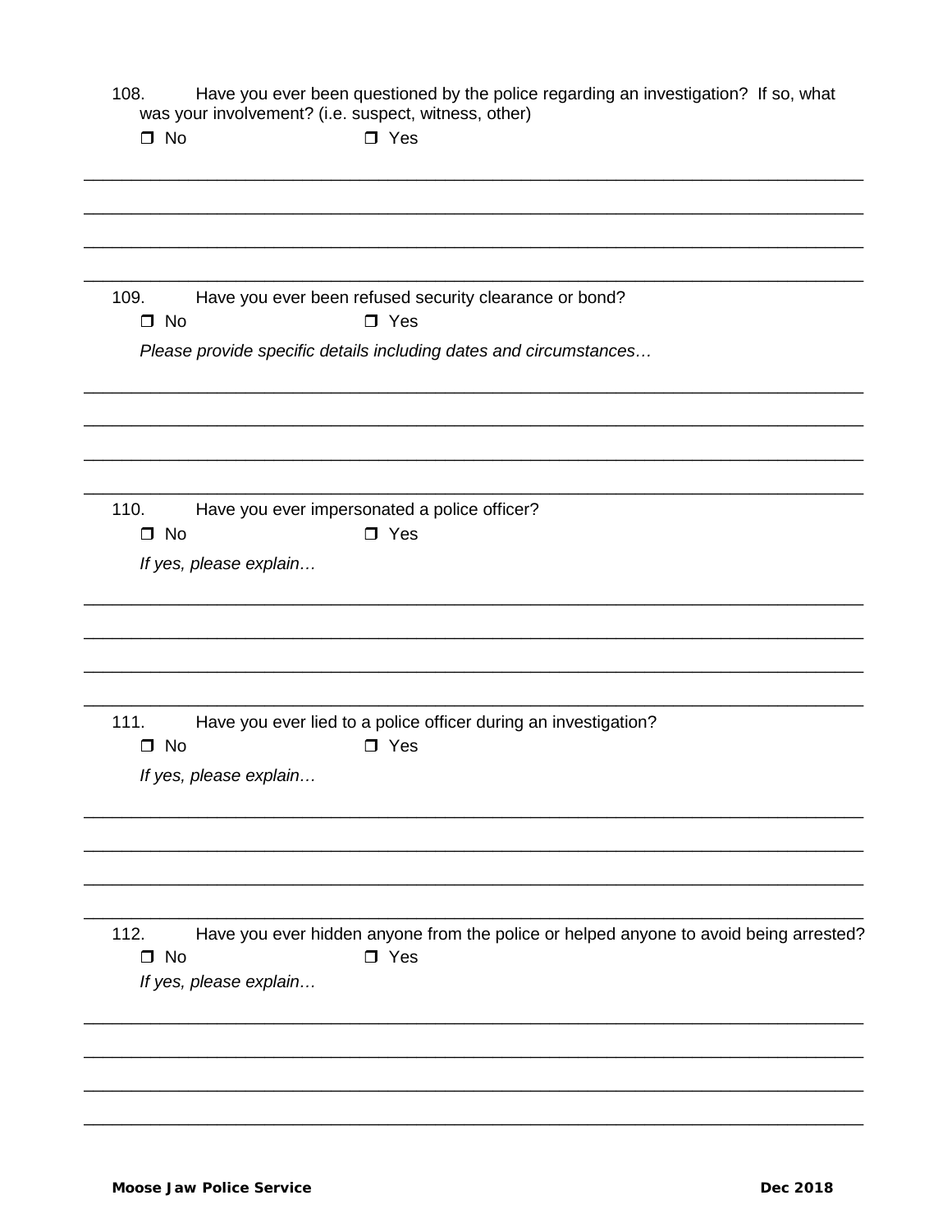108. Have you ever been questioned by the police regarding an investigation? If so, what was your involvement? (i.e. suspect, witness, other)

❒ No ❒ Yes

\_\_\_\_\_\_\_\_\_\_\_\_\_\_\_\_\_\_\_\_\_\_\_\_\_\_\_\_\_\_\_\_\_\_\_\_\_\_\_\_\_\_\_\_\_\_\_\_\_\_\_\_\_\_\_\_\_\_\_\_\_\_\_\_\_\_\_\_\_\_\_\_

\_\_\_\_\_\_\_\_\_\_\_\_\_\_\_\_\_\_\_\_\_\_\_\_\_\_\_\_\_\_\_\_\_\_\_\_\_\_\_\_\_\_\_\_\_\_\_\_\_\_\_\_\_\_\_\_\_\_\_\_\_\_\_\_\_\_\_\_\_\_\_\_

\_\_\_\_\_\_\_\_\_\_\_\_\_\_\_\_\_\_\_\_\_\_\_\_\_\_\_\_\_\_\_\_\_\_\_\_\_\_\_\_\_\_\_\_\_\_\_\_\_\_\_\_\_\_\_\_\_\_\_\_\_\_\_\_\_\_\_\_\_\_\_\_

\_\_\_\_\_\_\_\_\_\_\_\_\_\_\_\_\_\_\_\_\_\_\_\_\_\_\_\_\_\_\_\_\_\_\_\_\_\_\_\_\_\_\_\_\_\_\_\_\_\_\_\_\_\_\_\_\_\_\_\_\_\_\_\_\_\_\_\_\_\_\_\_

109. Have you ever been refused security clearance or bond?

❒ No ❒ Yes

*Please provide specific details including dates and circumstances…*

\_\_\_\_\_\_\_\_\_\_\_\_\_\_\_\_\_\_\_\_\_\_\_\_\_\_\_\_\_\_\_\_\_\_\_\_\_\_\_\_\_\_\_\_\_\_\_\_\_\_\_\_\_\_\_\_\_\_\_\_\_\_\_\_\_\_\_\_\_\_\_\_

\_\_\_\_\_\_\_\_\_\_\_\_\_\_\_\_\_\_\_\_\_\_\_\_\_\_\_\_\_\_\_\_\_\_\_\_\_\_\_\_\_\_\_\_\_\_\_\_\_\_\_\_\_\_\_\_\_\_\_\_\_\_\_\_\_\_\_\_\_\_\_\_

\_\_\_\_\_\_\_\_\_\_\_\_\_\_\_\_\_\_\_\_\_\_\_\_\_\_\_\_\_\_\_\_\_\_\_\_\_\_\_\_\_\_\_\_\_\_\_\_\_\_\_\_\_\_\_\_\_\_\_\_\_\_\_\_\_\_\_\_\_\_\_\_

\_\_\_\_\_\_\_\_\_\_\_\_\_\_\_\_\_\_\_\_\_\_\_\_\_\_\_\_\_\_\_\_\_\_\_\_\_\_\_\_\_\_\_\_\_\_\_\_\_\_\_\_\_\_\_\_\_\_\_\_\_\_\_\_\_\_\_\_\_\_\_\_

110. Have you ever impersonated a police officer?

❒ No ❒ Yes

*If yes, please explain…*

\_\_\_\_\_\_\_\_\_\_\_\_\_\_\_\_\_\_\_\_\_\_\_\_\_\_\_\_\_\_\_\_\_\_\_\_\_\_\_\_\_\_\_\_\_\_\_\_\_\_\_\_\_\_\_\_\_\_\_\_\_\_\_\_\_\_\_\_\_\_\_\_

\_\_\_\_\_\_\_\_\_\_\_\_\_\_\_\_\_\_\_\_\_\_\_\_\_\_\_\_\_\_\_\_\_\_\_\_\_\_\_\_\_\_\_\_\_\_\_\_\_\_\_\_\_\_\_\_\_\_\_\_\_\_\_\_\_\_\_\_\_\_\_\_

\_\_\_\_\_\_\_\_\_\_\_\_\_\_\_\_\_\_\_\_\_\_\_\_\_\_\_\_\_\_\_\_\_\_\_\_\_\_\_\_\_\_\_\_\_\_\_\_\_\_\_\_\_\_\_\_\_\_\_\_\_\_\_\_\_\_\_\_\_\_\_\_

\_\_\_\_\_\_\_\_\_\_\_\_\_\_\_\_\_\_\_\_\_\_\_\_\_\_\_\_\_\_\_\_\_\_\_\_\_\_\_\_\_\_\_\_\_\_\_\_\_\_\_\_\_\_\_\_\_\_\_\_\_\_\_\_\_\_\_\_\_\_\_\_

111. Have you ever lied to a police officer during an investigation?

❒ No ❒ Yes

*If yes, please explain…*

\_\_\_\_\_\_\_\_\_\_\_\_\_\_\_\_\_\_\_\_\_\_\_\_\_\_\_\_\_\_\_\_\_\_\_\_\_\_\_\_\_\_\_\_\_\_\_\_\_\_\_\_\_\_\_\_\_\_\_\_\_\_\_\_\_\_\_\_\_\_\_\_

\_\_\_\_\_\_\_\_\_\_\_\_\_\_\_\_\_\_\_\_\_\_\_\_\_\_\_\_\_\_\_\_\_\_\_\_\_\_\_\_\_\_\_\_\_\_\_\_\_\_\_\_\_\_\_\_\_\_\_\_\_\_\_\_\_\_\_\_\_\_\_\_

\_\_\_\_\_\_\_\_\_\_\_\_\_\_\_\_\_\_\_\_\_\_\_\_\_\_\_\_\_\_\_\_\_\_\_\_\_\_\_\_\_\_\_\_\_\_\_\_\_\_\_\_\_\_\_\_\_\_\_\_\_\_\_\_\_\_\_\_\_\_\_\_

\_\_\_\_\_\_\_\_\_\_\_\_\_\_\_\_\_\_\_\_\_\_\_\_\_\_\_\_\_\_\_\_\_\_\_\_\_\_\_\_\_\_\_\_\_\_\_\_\_\_\_\_\_\_\_\_\_\_\_\_\_\_\_\_\_\_\_\_\_\_\_\_

112. Have you ever hidden anyone from the police or helped anyone to avoid being arrested?

❒ No ❒ Yes

*If yes, please explain…*

\_\_\_\_\_\_\_\_\_\_\_\_\_\_\_\_\_\_\_\_\_\_\_\_\_\_\_\_\_\_\_\_\_\_\_\_\_\_\_\_\_\_\_\_\_\_\_\_\_\_\_\_\_\_\_\_\_\_\_\_\_\_\_\_\_\_\_\_\_\_\_\_

\_\_\_\_\_\_\_\_\_\_\_\_\_\_\_\_\_\_\_\_\_\_\_\_\_\_\_\_\_\_\_\_\_\_\_\_\_\_\_\_\_\_\_\_\_\_\_\_\_\_\_\_\_\_\_\_\_\_\_\_\_\_\_\_\_\_\_\_\_\_\_\_

\_\_\_\_\_\_\_\_\_\_\_\_\_\_\_\_\_\_\_\_\_\_\_\_\_\_\_\_\_\_\_\_\_\_\_\_\_\_\_\_\_\_\_\_\_\_\_\_\_\_\_\_\_\_\_\_\_\_\_\_\_\_\_\_\_\_\_\_\_\_\_\_

\_\_\_\_\_\_\_\_\_\_\_\_\_\_\_\_\_\_\_\_\_\_\_\_\_\_\_\_\_\_\_\_\_\_\_\_\_\_\_\_\_\_\_\_\_\_\_\_\_\_\_\_\_\_\_\_\_\_\_\_\_\_\_\_\_\_\_\_\_\_\_\_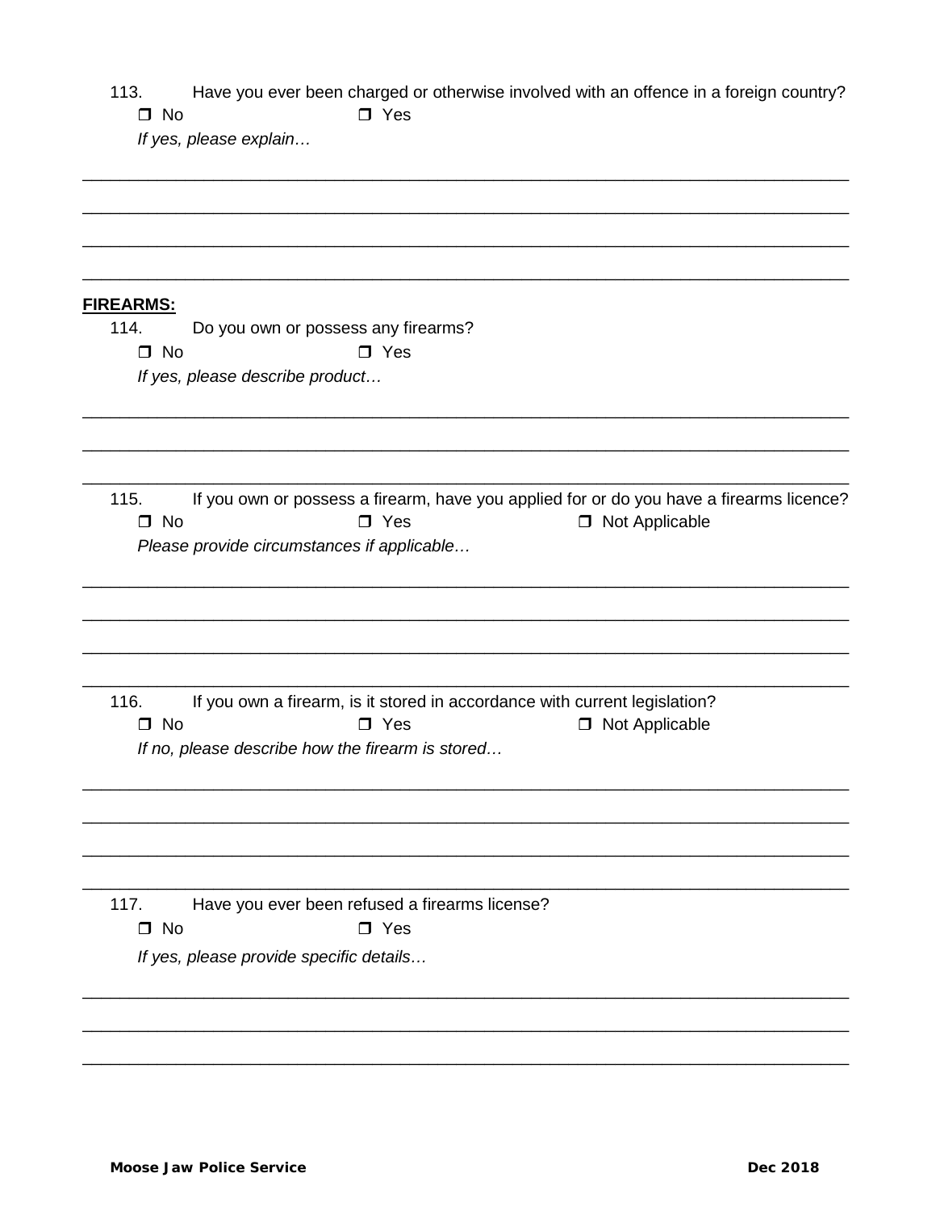113. Have you ever been charged or otherwise involved with an offence in a foreign country?

❒ No ❒ Yes

*If yes, please explain…*

______________________________________________________________________________

______________________________________________________________________________

______________________________________________________________________________

______________________________________________________________________________

**FIREARMS:**

114. Do you own or possess any firearms?

❒ No ❒ Yes

*If yes, please describe product…*

______________________________________________________________________________

______________________________________________________________________________

______________________________________________________________________________

115. If you own or possess a firearm, have you applied for or do you have a firearms licence?

❒ No ❒ Yes ❒ Not Applicable

*Please provide circumstances if applicable…*

______________________________________________________________________________

______________________________________________________________________________

______________________________________________________________________________

______________________________________________________________________________

116. If you own a firearm, is it stored in accordance with current legislation?

❒ No ❒ Yes ❒ Not Applicable

*If no, please describe how the firearm is stored…*

______________________________________________________________________________

______________________________________________________________________________

______________________________________________________________________________

______________________________________________________________________________

117. Have you ever been refused a firearms license?

❒ No ❒ Yes

*If yes, please provide specific details…*

______________________________________________________________________________

______________________________________________________________________________

______________________________________________________________________________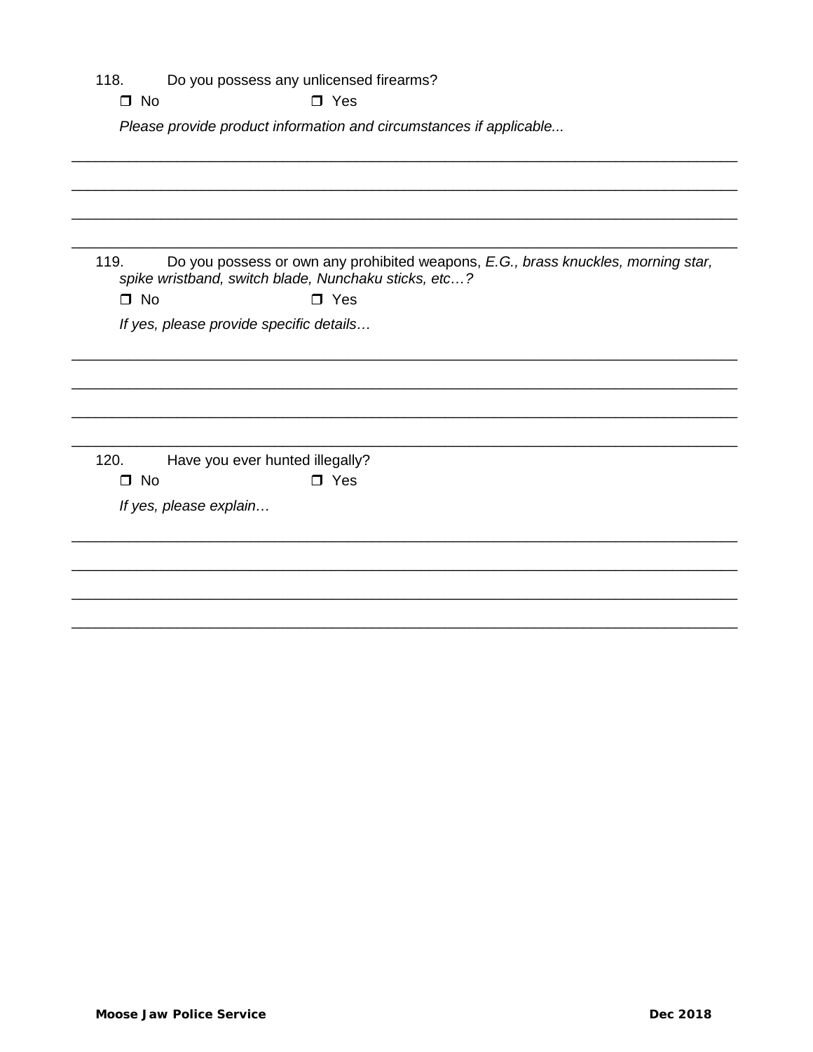118. Do you possess any unlicensed firearms?

❐ No ❐ Yes

*Please provide product information and circumstances if applicable...*

\_\_\_\_\_\_\_\_\_\_\_\_\_\_\_\_\_\_\_\_\_\_\_\_\_\_\_\_\_\_\_\_\_\_\_\_\_\_\_\_\_\_\_\_\_\_\_\_\_\_\_\_\_\_\_\_\_\_\_\_\_\_\_\_\_\_\_\_\_\_\_\_\_\_\_\_\_\_

\_\_\_\_\_\_\_\_\_\_\_\_\_\_\_\_\_\_\_\_\_\_\_\_\_\_\_\_\_\_\_\_\_\_\_\_\_\_\_\_\_\_\_\_\_\_\_\_\_\_\_\_\_\_\_\_\_\_\_\_\_\_\_\_\_\_\_\_\_\_\_\_\_\_\_\_\_\_

\_\_\_\_\_\_\_\_\_\_\_\_\_\_\_\_\_\_\_\_\_\_\_\_\_\_\_\_\_\_\_\_\_\_\_\_\_\_\_\_\_\_\_\_\_\_\_\_\_\_\_\_\_\_\_\_\_\_\_\_\_\_\_\_\_\_\_\_\_\_\_\_\_\_\_\_\_\_

\_\_\_\_\_\_\_\_\_\_\_\_\_\_\_\_\_\_\_\_\_\_\_\_\_\_\_\_\_\_\_\_\_\_\_\_\_\_\_\_\_\_\_\_\_\_\_\_\_\_\_\_\_\_\_\_\_\_\_\_\_\_\_\_\_\_\_\_\_\_\_\_\_\_\_\_\_\_

119. Do you possess or own any prohibited weapons, *E.G., brass knuckles, morning star, spike wristband, switch blade, Nunchaku sticks, etc…?*

❐ No ❐ Yes

*If yes, please provide specific details…*

\_\_\_\_\_\_\_\_\_\_\_\_\_\_\_\_\_\_\_\_\_\_\_\_\_\_\_\_\_\_\_\_\_\_\_\_\_\_\_\_\_\_\_\_\_\_\_\_\_\_\_\_\_\_\_\_\_\_\_\_\_\_\_\_\_\_\_\_\_\_\_\_\_\_\_\_\_\_

\_\_\_\_\_\_\_\_\_\_\_\_\_\_\_\_\_\_\_\_\_\_\_\_\_\_\_\_\_\_\_\_\_\_\_\_\_\_\_\_\_\_\_\_\_\_\_\_\_\_\_\_\_\_\_\_\_\_\_\_\_\_\_\_\_\_\_\_\_\_\_\_\_\_\_\_\_\_

\_\_\_\_\_\_\_\_\_\_\_\_\_\_\_\_\_\_\_\_\_\_\_\_\_\_\_\_\_\_\_\_\_\_\_\_\_\_\_\_\_\_\_\_\_\_\_\_\_\_\_\_\_\_\_\_\_\_\_\_\_\_\_\_\_\_\_\_\_\_\_\_\_\_\_\_\_\_

\_\_\_\_\_\_\_\_\_\_\_\_\_\_\_\_\_\_\_\_\_\_\_\_\_\_\_\_\_\_\_\_\_\_\_\_\_\_\_\_\_\_\_\_\_\_\_\_\_\_\_\_\_\_\_\_\_\_\_\_\_\_\_\_\_\_\_\_\_\_\_\_\_\_\_\_\_\_

120. Have you ever hunted illegally?

❐ No ❐ Yes

*If yes, please explain…*

\_\_\_\_\_\_\_\_\_\_\_\_\_\_\_\_\_\_\_\_\_\_\_\_\_\_\_\_\_\_\_\_\_\_\_\_\_\_\_\_\_\_\_\_\_\_\_\_\_\_\_\_\_\_\_\_\_\_\_\_\_\_\_\_\_\_\_\_\_\_\_\_\_\_\_\_\_\_

\_\_\_\_\_\_\_\_\_\_\_\_\_\_\_\_\_\_\_\_\_\_\_\_\_\_\_\_\_\_\_\_\_\_\_\_\_\_\_\_\_\_\_\_\_\_\_\_\_\_\_\_\_\_\_\_\_\_\_\_\_\_\_\_\_\_\_\_\_\_\_\_\_\_\_\_\_\_

\_\_\_\_\_\_\_\_\_\_\_\_\_\_\_\_\_\_\_\_\_\_\_\_\_\_\_\_\_\_\_\_\_\_\_\_\_\_\_\_\_\_\_\_\_\_\_\_\_\_\_\_\_\_\_\_\_\_\_\_\_\_\_\_\_\_\_\_\_\_\_\_\_\_\_\_\_\_

\_\_\_\_\_\_\_\_\_\_\_\_\_\_\_\_\_\_\_\_\_\_\_\_\_\_\_\_\_\_\_\_\_\_\_\_\_\_\_\_\_\_\_\_\_\_\_\_\_\_\_\_\_\_\_\_\_\_\_\_\_\_\_\_\_\_\_\_\_\_\_\_\_\_\_\_\_\_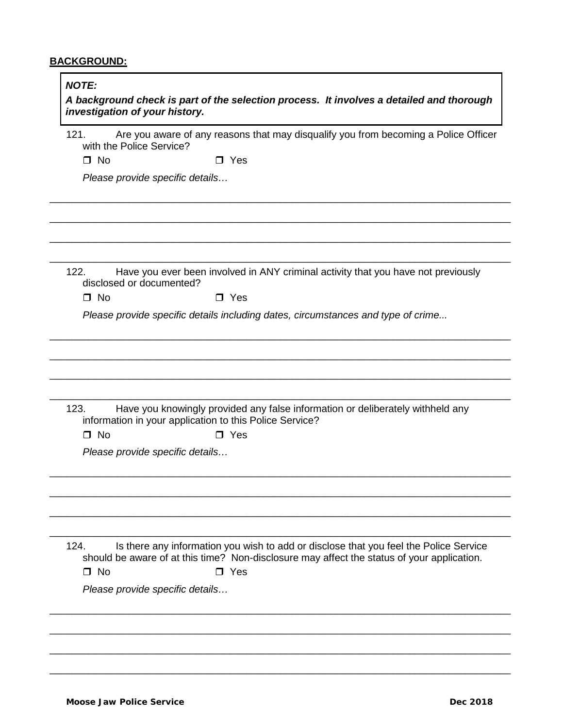**BACKGROUND:**

> ***NOTE:***
>
> ***A background check is part of the selection process. It involves a detailed and thorough investigation of your history.***

121. Are you aware of any reasons that may disqualify you from becoming a Police Officer with the Police Service?

❒ No ❒ Yes

*Please provide specific details…*

\_\_\_\_\_\_\_\_\_\_\_\_\_\_\_\_\_\_\_\_\_\_\_\_\_\_\_\_\_\_\_\_\_\_\_\_\_\_\_\_\_\_\_\_\_\_\_\_\_\_\_\_\_\_\_\_\_\_\_\_\_\_\_\_\_\_\_\_\_\_\_\_\_\_\_\_

\_\_\_\_\_\_\_\_\_\_\_\_\_\_\_\_\_\_\_\_\_\_\_\_\_\_\_\_\_\_\_\_\_\_\_\_\_\_\_\_\_\_\_\_\_\_\_\_\_\_\_\_\_\_\_\_\_\_\_\_\_\_\_\_\_\_\_\_\_\_\_\_\_\_\_\_

\_\_\_\_\_\_\_\_\_\_\_\_\_\_\_\_\_\_\_\_\_\_\_\_\_\_\_\_\_\_\_\_\_\_\_\_\_\_\_\_\_\_\_\_\_\_\_\_\_\_\_\_\_\_\_\_\_\_\_\_\_\_\_\_\_\_\_\_\_\_\_\_\_\_\_\_

\_\_\_\_\_\_\_\_\_\_\_\_\_\_\_\_\_\_\_\_\_\_\_\_\_\_\_\_\_\_\_\_\_\_\_\_\_\_\_\_\_\_\_\_\_\_\_\_\_\_\_\_\_\_\_\_\_\_\_\_\_\_\_\_\_\_\_\_\_\_\_\_\_\_\_\_

122. Have you ever been involved in ANY criminal activity that you have not previously disclosed or documented?

❒ No ❒ Yes

*Please provide specific details including dates, circumstances and type of crime...*

\_\_\_\_\_\_\_\_\_\_\_\_\_\_\_\_\_\_\_\_\_\_\_\_\_\_\_\_\_\_\_\_\_\_\_\_\_\_\_\_\_\_\_\_\_\_\_\_\_\_\_\_\_\_\_\_\_\_\_\_\_\_\_\_\_\_\_\_\_\_\_\_\_\_\_\_

\_\_\_\_\_\_\_\_\_\_\_\_\_\_\_\_\_\_\_\_\_\_\_\_\_\_\_\_\_\_\_\_\_\_\_\_\_\_\_\_\_\_\_\_\_\_\_\_\_\_\_\_\_\_\_\_\_\_\_\_\_\_\_\_\_\_\_\_\_\_\_\_\_\_\_\_

\_\_\_\_\_\_\_\_\_\_\_\_\_\_\_\_\_\_\_\_\_\_\_\_\_\_\_\_\_\_\_\_\_\_\_\_\_\_\_\_\_\_\_\_\_\_\_\_\_\_\_\_\_\_\_\_\_\_\_\_\_\_\_\_\_\_\_\_\_\_\_\_\_\_\_\_

\_\_\_\_\_\_\_\_\_\_\_\_\_\_\_\_\_\_\_\_\_\_\_\_\_\_\_\_\_\_\_\_\_\_\_\_\_\_\_\_\_\_\_\_\_\_\_\_\_\_\_\_\_\_\_\_\_\_\_\_\_\_\_\_\_\_\_\_\_\_\_\_\_\_\_\_

123. Have you knowingly provided any false information or deliberately withheld any information in your application to this Police Service?

❒ No ❒ Yes

*Please provide specific details…*

\_\_\_\_\_\_\_\_\_\_\_\_\_\_\_\_\_\_\_\_\_\_\_\_\_\_\_\_\_\_\_\_\_\_\_\_\_\_\_\_\_\_\_\_\_\_\_\_\_\_\_\_\_\_\_\_\_\_\_\_\_\_\_\_\_\_\_\_\_\_\_\_\_\_\_\_

\_\_\_\_\_\_\_\_\_\_\_\_\_\_\_\_\_\_\_\_\_\_\_\_\_\_\_\_\_\_\_\_\_\_\_\_\_\_\_\_\_\_\_\_\_\_\_\_\_\_\_\_\_\_\_\_\_\_\_\_\_\_\_\_\_\_\_\_\_\_\_\_\_\_\_\_

\_\_\_\_\_\_\_\_\_\_\_\_\_\_\_\_\_\_\_\_\_\_\_\_\_\_\_\_\_\_\_\_\_\_\_\_\_\_\_\_\_\_\_\_\_\_\_\_\_\_\_\_\_\_\_\_\_\_\_\_\_\_\_\_\_\_\_\_\_\_\_\_\_\_\_\_

\_\_\_\_\_\_\_\_\_\_\_\_\_\_\_\_\_\_\_\_\_\_\_\_\_\_\_\_\_\_\_\_\_\_\_\_\_\_\_\_\_\_\_\_\_\_\_\_\_\_\_\_\_\_\_\_\_\_\_\_\_\_\_\_\_\_\_\_\_\_\_\_\_\_\_\_

124. Is there any information you wish to add or disclose that you feel the Police Service should be aware of at this time? Non-disclosure may affect the status of your application.

❒ No ❒ Yes

*Please provide specific details…*

\_\_\_\_\_\_\_\_\_\_\_\_\_\_\_\_\_\_\_\_\_\_\_\_\_\_\_\_\_\_\_\_\_\_\_\_\_\_\_\_\_\_\_\_\_\_\_\_\_\_\_\_\_\_\_\_\_\_\_\_\_\_\_\_\_\_\_\_\_\_\_\_\_\_\_\_

\_\_\_\_\_\_\_\_\_\_\_\_\_\_\_\_\_\_\_\_\_\_\_\_\_\_\_\_\_\_\_\_\_\_\_\_\_\_\_\_\_\_\_\_\_\_\_\_\_\_\_\_\_\_\_\_\_\_\_\_\_\_\_\_\_\_\_\_\_\_\_\_\_\_\_\_

\_\_\_\_\_\_\_\_\_\_\_\_\_\_\_\_\_\_\_\_\_\_\_\_\_\_\_\_\_\_\_\_\_\_\_\_\_\_\_\_\_\_\_\_\_\_\_\_\_\_\_\_\_\_\_\_\_\_\_\_\_\_\_\_\_\_\_\_\_\_\_\_\_\_\_\_

\_\_\_\_\_\_\_\_\_\_\_\_\_\_\_\_\_\_\_\_\_\_\_\_\_\_\_\_\_\_\_\_\_\_\_\_\_\_\_\_\_\_\_\_\_\_\_\_\_\_\_\_\_\_\_\_\_\_\_\_\_\_\_\_\_\_\_\_\_\_\_\_\_\_\_\_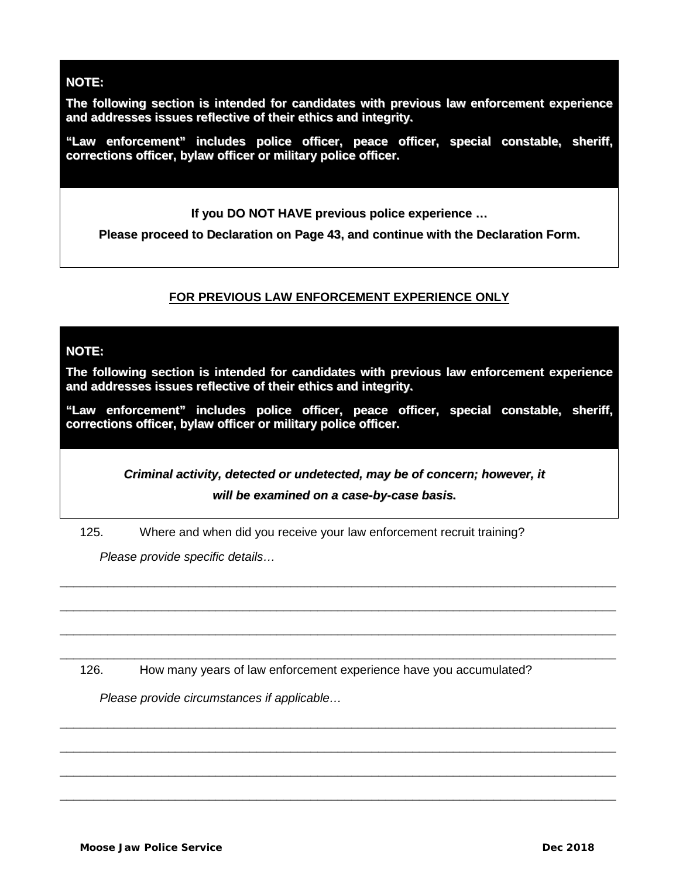**NOTE:**

**The following section is intended for candidates with previous law enforcement experience and addresses issues reflective of their ethics and integrity.**

**"Law enforcement" includes police officer, peace officer, special constable, sheriff, corrections officer, bylaw officer or military police officer.**

**If you DO NOT HAVE previous police experience …**

**Please proceed to Declaration on Page 43, and continue with the Declaration Form.**

**FOR PREVIOUS LAW ENFORCEMENT EXPERIENCE ONLY**

**NOTE:**

**The following section is intended for candidates with previous law enforcement experience and addresses issues reflective of their ethics and integrity.**

**"Law enforcement" includes police officer, peace officer, special constable, sheriff, corrections officer, bylaw officer or military police officer.**

***Criminal activity, detected or undetected, may be of concern; however, it will be examined on a case-by-case basis.***

125. Where and when did you receive your law enforcement recruit training?

*Please provide specific details…*

\_\_\_\_\_\_\_\_\_\_\_\_\_\_\_\_\_\_\_\_\_\_\_\_\_\_\_\_\_\_\_\_\_\_\_\_\_\_\_\_\_\_\_\_\_\_\_\_\_\_\_\_\_\_\_\_\_\_\_\_\_\_\_\_\_\_\_\_\_\_\_\_\_\_\_\_

\_\_\_\_\_\_\_\_\_\_\_\_\_\_\_\_\_\_\_\_\_\_\_\_\_\_\_\_\_\_\_\_\_\_\_\_\_\_\_\_\_\_\_\_\_\_\_\_\_\_\_\_\_\_\_\_\_\_\_\_\_\_\_\_\_\_\_\_\_\_\_\_\_\_\_\_

\_\_\_\_\_\_\_\_\_\_\_\_\_\_\_\_\_\_\_\_\_\_\_\_\_\_\_\_\_\_\_\_\_\_\_\_\_\_\_\_\_\_\_\_\_\_\_\_\_\_\_\_\_\_\_\_\_\_\_\_\_\_\_\_\_\_\_\_\_\_\_\_\_\_\_\_

\_\_\_\_\_\_\_\_\_\_\_\_\_\_\_\_\_\_\_\_\_\_\_\_\_\_\_\_\_\_\_\_\_\_\_\_\_\_\_\_\_\_\_\_\_\_\_\_\_\_\_\_\_\_\_\_\_\_\_\_\_\_\_\_\_\_\_\_\_\_\_\_\_\_\_\_

126. How many years of law enforcement experience have you accumulated?

*Please provide circumstances if applicable…*

\_\_\_\_\_\_\_\_\_\_\_\_\_\_\_\_\_\_\_\_\_\_\_\_\_\_\_\_\_\_\_\_\_\_\_\_\_\_\_\_\_\_\_\_\_\_\_\_\_\_\_\_\_\_\_\_\_\_\_\_\_\_\_\_\_\_\_\_\_\_\_\_\_\_\_\_

\_\_\_\_\_\_\_\_\_\_\_\_\_\_\_\_\_\_\_\_\_\_\_\_\_\_\_\_\_\_\_\_\_\_\_\_\_\_\_\_\_\_\_\_\_\_\_\_\_\_\_\_\_\_\_\_\_\_\_\_\_\_\_\_\_\_\_\_\_\_\_\_\_\_\_\_

\_\_\_\_\_\_\_\_\_\_\_\_\_\_\_\_\_\_\_\_\_\_\_\_\_\_\_\_\_\_\_\_\_\_\_\_\_\_\_\_\_\_\_\_\_\_\_\_\_\_\_\_\_\_\_\_\_\_\_\_\_\_\_\_\_\_\_\_\_\_\_\_\_\_\_\_

\_\_\_\_\_\_\_\_\_\_\_\_\_\_\_\_\_\_\_\_\_\_\_\_\_\_\_\_\_\_\_\_\_\_\_\_\_\_\_\_\_\_\_\_\_\_\_\_\_\_\_\_\_\_\_\_\_\_\_\_\_\_\_\_\_\_\_\_\_\_\_\_\_\_\_\_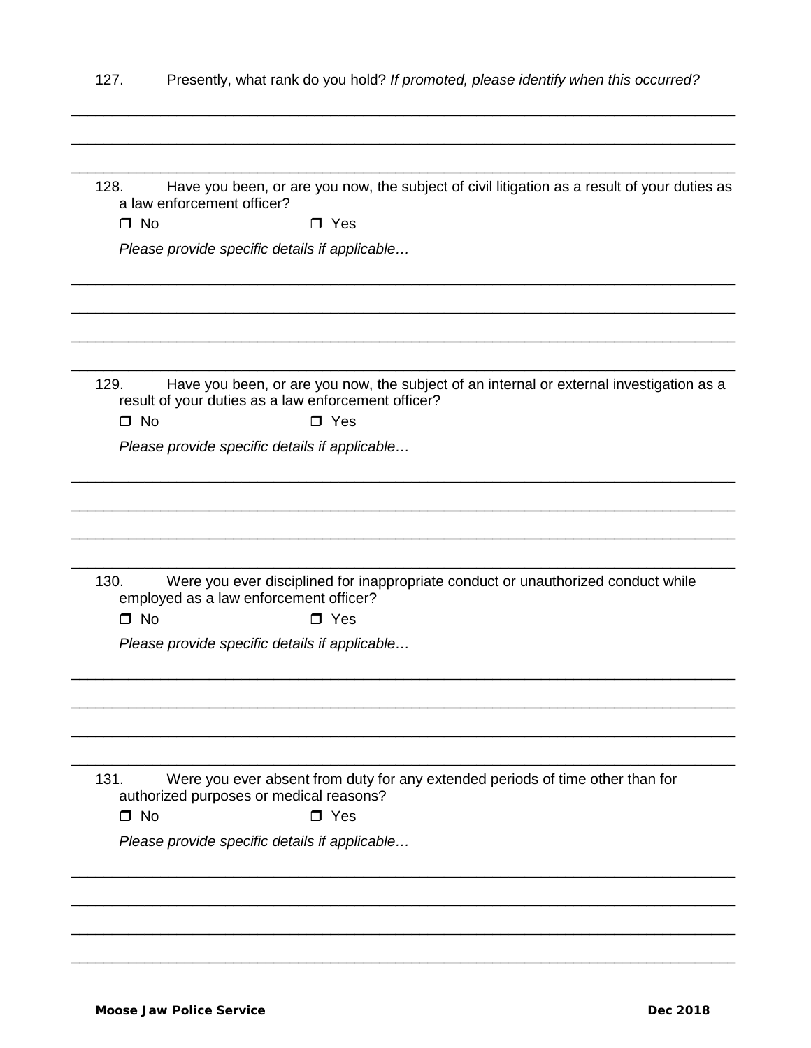127. Presently, what rank do you hold? *If promoted, please identify when this occurred?*

\_\_\_\_\_\_\_\_\_\_\_\_\_\_\_\_\_\_\_\_\_\_\_\_\_\_\_\_\_\_\_\_\_\_\_\_\_\_\_\_\_\_\_\_\_\_\_\_\_\_\_\_\_\_\_\_\_\_\_\_\_\_\_\_\_\_\_\_\_\_\_\_\_\_

\_\_\_\_\_\_\_\_\_\_\_\_\_\_\_\_\_\_\_\_\_\_\_\_\_\_\_\_\_\_\_\_\_\_\_\_\_\_\_\_\_\_\_\_\_\_\_\_\_\_\_\_\_\_\_\_\_\_\_\_\_\_\_\_\_\_\_\_\_\_\_\_\_\_

\_\_\_\_\_\_\_\_\_\_\_\_\_\_\_\_\_\_\_\_\_\_\_\_\_\_\_\_\_\_\_\_\_\_\_\_\_\_\_\_\_\_\_\_\_\_\_\_\_\_\_\_\_\_\_\_\_\_\_\_\_\_\_\_\_\_\_\_\_\_\_\_\_\_

128. Have you been, or are you now, the subject of civil litigation as a result of your duties as a law enforcement officer?

❒ No ❒ Yes

*Please provide specific details if applicable…*

\_\_\_\_\_\_\_\_\_\_\_\_\_\_\_\_\_\_\_\_\_\_\_\_\_\_\_\_\_\_\_\_\_\_\_\_\_\_\_\_\_\_\_\_\_\_\_\_\_\_\_\_\_\_\_\_\_\_\_\_\_\_\_\_\_\_\_\_\_\_\_\_\_\_

\_\_\_\_\_\_\_\_\_\_\_\_\_\_\_\_\_\_\_\_\_\_\_\_\_\_\_\_\_\_\_\_\_\_\_\_\_\_\_\_\_\_\_\_\_\_\_\_\_\_\_\_\_\_\_\_\_\_\_\_\_\_\_\_\_\_\_\_\_\_\_\_\_\_

\_\_\_\_\_\_\_\_\_\_\_\_\_\_\_\_\_\_\_\_\_\_\_\_\_\_\_\_\_\_\_\_\_\_\_\_\_\_\_\_\_\_\_\_\_\_\_\_\_\_\_\_\_\_\_\_\_\_\_\_\_\_\_\_\_\_\_\_\_\_\_\_\_\_

\_\_\_\_\_\_\_\_\_\_\_\_\_\_\_\_\_\_\_\_\_\_\_\_\_\_\_\_\_\_\_\_\_\_\_\_\_\_\_\_\_\_\_\_\_\_\_\_\_\_\_\_\_\_\_\_\_\_\_\_\_\_\_\_\_\_\_\_\_\_\_\_\_\_

129. Have you been, or are you now, the subject of an internal or external investigation as a result of your duties as a law enforcement officer?

❒ No ❒ Yes

*Please provide specific details if applicable…*

\_\_\_\_\_\_\_\_\_\_\_\_\_\_\_\_\_\_\_\_\_\_\_\_\_\_\_\_\_\_\_\_\_\_\_\_\_\_\_\_\_\_\_\_\_\_\_\_\_\_\_\_\_\_\_\_\_\_\_\_\_\_\_\_\_\_\_\_\_\_\_\_\_\_

\_\_\_\_\_\_\_\_\_\_\_\_\_\_\_\_\_\_\_\_\_\_\_\_\_\_\_\_\_\_\_\_\_\_\_\_\_\_\_\_\_\_\_\_\_\_\_\_\_\_\_\_\_\_\_\_\_\_\_\_\_\_\_\_\_\_\_\_\_\_\_\_\_\_

\_\_\_\_\_\_\_\_\_\_\_\_\_\_\_\_\_\_\_\_\_\_\_\_\_\_\_\_\_\_\_\_\_\_\_\_\_\_\_\_\_\_\_\_\_\_\_\_\_\_\_\_\_\_\_\_\_\_\_\_\_\_\_\_\_\_\_\_\_\_\_\_\_\_

\_\_\_\_\_\_\_\_\_\_\_\_\_\_\_\_\_\_\_\_\_\_\_\_\_\_\_\_\_\_\_\_\_\_\_\_\_\_\_\_\_\_\_\_\_\_\_\_\_\_\_\_\_\_\_\_\_\_\_\_\_\_\_\_\_\_\_\_\_\_\_\_\_\_

130. Were you ever disciplined for inappropriate conduct or unauthorized conduct while employed as a law enforcement officer?

❒ No ❒ Yes

*Please provide specific details if applicable…*

\_\_\_\_\_\_\_\_\_\_\_\_\_\_\_\_\_\_\_\_\_\_\_\_\_\_\_\_\_\_\_\_\_\_\_\_\_\_\_\_\_\_\_\_\_\_\_\_\_\_\_\_\_\_\_\_\_\_\_\_\_\_\_\_\_\_\_\_\_\_\_\_\_\_

\_\_\_\_\_\_\_\_\_\_\_\_\_\_\_\_\_\_\_\_\_\_\_\_\_\_\_\_\_\_\_\_\_\_\_\_\_\_\_\_\_\_\_\_\_\_\_\_\_\_\_\_\_\_\_\_\_\_\_\_\_\_\_\_\_\_\_\_\_\_\_\_\_\_

\_\_\_\_\_\_\_\_\_\_\_\_\_\_\_\_\_\_\_\_\_\_\_\_\_\_\_\_\_\_\_\_\_\_\_\_\_\_\_\_\_\_\_\_\_\_\_\_\_\_\_\_\_\_\_\_\_\_\_\_\_\_\_\_\_\_\_\_\_\_\_\_\_\_

\_\_\_\_\_\_\_\_\_\_\_\_\_\_\_\_\_\_\_\_\_\_\_\_\_\_\_\_\_\_\_\_\_\_\_\_\_\_\_\_\_\_\_\_\_\_\_\_\_\_\_\_\_\_\_\_\_\_\_\_\_\_\_\_\_\_\_\_\_\_\_\_\_\_

131. Were you ever absent from duty for any extended periods of time other than for authorized purposes or medical reasons?

❒ No ❒ Yes

*Please provide specific details if applicable…*

\_\_\_\_\_\_\_\_\_\_\_\_\_\_\_\_\_\_\_\_\_\_\_\_\_\_\_\_\_\_\_\_\_\_\_\_\_\_\_\_\_\_\_\_\_\_\_\_\_\_\_\_\_\_\_\_\_\_\_\_\_\_\_\_\_\_\_\_\_\_\_\_\_\_

\_\_\_\_\_\_\_\_\_\_\_\_\_\_\_\_\_\_\_\_\_\_\_\_\_\_\_\_\_\_\_\_\_\_\_\_\_\_\_\_\_\_\_\_\_\_\_\_\_\_\_\_\_\_\_\_\_\_\_\_\_\_\_\_\_\_\_\_\_\_\_\_\_\_

\_\_\_\_\_\_\_\_\_\_\_\_\_\_\_\_\_\_\_\_\_\_\_\_\_\_\_\_\_\_\_\_\_\_\_\_\_\_\_\_\_\_\_\_\_\_\_\_\_\_\_\_\_\_\_\_\_\_\_\_\_\_\_\_\_\_\_\_\_\_\_\_\_\_

\_\_\_\_\_\_\_\_\_\_\_\_\_\_\_\_\_\_\_\_\_\_\_\_\_\_\_\_\_\_\_\_\_\_\_\_\_\_\_\_\_\_\_\_\_\_\_\_\_\_\_\_\_\_\_\_\_\_\_\_\_\_\_\_\_\_\_\_\_\_\_\_\_\_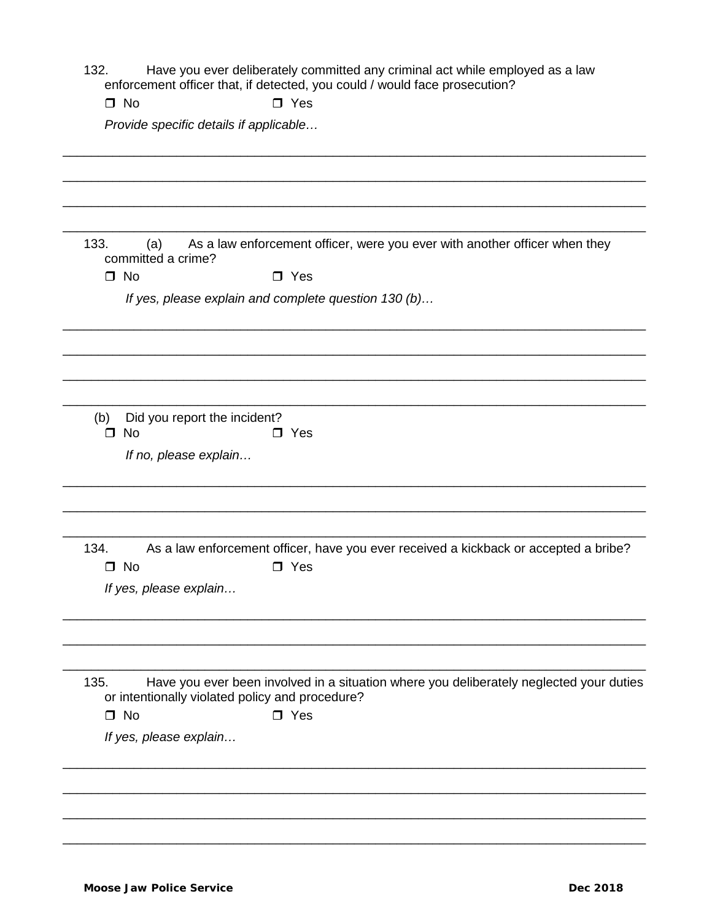132. Have you ever deliberately committed any criminal act while employed as a law enforcement officer that, if detected, you could / would face prosecution?

❒ No ❒ Yes

*Provide specific details if applicable…*

\_\_\_\_\_\_\_\_\_\_\_\_\_\_\_\_\_\_\_\_\_\_\_\_\_\_\_\_\_\_\_\_\_\_\_\_\_\_\_\_\_\_\_\_\_\_\_\_\_\_\_\_\_\_\_\_\_\_\_\_\_\_\_\_\_\_\_\_\_\_\_\_\_\_\_\_

\_\_\_\_\_\_\_\_\_\_\_\_\_\_\_\_\_\_\_\_\_\_\_\_\_\_\_\_\_\_\_\_\_\_\_\_\_\_\_\_\_\_\_\_\_\_\_\_\_\_\_\_\_\_\_\_\_\_\_\_\_\_\_\_\_\_\_\_\_\_\_\_\_\_\_\_

\_\_\_\_\_\_\_\_\_\_\_\_\_\_\_\_\_\_\_\_\_\_\_\_\_\_\_\_\_\_\_\_\_\_\_\_\_\_\_\_\_\_\_\_\_\_\_\_\_\_\_\_\_\_\_\_\_\_\_\_\_\_\_\_\_\_\_\_\_\_\_\_\_\_\_\_

\_\_\_\_\_\_\_\_\_\_\_\_\_\_\_\_\_\_\_\_\_\_\_\_\_\_\_\_\_\_\_\_\_\_\_\_\_\_\_\_\_\_\_\_\_\_\_\_\_\_\_\_\_\_\_\_\_\_\_\_\_\_\_\_\_\_\_\_\_\_\_\_\_\_\_\_

133. (a) As a law enforcement officer, were you ever with another officer when they committed a crime?

❒ No ❒ Yes

*If yes, please explain and complete question 130 (b)…*

\_\_\_\_\_\_\_\_\_\_\_\_\_\_\_\_\_\_\_\_\_\_\_\_\_\_\_\_\_\_\_\_\_\_\_\_\_\_\_\_\_\_\_\_\_\_\_\_\_\_\_\_\_\_\_\_\_\_\_\_\_\_\_\_\_\_\_\_\_\_\_\_\_\_\_\_

\_\_\_\_\_\_\_\_\_\_\_\_\_\_\_\_\_\_\_\_\_\_\_\_\_\_\_\_\_\_\_\_\_\_\_\_\_\_\_\_\_\_\_\_\_\_\_\_\_\_\_\_\_\_\_\_\_\_\_\_\_\_\_\_\_\_\_\_\_\_\_\_\_\_\_\_

\_\_\_\_\_\_\_\_\_\_\_\_\_\_\_\_\_\_\_\_\_\_\_\_\_\_\_\_\_\_\_\_\_\_\_\_\_\_\_\_\_\_\_\_\_\_\_\_\_\_\_\_\_\_\_\_\_\_\_\_\_\_\_\_\_\_\_\_\_\_\_\_\_\_\_\_

\_\_\_\_\_\_\_\_\_\_\_\_\_\_\_\_\_\_\_\_\_\_\_\_\_\_\_\_\_\_\_\_\_\_\_\_\_\_\_\_\_\_\_\_\_\_\_\_\_\_\_\_\_\_\_\_\_\_\_\_\_\_\_\_\_\_\_\_\_\_\_\_\_\_\_\_

(b) Did you report the incident?

❒ No ❒ Yes

*If no, please explain…*

\_\_\_\_\_\_\_\_\_\_\_\_\_\_\_\_\_\_\_\_\_\_\_\_\_\_\_\_\_\_\_\_\_\_\_\_\_\_\_\_\_\_\_\_\_\_\_\_\_\_\_\_\_\_\_\_\_\_\_\_\_\_\_\_\_\_\_\_\_\_\_\_\_\_\_\_

\_\_\_\_\_\_\_\_\_\_\_\_\_\_\_\_\_\_\_\_\_\_\_\_\_\_\_\_\_\_\_\_\_\_\_\_\_\_\_\_\_\_\_\_\_\_\_\_\_\_\_\_\_\_\_\_\_\_\_\_\_\_\_\_\_\_\_\_\_\_\_\_\_\_\_\_

\_\_\_\_\_\_\_\_\_\_\_\_\_\_\_\_\_\_\_\_\_\_\_\_\_\_\_\_\_\_\_\_\_\_\_\_\_\_\_\_\_\_\_\_\_\_\_\_\_\_\_\_\_\_\_\_\_\_\_\_\_\_\_\_\_\_\_\_\_\_\_\_\_\_\_\_

134. As a law enforcement officer, have you ever received a kickback or accepted a bribe?

❒ No ❒ Yes

*If yes, please explain…*

\_\_\_\_\_\_\_\_\_\_\_\_\_\_\_\_\_\_\_\_\_\_\_\_\_\_\_\_\_\_\_\_\_\_\_\_\_\_\_\_\_\_\_\_\_\_\_\_\_\_\_\_\_\_\_\_\_\_\_\_\_\_\_\_\_\_\_\_\_\_\_\_\_\_\_\_

\_\_\_\_\_\_\_\_\_\_\_\_\_\_\_\_\_\_\_\_\_\_\_\_\_\_\_\_\_\_\_\_\_\_\_\_\_\_\_\_\_\_\_\_\_\_\_\_\_\_\_\_\_\_\_\_\_\_\_\_\_\_\_\_\_\_\_\_\_\_\_\_\_\_\_\_

\_\_\_\_\_\_\_\_\_\_\_\_\_\_\_\_\_\_\_\_\_\_\_\_\_\_\_\_\_\_\_\_\_\_\_\_\_\_\_\_\_\_\_\_\_\_\_\_\_\_\_\_\_\_\_\_\_\_\_\_\_\_\_\_\_\_\_\_\_\_\_\_\_\_\_\_

135. Have you ever been involved in a situation where you deliberately neglected your duties or intentionally violated policy and procedure?

❒ No ❒ Yes

*If yes, please explain…*

\_\_\_\_\_\_\_\_\_\_\_\_\_\_\_\_\_\_\_\_\_\_\_\_\_\_\_\_\_\_\_\_\_\_\_\_\_\_\_\_\_\_\_\_\_\_\_\_\_\_\_\_\_\_\_\_\_\_\_\_\_\_\_\_\_\_\_\_\_\_\_\_\_\_\_\_

\_\_\_\_\_\_\_\_\_\_\_\_\_\_\_\_\_\_\_\_\_\_\_\_\_\_\_\_\_\_\_\_\_\_\_\_\_\_\_\_\_\_\_\_\_\_\_\_\_\_\_\_\_\_\_\_\_\_\_\_\_\_\_\_\_\_\_\_\_\_\_\_\_\_\_\_

\_\_\_\_\_\_\_\_\_\_\_\_\_\_\_\_\_\_\_\_\_\_\_\_\_\_\_\_\_\_\_\_\_\_\_\_\_\_\_\_\_\_\_\_\_\_\_\_\_\_\_\_\_\_\_\_\_\_\_\_\_\_\_\_\_\_\_\_\_\_\_\_\_\_\_\_

\_\_\_\_\_\_\_\_\_\_\_\_\_\_\_\_\_\_\_\_\_\_\_\_\_\_\_\_\_\_\_\_\_\_\_\_\_\_\_\_\_\_\_\_\_\_\_\_\_\_\_\_\_\_\_\_\_\_\_\_\_\_\_\_\_\_\_\_\_\_\_\_\_\_\_\_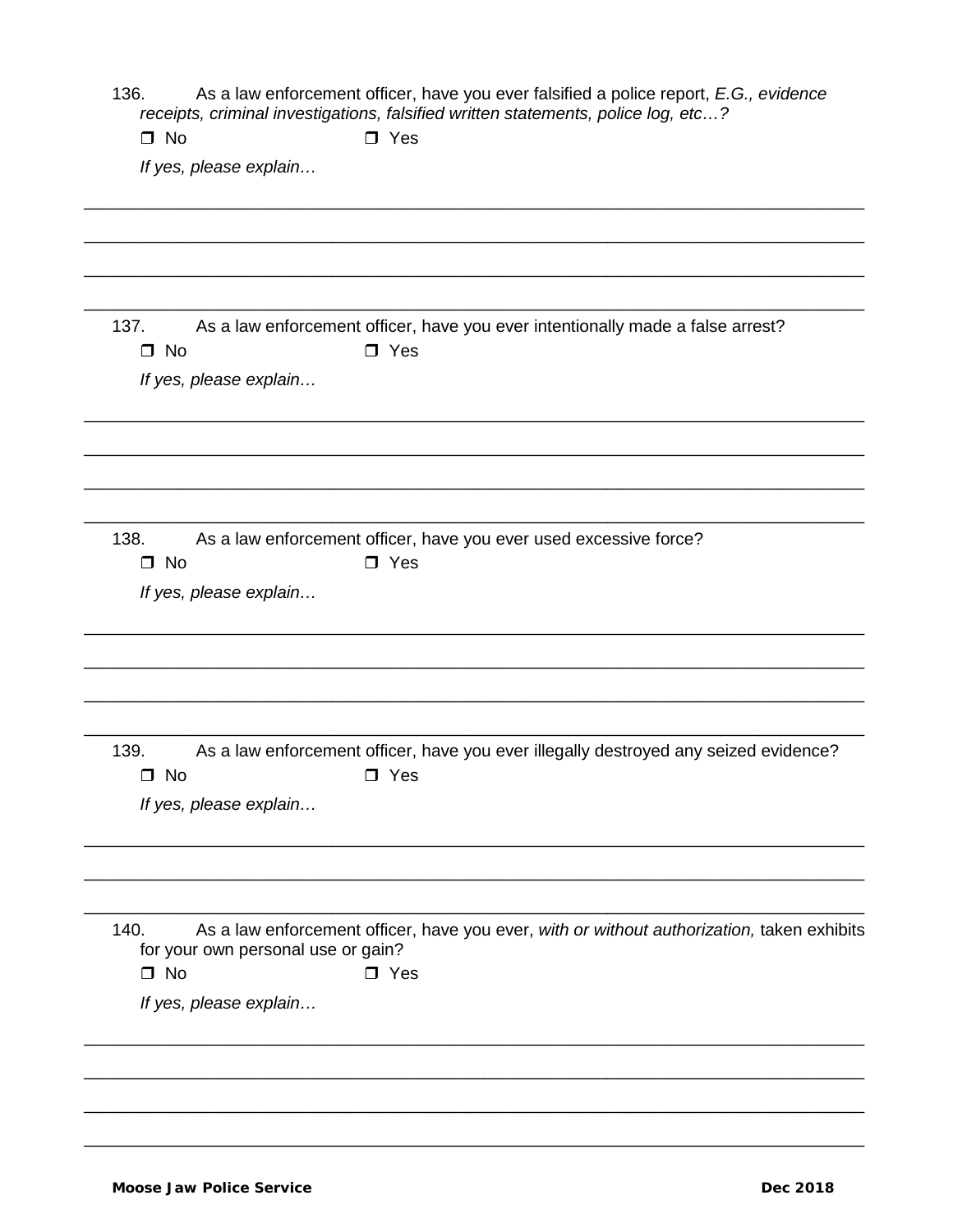136. As a law enforcement officer, have you ever falsified a police report, *E.G., evidence receipts, criminal investigations, falsified written statements, police log, etc…?*

☐ No ☐ Yes

*If yes, please explain…*

________________________________________________________________________________

________________________________________________________________________________

________________________________________________________________________________

________________________________________________________________________________

137. As a law enforcement officer, have you ever intentionally made a false arrest?

☐ No ☐ Yes

*If yes, please explain…*

________________________________________________________________________________

________________________________________________________________________________

________________________________________________________________________________

________________________________________________________________________________

138. As a law enforcement officer, have you ever used excessive force?

☐ No ☐ Yes

*If yes, please explain…*

________________________________________________________________________________

________________________________________________________________________________

________________________________________________________________________________

________________________________________________________________________________

139. As a law enforcement officer, have you ever illegally destroyed any seized evidence?

☐ No ☐ Yes

*If yes, please explain…*

________________________________________________________________________________

________________________________________________________________________________

________________________________________________________________________________

140. As a law enforcement officer, have you ever, *with or without authorization,* taken exhibits for your own personal use or gain?

☐ No ☐ Yes

*If yes, please explain…*

________________________________________________________________________________

________________________________________________________________________________

________________________________________________________________________________

________________________________________________________________________________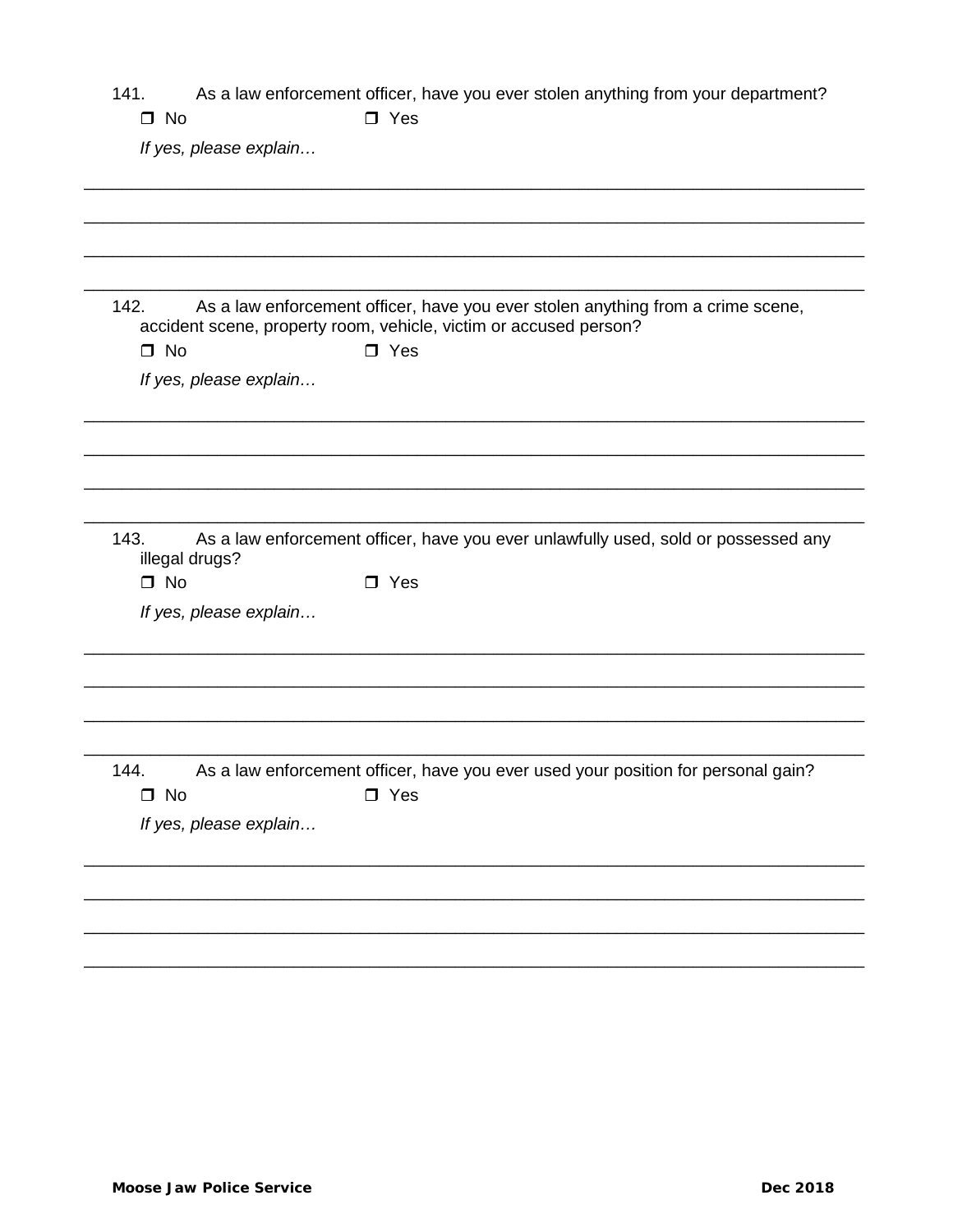141. As a law enforcement officer, have you ever stolen anything from your department?

❐ No ❐ Yes

*If yes, please explain…*

\_\_\_\_\_\_\_\_\_\_\_\_\_\_\_\_\_\_\_\_\_\_\_\_\_\_\_\_\_\_\_\_\_\_\_\_\_\_\_\_\_\_\_\_\_\_\_\_\_\_\_\_\_\_\_\_\_\_\_\_\_\_\_\_\_\_\_\_\_\_\_\_

\_\_\_\_\_\_\_\_\_\_\_\_\_\_\_\_\_\_\_\_\_\_\_\_\_\_\_\_\_\_\_\_\_\_\_\_\_\_\_\_\_\_\_\_\_\_\_\_\_\_\_\_\_\_\_\_\_\_\_\_\_\_\_\_\_\_\_\_\_\_\_\_

\_\_\_\_\_\_\_\_\_\_\_\_\_\_\_\_\_\_\_\_\_\_\_\_\_\_\_\_\_\_\_\_\_\_\_\_\_\_\_\_\_\_\_\_\_\_\_\_\_\_\_\_\_\_\_\_\_\_\_\_\_\_\_\_\_\_\_\_\_\_\_\_

\_\_\_\_\_\_\_\_\_\_\_\_\_\_\_\_\_\_\_\_\_\_\_\_\_\_\_\_\_\_\_\_\_\_\_\_\_\_\_\_\_\_\_\_\_\_\_\_\_\_\_\_\_\_\_\_\_\_\_\_\_\_\_\_\_\_\_\_\_\_\_\_

142. As a law enforcement officer, have you ever stolen anything from a crime scene, accident scene, property room, vehicle, victim or accused person?

❐ No ❐ Yes

*If yes, please explain…*

\_\_\_\_\_\_\_\_\_\_\_\_\_\_\_\_\_\_\_\_\_\_\_\_\_\_\_\_\_\_\_\_\_\_\_\_\_\_\_\_\_\_\_\_\_\_\_\_\_\_\_\_\_\_\_\_\_\_\_\_\_\_\_\_\_\_\_\_\_\_\_\_

\_\_\_\_\_\_\_\_\_\_\_\_\_\_\_\_\_\_\_\_\_\_\_\_\_\_\_\_\_\_\_\_\_\_\_\_\_\_\_\_\_\_\_\_\_\_\_\_\_\_\_\_\_\_\_\_\_\_\_\_\_\_\_\_\_\_\_\_\_\_\_\_

\_\_\_\_\_\_\_\_\_\_\_\_\_\_\_\_\_\_\_\_\_\_\_\_\_\_\_\_\_\_\_\_\_\_\_\_\_\_\_\_\_\_\_\_\_\_\_\_\_\_\_\_\_\_\_\_\_\_\_\_\_\_\_\_\_\_\_\_\_\_\_\_

\_\_\_\_\_\_\_\_\_\_\_\_\_\_\_\_\_\_\_\_\_\_\_\_\_\_\_\_\_\_\_\_\_\_\_\_\_\_\_\_\_\_\_\_\_\_\_\_\_\_\_\_\_\_\_\_\_\_\_\_\_\_\_\_\_\_\_\_\_\_\_\_

143. As a law enforcement officer, have you ever unlawfully used, sold or possessed any illegal drugs?

❐ No ❐ Yes

*If yes, please explain…*

\_\_\_\_\_\_\_\_\_\_\_\_\_\_\_\_\_\_\_\_\_\_\_\_\_\_\_\_\_\_\_\_\_\_\_\_\_\_\_\_\_\_\_\_\_\_\_\_\_\_\_\_\_\_\_\_\_\_\_\_\_\_\_\_\_\_\_\_\_\_\_\_

\_\_\_\_\_\_\_\_\_\_\_\_\_\_\_\_\_\_\_\_\_\_\_\_\_\_\_\_\_\_\_\_\_\_\_\_\_\_\_\_\_\_\_\_\_\_\_\_\_\_\_\_\_\_\_\_\_\_\_\_\_\_\_\_\_\_\_\_\_\_\_\_

\_\_\_\_\_\_\_\_\_\_\_\_\_\_\_\_\_\_\_\_\_\_\_\_\_\_\_\_\_\_\_\_\_\_\_\_\_\_\_\_\_\_\_\_\_\_\_\_\_\_\_\_\_\_\_\_\_\_\_\_\_\_\_\_\_\_\_\_\_\_\_\_

\_\_\_\_\_\_\_\_\_\_\_\_\_\_\_\_\_\_\_\_\_\_\_\_\_\_\_\_\_\_\_\_\_\_\_\_\_\_\_\_\_\_\_\_\_\_\_\_\_\_\_\_\_\_\_\_\_\_\_\_\_\_\_\_\_\_\_\_\_\_\_\_

144. As a law enforcement officer, have you ever used your position for personal gain?

❐ No ❐ Yes

*If yes, please explain…*

\_\_\_\_\_\_\_\_\_\_\_\_\_\_\_\_\_\_\_\_\_\_\_\_\_\_\_\_\_\_\_\_\_\_\_\_\_\_\_\_\_\_\_\_\_\_\_\_\_\_\_\_\_\_\_\_\_\_\_\_\_\_\_\_\_\_\_\_\_\_\_\_

\_\_\_\_\_\_\_\_\_\_\_\_\_\_\_\_\_\_\_\_\_\_\_\_\_\_\_\_\_\_\_\_\_\_\_\_\_\_\_\_\_\_\_\_\_\_\_\_\_\_\_\_\_\_\_\_\_\_\_\_\_\_\_\_\_\_\_\_\_\_\_\_

\_\_\_\_\_\_\_\_\_\_\_\_\_\_\_\_\_\_\_\_\_\_\_\_\_\_\_\_\_\_\_\_\_\_\_\_\_\_\_\_\_\_\_\_\_\_\_\_\_\_\_\_\_\_\_\_\_\_\_\_\_\_\_\_\_\_\_\_\_\_\_\_

\_\_\_\_\_\_\_\_\_\_\_\_\_\_\_\_\_\_\_\_\_\_\_\_\_\_\_\_\_\_\_\_\_\_\_\_\_\_\_\_\_\_\_\_\_\_\_\_\_\_\_\_\_\_\_\_\_\_\_\_\_\_\_\_\_\_\_\_\_\_\_\_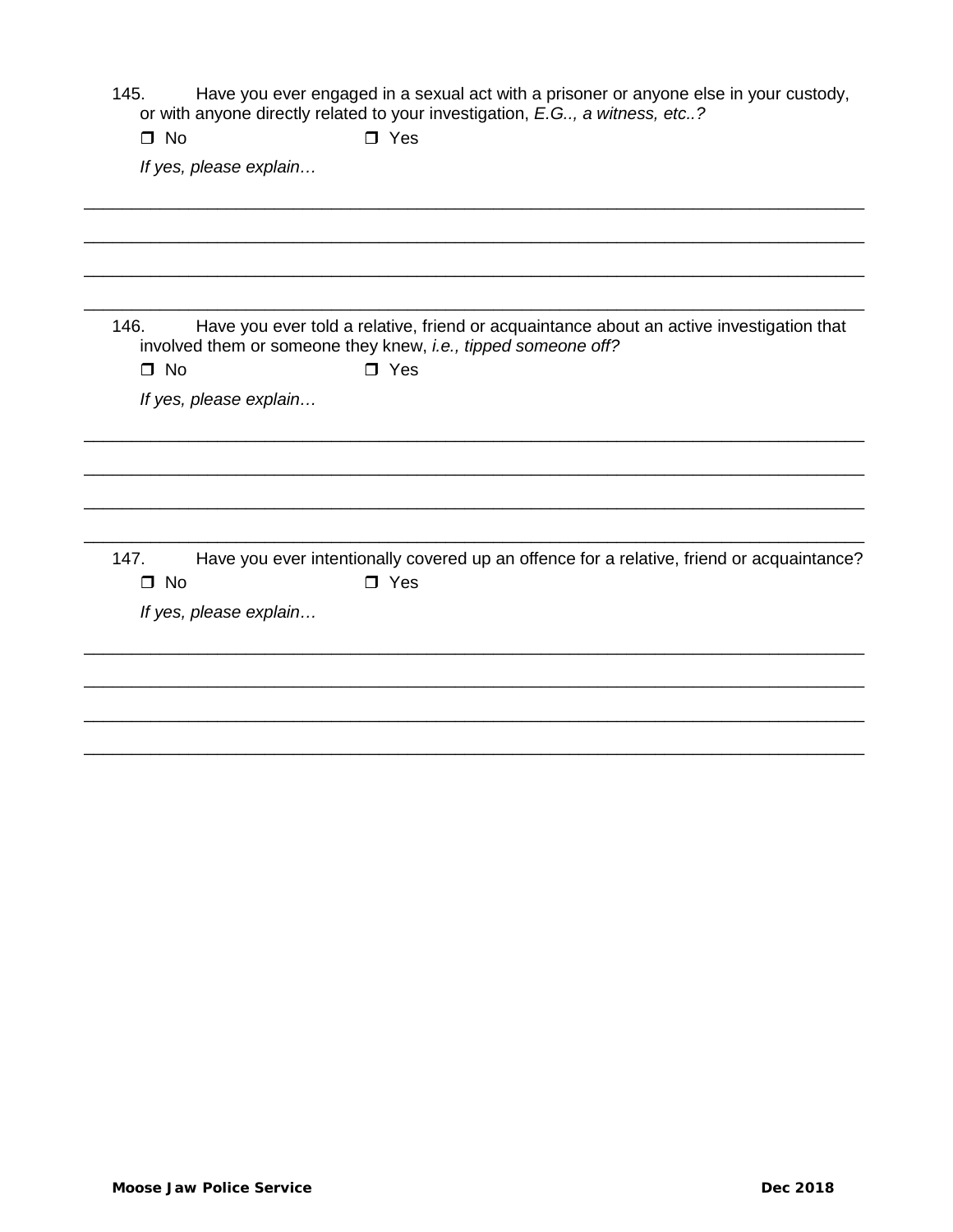145. Have you ever engaged in a sexual act with a prisoner or anyone else in your custody, or with anyone directly related to your investigation, *E.G.., a witness, etc..?*

❒ No ❒ Yes

*If yes, please explain…*

\_\_\_\_\_\_\_\_\_\_\_\_\_\_\_\_\_\_\_\_\_\_\_\_\_\_\_\_\_\_\_\_\_\_\_\_\_\_\_\_\_\_\_\_\_\_\_\_\_\_\_\_\_\_\_\_\_\_\_\_\_\_\_\_\_\_\_\_\_\_\_\_\_\_\_\_\_\_

\_\_\_\_\_\_\_\_\_\_\_\_\_\_\_\_\_\_\_\_\_\_\_\_\_\_\_\_\_\_\_\_\_\_\_\_\_\_\_\_\_\_\_\_\_\_\_\_\_\_\_\_\_\_\_\_\_\_\_\_\_\_\_\_\_\_\_\_\_\_\_\_\_\_\_\_\_\_

\_\_\_\_\_\_\_\_\_\_\_\_\_\_\_\_\_\_\_\_\_\_\_\_\_\_\_\_\_\_\_\_\_\_\_\_\_\_\_\_\_\_\_\_\_\_\_\_\_\_\_\_\_\_\_\_\_\_\_\_\_\_\_\_\_\_\_\_\_\_\_\_\_\_\_\_\_\_

\_\_\_\_\_\_\_\_\_\_\_\_\_\_\_\_\_\_\_\_\_\_\_\_\_\_\_\_\_\_\_\_\_\_\_\_\_\_\_\_\_\_\_\_\_\_\_\_\_\_\_\_\_\_\_\_\_\_\_\_\_\_\_\_\_\_\_\_\_\_\_\_\_\_\_\_\_\_

146. Have you ever told a relative, friend or acquaintance about an active investigation that involved them or someone they knew, *i.e., tipped someone off?*

❒ No ❒ Yes

*If yes, please explain…*

\_\_\_\_\_\_\_\_\_\_\_\_\_\_\_\_\_\_\_\_\_\_\_\_\_\_\_\_\_\_\_\_\_\_\_\_\_\_\_\_\_\_\_\_\_\_\_\_\_\_\_\_\_\_\_\_\_\_\_\_\_\_\_\_\_\_\_\_\_\_\_\_\_\_\_\_\_\_

\_\_\_\_\_\_\_\_\_\_\_\_\_\_\_\_\_\_\_\_\_\_\_\_\_\_\_\_\_\_\_\_\_\_\_\_\_\_\_\_\_\_\_\_\_\_\_\_\_\_\_\_\_\_\_\_\_\_\_\_\_\_\_\_\_\_\_\_\_\_\_\_\_\_\_\_\_\_

\_\_\_\_\_\_\_\_\_\_\_\_\_\_\_\_\_\_\_\_\_\_\_\_\_\_\_\_\_\_\_\_\_\_\_\_\_\_\_\_\_\_\_\_\_\_\_\_\_\_\_\_\_\_\_\_\_\_\_\_\_\_\_\_\_\_\_\_\_\_\_\_\_\_\_\_\_\_

\_\_\_\_\_\_\_\_\_\_\_\_\_\_\_\_\_\_\_\_\_\_\_\_\_\_\_\_\_\_\_\_\_\_\_\_\_\_\_\_\_\_\_\_\_\_\_\_\_\_\_\_\_\_\_\_\_\_\_\_\_\_\_\_\_\_\_\_\_\_\_\_\_\_\_\_\_\_

147. Have you ever intentionally covered up an offence for a relative, friend or acquaintance?

❒ No ❒ Yes

*If yes, please explain…*

\_\_\_\_\_\_\_\_\_\_\_\_\_\_\_\_\_\_\_\_\_\_\_\_\_\_\_\_\_\_\_\_\_\_\_\_\_\_\_\_\_\_\_\_\_\_\_\_\_\_\_\_\_\_\_\_\_\_\_\_\_\_\_\_\_\_\_\_\_\_\_\_\_\_\_\_\_\_

\_\_\_\_\_\_\_\_\_\_\_\_\_\_\_\_\_\_\_\_\_\_\_\_\_\_\_\_\_\_\_\_\_\_\_\_\_\_\_\_\_\_\_\_\_\_\_\_\_\_\_\_\_\_\_\_\_\_\_\_\_\_\_\_\_\_\_\_\_\_\_\_\_\_\_\_\_\_

\_\_\_\_\_\_\_\_\_\_\_\_\_\_\_\_\_\_\_\_\_\_\_\_\_\_\_\_\_\_\_\_\_\_\_\_\_\_\_\_\_\_\_\_\_\_\_\_\_\_\_\_\_\_\_\_\_\_\_\_\_\_\_\_\_\_\_\_\_\_\_\_\_\_\_\_\_\_

\_\_\_\_\_\_\_\_\_\_\_\_\_\_\_\_\_\_\_\_\_\_\_\_\_\_\_\_\_\_\_\_\_\_\_\_\_\_\_\_\_\_\_\_\_\_\_\_\_\_\_\_\_\_\_\_\_\_\_\_\_\_\_\_\_\_\_\_\_\_\_\_\_\_\_\_\_\_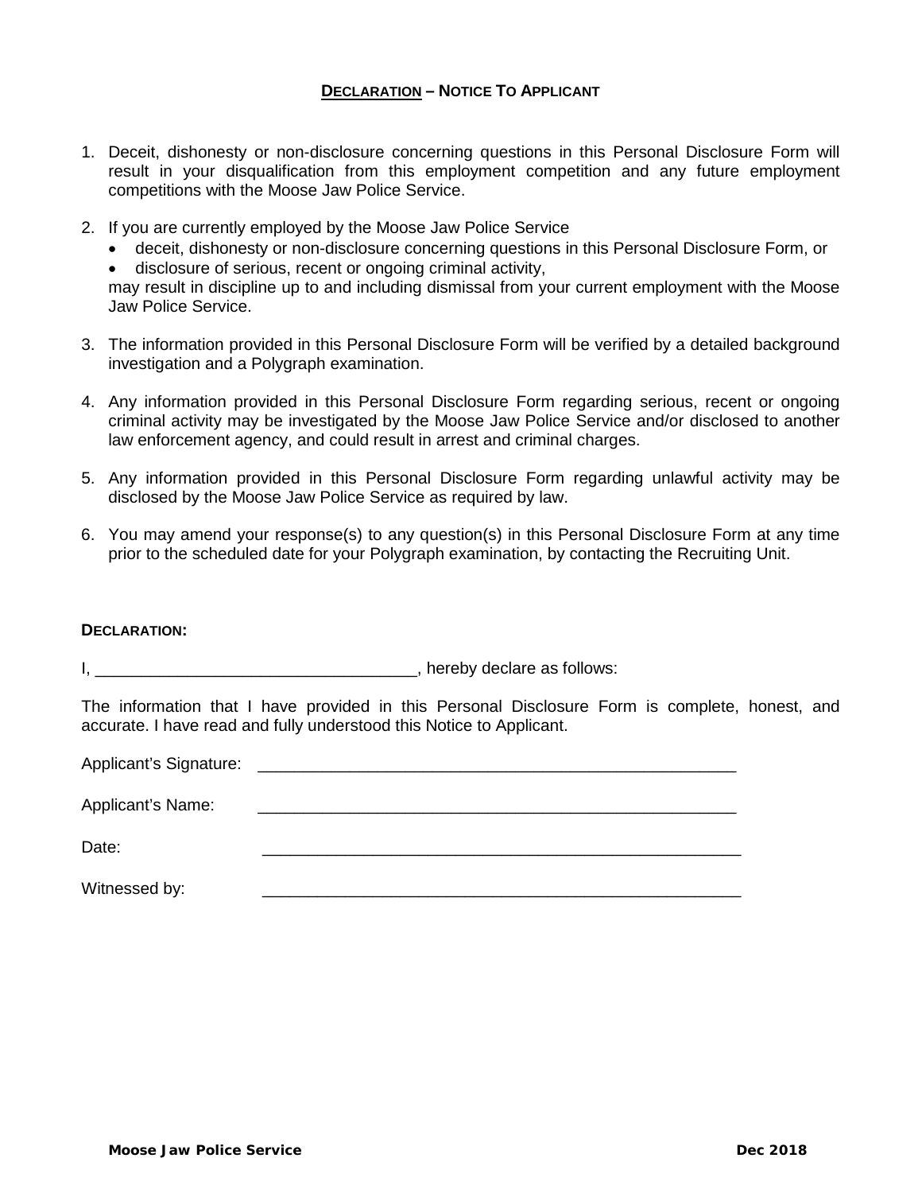## DECLARATION – NOTICE TO APPLICANT

1. Deceit, dishonesty or non-disclosure concerning questions in this Personal Disclosure Form will result in your disqualification from this employment competition and any future employment competitions with the Moose Jaw Police Service.

2. If you are currently employed by the Moose Jaw Police Service
   - deceit, dishonesty or non-disclosure concerning questions in this Personal Disclosure Form, or
   - disclosure of serious, recent or ongoing criminal activity,

   may result in discipline up to and including dismissal from your current employment with the Moose Jaw Police Service.

3. The information provided in this Personal Disclosure Form will be verified by a detailed background investigation and a Polygraph examination.

4. Any information provided in this Personal Disclosure Form regarding serious, recent or ongoing criminal activity may be investigated by the Moose Jaw Police Service and/or disclosed to another law enforcement agency, and could result in arrest and criminal charges.

5. Any information provided in this Personal Disclosure Form regarding unlawful activity may be disclosed by the Moose Jaw Police Service as required by law.

6. You may amend your response(s) to any question(s) in this Personal Disclosure Form at any time prior to the scheduled date for your Polygraph examination, by contacting the Recruiting Unit.

**DECLARATION:**

I, ___________________________________, hereby declare as follows:

The information that I have provided in this Personal Disclosure Form is complete, honest, and accurate. I have read and fully understood this Notice to Applicant.

Applicant's Signature: _______________________________________________________

Applicant's Name: _______________________________________________________

Date: _______________________________________________________

Witnessed by: _______________________________________________________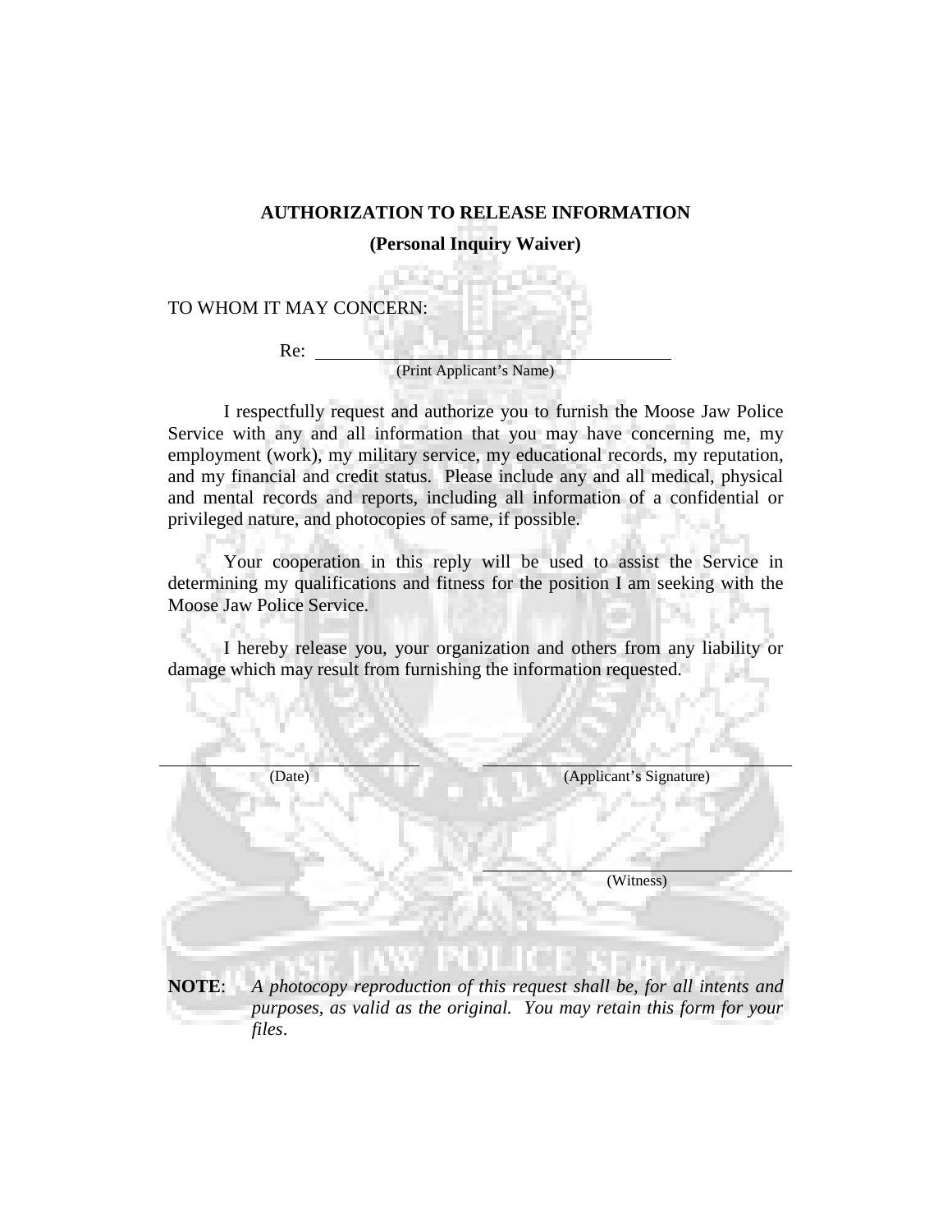**AUTHORIZATION TO RELEASE INFORMATION**

**(Personal Inquiry Waiver)**

TO WHOM IT MAY CONCERN:

Re: ______________________________________
(Print Applicant's Name)

I respectfully request and authorize you to furnish the Moose Jaw Police Service with any and all information that you may have concerning me, my employment (work), my military service, my educational records, my reputation, and my financial and credit status. Please include any and all medical, physical and mental records and reports, including all information of a confidential or privileged nature, and photocopies of same, if possible.

Your cooperation in this reply will be used to assist the Service in determining my qualifications and fitness for the position I am seeking with the Moose Jaw Police Service.

I hereby release you, your organization and others from any liability or damage which may result from furnishing the information requested.

______________________________ ______________________________
(Date) (Applicant's Signature)

______________________________
(Witness)

**NOTE**: *A photocopy reproduction of this request shall be, for all intents and purposes, as valid as the original. You may retain this form for your files*.